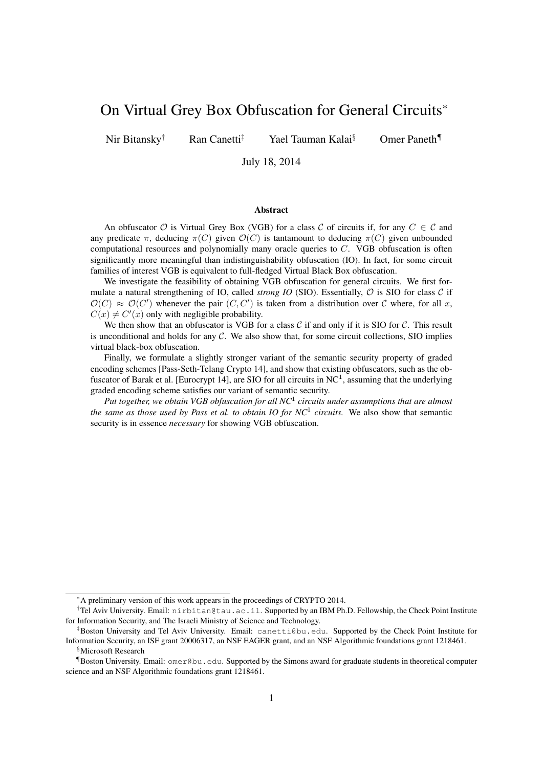# On Virtual Grey Box Obfuscation for General Circuits*

Nir Bitansky† Ran Canetti‡ Yael Tauman Kalai§ Omer Paneth¶

July 18, 2014

## Abstract

An obfuscator $\mathcal{O}$ is Virtual Grey Box (VGB) for a class $\mathcal{C}$ of circuits if, for any $C \in \mathcal{C}$ and any predicate $\pi$, deducing $\pi(C)$ given $\mathcal{O}(C)$ is tantamount to deducing $\pi(C)$ given unbounded computational resources and polynomially many oracle queries to $C$. VGB obfuscation is often significantly more meaningful than indistinguishability obfuscation (IO). In fact, for some circuit families of interest VGB is equivalent to full-fledged Virtual Black Box obfuscation.

We investigate the feasibility of obtaining VGB obfuscation for general circuits. We first formulate a natural strengthening of IO, called *strong IO* (SIO). Essentially, $\mathcal{O}$ is SIO for class $\mathcal{C}$ if $\mathcal{O}(C) \approx \mathcal{O}(C')$ whenever the pair $(C, C')$ is taken from a distribution over $\mathcal{C}$ where, for all $x$, $C(x) \neq C'(x)$ only with negligible probability.

We then show that an obfuscator is VGB for a class $\mathcal{C}$ if and only if it is SIO for $\mathcal{C}$. This result is unconditional and holds for any $\mathcal{C}$. We also show that, for some circuit collections, SIO implies virtual black-box obfuscation.

Finally, we formulate a slightly stronger variant of the semantic security property of graded encoding schemes [Pass-Seth-Telang Crypto 14], and show that existing obfuscators, such as the obfuscator of Barak et al. [Eurocrypt 14], are SIO for all circuits in $\mathrm{NC}^1$, assuming that the underlying graded encoding scheme satisfies our variant of semantic security.

*Put together, we obtain VGB obfuscation for all $NC^1$ circuits under assumptions that are almost the same as those used by Pass et al. to obtain IO for $NC^1$ circuits.* We also show that semantic security is in essence *necessary* for showing VGB obfuscation.

---

*A preliminary version of this work appears in the proceedings of CRYPTO 2014.

†Tel Aviv University. Email: nirbitan@tau.ac.il. Supported by an IBM Ph.D. Fellowship, the Check Point Institute for Information Security, and The Israeli Ministry of Science and Technology.

‡Boston University and Tel Aviv University. Email: canetti@bu.edu. Supported by the Check Point Institute for Information Security, an ISF grant 20006317, an NSF EAGER grant, and an NSF Algorithmic foundations grant 1218461.

§Microsoft Research

¶Boston University. Email: omer@bu.edu. Supported by the Simons award for graduate students in theoretical computer science and an NSF Algorithmic foundations grant 1218461.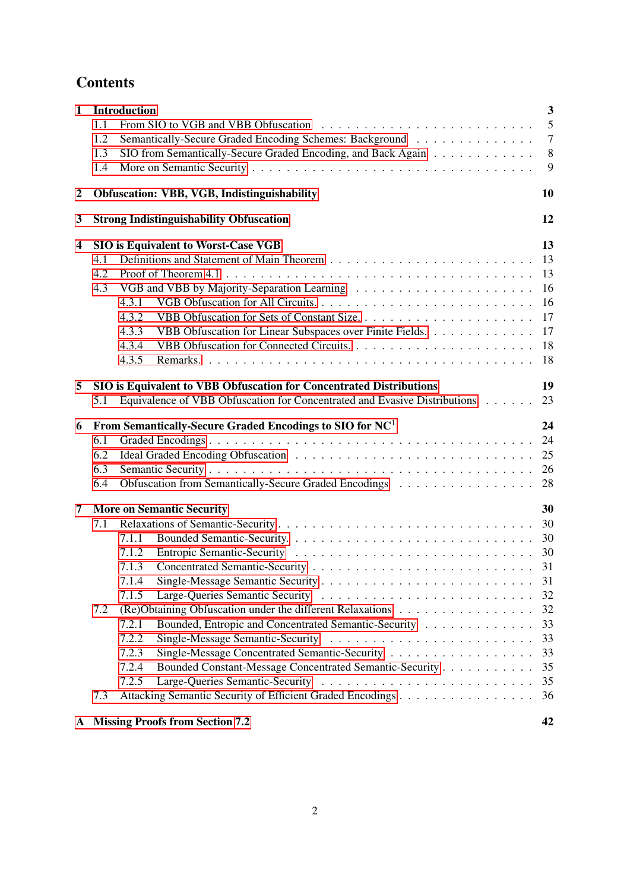## Contents

**1 Introduction** — 3
- 1.1 From SIO to VGB and VBB Obfuscation — 5
- 1.2 Semantically-Secure Graded Encoding Schemes: Background — 7
- 1.3 SIO from Semantically-Secure Graded Encoding, and Back Again — 8
- 1.4 More on Semantic Security — 9

**2 Obfuscation: VBB, VGB, Indistinguishability** — 10

**3 Strong Indistinguishability Obfuscation** — 12

**4 SIO is Equivalent to Worst-Case VGB** — 13
- 4.1 Definitions and Statement of Main Theorem — 13
- 4.2 Proof of Theorem 4.1 — 13
- 4.3 VGB and VBB by Majority-Separation Learning — 16
  - 4.3.1 VGB Obfuscation for All Circuits. — 16
  - 4.3.2 VBB Obfuscation for Sets of Constant Size. — 17
  - 4.3.3 VBB Obfuscation for Linear Subspaces over Finite Fields. — 17
  - 4.3.4 VBB Obfuscation for Connected Circuits. — 18
  - 4.3.5 Remarks. — 18

**5 SIO is Equivalent to VBB Obfuscation for Concentrated Distributions** — 19
- 5.1 Equivalence of VBB Obfuscation for Concentrated and Evasive Distributions — 23

**6 From Semantically-Secure Graded Encodings to SIO for $NC^1$** — 24
- 6.1 Graded Encodings — 24
- 6.2 Ideal Graded Encoding Obfuscation — 25
- 6.3 Semantic Security — 26
- 6.4 Obfuscation from Semantically-Secure Graded Encodings — 28

**7 More on Semantic Security** — 30
- 7.1 Relaxations of Semantic-Security — 30
  - 7.1.1 Bounded Semantic-Security. — 30
  - 7.1.2 Entropic Semantic-Security — 30
  - 7.1.3 Concentrated Semantic-Security — 31
  - 7.1.4 Single-Message Semantic Security — 31
  - 7.1.5 Large-Queries Semantic Security — 32
- 7.2 (Re)Obtaining Obfuscation under the different Relaxations — 32
  - 7.2.1 Bounded, Entropic and Concentrated Semantic-Security — 33
  - 7.2.2 Single-Message Semantic-Security — 33
  - 7.2.3 Single-Message Concentrated Semantic-Security — 33
  - 7.2.4 Bounded Constant-Message Concentrated Semantic-Security — 35
  - 7.2.5 Large-Queries Semantic-Security — 35
- 7.3 Attacking Semantic Security of Efficient Graded Encodings — 36

**A Missing Proofs from Section 7.2** — 42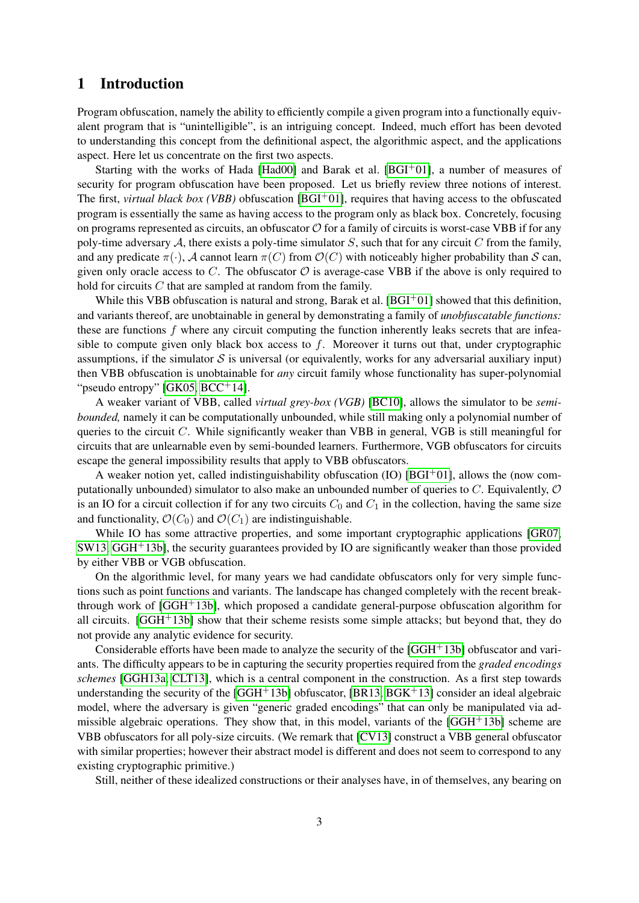# 1 Introduction

Program obfuscation, namely the ability to efficiently compile a given program into a functionally equivalent program that is "unintelligible", is an intriguing concept. Indeed, much effort has been devoted to understanding this concept from the definitional aspect, the algorithmic aspect, and the applications aspect. Here let us concentrate on the first two aspects.

Starting with the works of Hada [Had00] and Barak et al. [BGI+01], a number of measures of security for program obfuscation have been proposed. Let us briefly review three notions of interest. The first, *virtual black box (VBB)* obfuscation [BGI+01], requires that having access to the obfuscated program is essentially the same as having access to the program only as black box. Concretely, focusing on programs represented as circuits, an obfuscator $\mathcal{O}$ for a family of circuits is worst-case VBB if for any poly-time adversary $\mathcal{A}$, there exists a poly-time simulator $S$, such that for any circuit $C$ from the family, and any predicate $\pi(\cdot)$, $\mathcal{A}$ cannot learn $\pi(C)$ from $\mathcal{O}(C)$ with noticeably higher probability than $\mathcal{S}$ can, given only oracle access to $C$. The obfuscator $\mathcal{O}$ is average-case VBB if the above is only required to hold for circuits $C$ that are sampled at random from the family.

While this VBB obfuscation is natural and strong, Barak et al. [BGI+01] showed that this definition, and variants thereof, are unobtainable in general by demonstrating a family of *unobfuscatable functions:* these are functions $f$ where any circuit computing the function inherently leaks secrets that are infeasible to compute given only black box access to $f$. Moreover it turns out that, under cryptographic assumptions, if the simulator $\mathcal{S}$ is universal (or equivalently, works for any adversarial auxiliary input) then VBB obfuscation is unobtainable for *any* circuit family whose functionality has super-polynomial "pseudo entropy" [GK05, BCC+14].

A weaker variant of VBB, called *virtual grey-box (VGB)* [BC10], allows the simulator to be *semi-bounded,* namely it can be computationally unbounded, while still making only a polynomial number of queries to the circuit $C$. While significantly weaker than VBB in general, VGB is still meaningful for circuits that are unlearnable even by semi-bounded learners. Furthermore, VGB obfuscators for circuits escape the general impossibility results that apply to VBB obfuscators.

A weaker notion yet, called indistinguishability obfuscation (IO) [BGI+01], allows the (now computationally unbounded) simulator to also make an unbounded number of queries to $C$. Equivalently, $\mathcal{O}$ is an IO for a circuit collection if for any two circuits $C_0$ and $C_1$ in the collection, having the same size and functionality, $\mathcal{O}(C_0)$ and $\mathcal{O}(C_1)$ are indistinguishable.

While IO has some attractive properties, and some important cryptographic applications [GR07, SW13, GGH+13b], the security guarantees provided by IO are significantly weaker than those provided by either VBB or VGB obfuscation.

On the algorithmic level, for many years we had candidate obfuscators only for very simple functions such as point functions and variants. The landscape has changed completely with the recent breakthrough work of [GGH+13b], which proposed a candidate general-purpose obfuscation algorithm for all circuits. [GGH+13b] show that their scheme resists some simple attacks; but beyond that, they do not provide any analytic evidence for security.

Considerable efforts have been made to analyze the security of the [GGH+13b] obfuscator and variants. The difficulty appears to be in capturing the security properties required from the *graded encodings schemes* [GGH13a, CLT13], which is a central component in the construction. As a first step towards understanding the security of the [GGH+13b] obfuscator, [BR13, BGK+13] consider an ideal algebraic model, where the adversary is given "generic graded encodings" that can only be manipulated via admissible algebraic operations. They show that, in this model, variants of the [GGH+13b] scheme are VBB obfuscators for all poly-size circuits. (We remark that [CV13] construct a VBB general obfuscator with similar properties; however their abstract model is different and does not seem to correspond to any existing cryptographic primitive.)

Still, neither of these idealized constructions or their analyses have, in of themselves, any bearing on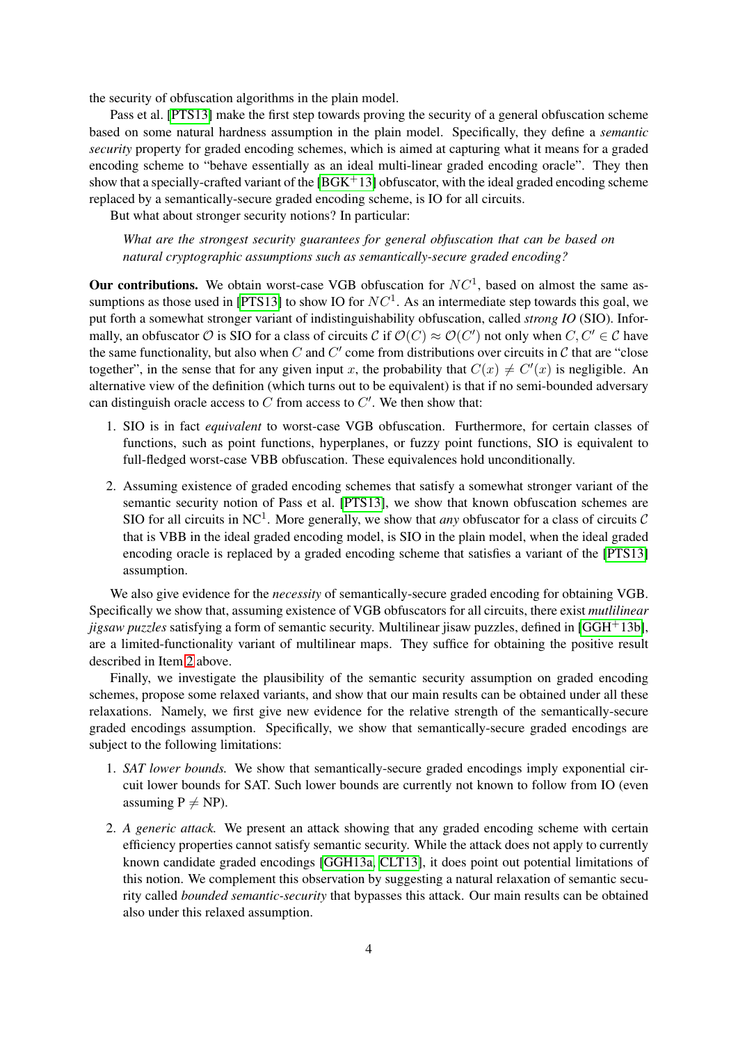the security of obfuscation algorithms in the plain model.

Pass et al. [PTS13] make the first step towards proving the security of a general obfuscation scheme based on some natural hardness assumption in the plain model. Specifically, they define a *semantic security* property for graded encoding schemes, which is aimed at capturing what it means for a graded encoding scheme to "behave essentially as an ideal multi-linear graded encoding oracle". They then show that a specially-crafted variant of the [BGK+13] obfuscator, with the ideal graded encoding scheme replaced by a semantically-secure graded encoding scheme, is IO for all circuits.

But what about stronger security notions? In particular:

> *What are the strongest security guarantees for general obfuscation that can be based on natural cryptographic assumptions such as semantically-secure graded encoding?*

**Our contributions.** We obtain worst-case VGB obfuscation for $NC^1$, based on almost the same assumptions as those used in [PTS13] to show IO for $NC^1$. As an intermediate step towards this goal, we put forth a somewhat stronger variant of indistinguishability obfuscation, called *strong IO* (SIO). Informally, an obfuscator $\mathcal{O}$ is SIO for a class of circuits $\mathcal{C}$ if $\mathcal{O}(C) \approx \mathcal{O}(C')$ not only when $C, C' \in \mathcal{C}$ have the same functionality, but also when $C$ and $C'$ come from distributions over circuits in $\mathcal{C}$ that are "close together", in the sense that for any given input $x$, the probability that $C(x) \neq C'(x)$ is negligible. An alternative view of the definition (which turns out to be equivalent) is that if no semi-bounded adversary can distinguish oracle access to $C$ from access to $C'$. We then show that:

1. SIO is in fact *equivalent* to worst-case VGB obfuscation. Furthermore, for certain classes of functions, such as point functions, hyperplanes, or fuzzy point functions, SIO is equivalent to full-fledged worst-case VBB obfuscation. These equivalences hold unconditionally.
2. Assuming existence of graded encoding schemes that satisfy a somewhat stronger variant of the semantic security notion of Pass et al. [PTS13], we show that known obfuscation schemes are SIO for all circuits in $\mathrm{NC}^1$. More generally, we show that *any* obfuscator for a class of circuits $\mathcal{C}$ that is VBB in the ideal graded encoding model, is SIO in the plain model, when the ideal graded encoding oracle is replaced by a graded encoding scheme that satisfies a variant of the [PTS13] assumption.

We also give evidence for the *necessity* of semantically-secure graded encoding for obtaining VGB. Specifically we show that, assuming existence of VGB obfuscators for all circuits, there exist *mutlilinear jigsaw puzzles* satisfying a form of semantic security. Multilinear jisaw puzzles, defined in [GGH+13b], are a limited-functionality variant of multilinear maps. They suffice for obtaining the positive result described in Item 2 above.

Finally, we investigate the plausibility of the semantic security assumption on graded encoding schemes, propose some relaxed variants, and show that our main results can be obtained under all these relaxations. Namely, we first give new evidence for the relative strength of the semantically-secure graded encodings assumption. Specifically, we show that semantically-secure graded encodings are subject to the following limitations:

1. *SAT lower bounds.* We show that semantically-secure graded encodings imply exponential circuit lower bounds for SAT. Such lower bounds are currently not known to follow from IO (even assuming $\mathrm{P} \neq \mathrm{NP}$).
2. *A generic attack.* We present an attack showing that any graded encoding scheme with certain efficiency properties cannot satisfy semantic security. While the attack does not apply to currently known candidate graded encodings [GGH13a, CLT13], it does point out potential limitations of this notion. We complement this observation by suggesting a natural relaxation of semantic security called *bounded semantic-security* that bypasses this attack. Our main results can be obtained also under this relaxed assumption.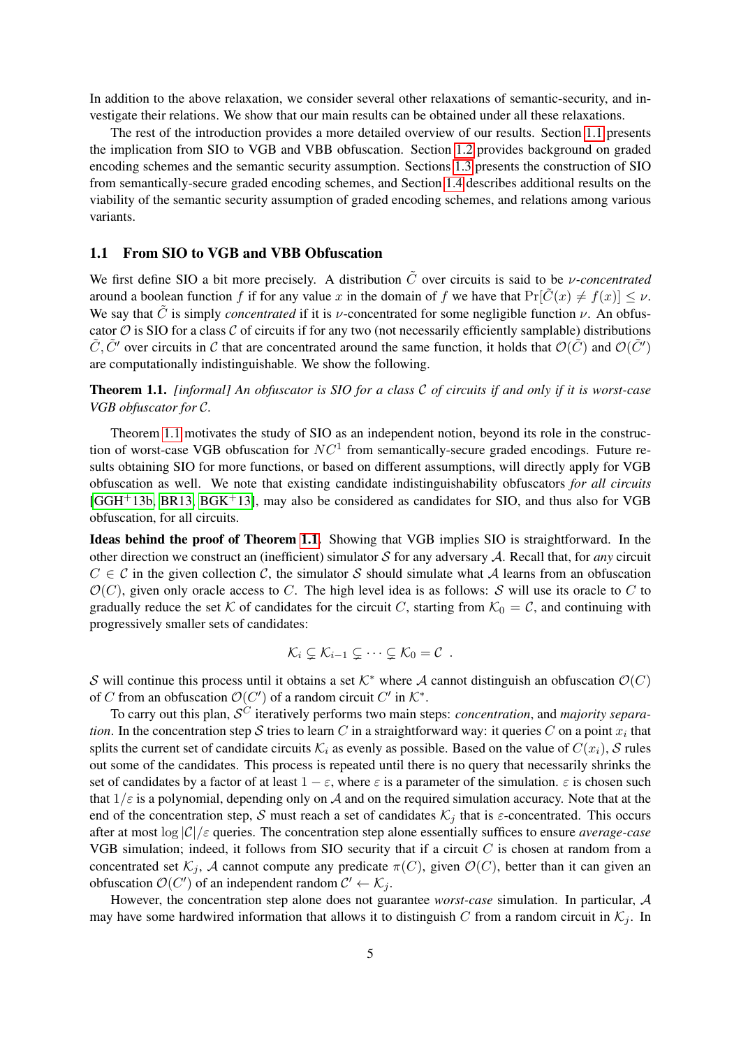In addition to the above relaxation, we consider several other relaxations of semantic-security, and investigate their relations. We show that our main results can be obtained under all these relaxations.

The rest of the introduction provides a more detailed overview of our results. Section 1.1 presents the implication from SIO to VGB and VBB obfuscation. Section 1.2 provides background on graded encoding schemes and the semantic security assumption. Sections 1.3 presents the construction of SIO from semantically-secure graded encoding schemes, and Section 1.4 describes additional results on the viability of the semantic security assumption of graded encoding schemes, and relations among various variants.

## 1.1 From SIO to VGB and VBB Obfuscation

We first define SIO a bit more precisely. A distribution $\tilde{C}$ over circuits is said to be *$\nu$-concentrated* around a boolean function $f$ if for any value $x$ in the domain of $f$ we have that $\Pr[\tilde{C}(x) \neq f(x)] \leq \nu$. We say that $\tilde{C}$ is simply *concentrated* if it is $\nu$-concentrated for some negligible function $\nu$. An obfuscator $\mathcal{O}$ is SIO for a class $\mathcal{C}$ of circuits if for any two (not necessarily efficiently samplable) distributions $\tilde{C}, \tilde{C}'$ over circuits in $\mathcal{C}$ that are concentrated around the same function, it holds that $\mathcal{O}(\tilde{C})$ and $\mathcal{O}(\tilde{C}')$ are computationally indistinguishable. We show the following.

**Theorem 1.1.** *[informal] An obfuscator is SIO for a class $\mathcal{C}$ of circuits if and only if it is worst-case VGB obfuscator for $\mathcal{C}$.*

Theorem 1.1 motivates the study of SIO as an independent notion, beyond its role in the construction of worst-case VGB obfuscation for $NC^1$ from semantically-secure graded encodings. Future results obtaining SIO for more functions, or based on different assumptions, will directly apply for VGB obfuscation as well. We note that existing candidate indistinguishability obfuscators *for all circuits* [GGH+13b, BR13, BGK+13], may also be considered as candidates for SIO, and thus also for VGB obfuscation, for all circuits.

**Ideas behind the proof of Theorem 1.1.** Showing that VGB implies SIO is straightforward. In the other direction we construct an (inefficient) simulator $\mathcal{S}$ for any adversary $\mathcal{A}$. Recall that, for *any* circuit $C \in \mathcal{C}$ in the given collection $\mathcal{C}$, the simulator $\mathcal{S}$ should simulate what $\mathcal{A}$ learns from an obfuscation $\mathcal{O}(C)$, given only oracle access to $C$. The high level idea is as follows: $\mathcal{S}$ will use its oracle to $C$ to gradually reduce the set $\mathcal{K}$ of candidates for the circuit $C$, starting from $\mathcal{K}_0 = \mathcal{C}$, and continuing with progressively smaller sets of candidates:

$$\mathcal{K}_i \subsetneq \mathcal{K}_{i-1} \subsetneq \cdots \subsetneq \mathcal{K}_0 = \mathcal{C} \ .$$

$\mathcal{S}$ will continue this process until it obtains a set $\mathcal{K}^*$ where $\mathcal{A}$ cannot distinguish an obfuscation $\mathcal{O}(C)$ of $C$ from an obfuscation $\mathcal{O}(C')$ of a random circuit $C'$ in $\mathcal{K}^*$.

To carry out this plan, $\mathcal{S}^C$ iteratively performs two main steps: *concentration*, and *majority separation*. In the concentration step $\mathcal{S}$ tries to learn $C$ in a straightforward way: it queries $C$ on a point $x_i$ that splits the current set of candidate circuits $\mathcal{K}_i$ as evenly as possible. Based on the value of $C(x_i)$, $\mathcal{S}$ rules out some of the candidates. This process is repeated until there is no query that necessarily shrinks the set of candidates by a factor of at least $1 - \varepsilon$, where $\varepsilon$ is a parameter of the simulation. $\varepsilon$ is chosen such that $1/\varepsilon$ is a polynomial, depending only on $\mathcal{A}$ and on the required simulation accuracy. Note that at the end of the concentration step, $\mathcal{S}$ must reach a set of candidates $\mathcal{K}_j$ that is $\varepsilon$-concentrated. This occurs after at most $\log |\mathcal{C}|/\varepsilon$ queries. The concentration step alone essentially suffices to ensure *average-case* VGB simulation; indeed, it follows from SIO security that if a circuit $C$ is chosen at random from a concentrated set $\mathcal{K}_j$, $\mathcal{A}$ cannot compute any predicate $\pi(C)$, given $\mathcal{O}(C)$, better than it can given an obfuscation $\mathcal{O}(C')$ of an independent random $C' \leftarrow \mathcal{K}_j$.

However, the concentration step alone does not guarantee *worst-case* simulation. In particular, $\mathcal{A}$ may have some hardwired information that allows it to distinguish $C$ from a random circuit in $\mathcal{K}_j$. In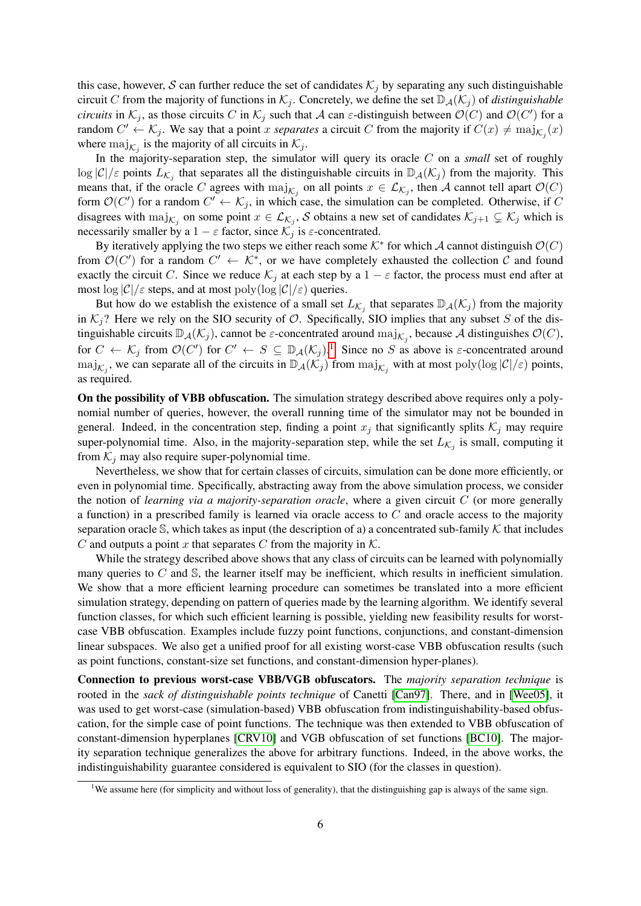this case, however, $\mathcal{S}$ can further reduce the set of candidates $\mathcal{K}_j$ by separating any such distinguishable circuit $C$ from the majority of functions in $\mathcal{K}_j$. Concretely, we define the set $\mathbb{D}_{\mathcal{A}}(\mathcal{K}_j)$ of *distinguishable circuits* in $\mathcal{K}_j$, as those circuits $C$ in $\mathcal{K}_j$ such that $\mathcal{A}$ can $\varepsilon$-distinguish between $\mathcal{O}(C)$ and $\mathcal{O}(C')$ for a random $C' \leftarrow \mathcal{K}_j$. We say that a point $x$ *separates* a circuit $C$ from the majority if $C(x) \neq \mathrm{maj}_{\mathcal{K}_j}(x)$ where $\mathrm{maj}_{\mathcal{K}_j}$ is the majority of all circuits in $\mathcal{K}_j$.

In the majority-separation step, the simulator will query its oracle $C$ on a *small* set of roughly $\log |\mathcal{C}|/\varepsilon$ points $L_{\mathcal{K}_j}$ that separates all the distinguishable circuits in $\mathbb{D}_{\mathcal{A}}(\mathcal{K}_j)$ from the majority. This means that, if the oracle $C$ agrees with $\mathrm{maj}_{\mathcal{K}_j}$ on all points $x \in \mathcal{L}_{\mathcal{K}_j}$, then $\mathcal{A}$ cannot tell apart $\mathcal{O}(C)$ form $\mathcal{O}(C')$ for a random $C' \leftarrow \mathcal{K}_j$, in which case, the simulation can be completed. Otherwise, if $C$ disagrees with $\mathrm{maj}_{\mathcal{K}_j}$ on some point $x \in \mathcal{L}_{\mathcal{K}_j}$, $\mathcal{S}$ obtains a new set of candidates $\mathcal{K}_{j+1} \subsetneq \mathcal{K}_j$ which is necessarily smaller by a $1 - \varepsilon$ factor, since $\mathcal{K}_j$ is $\varepsilon$-concentrated.

By iteratively applying the two steps we either reach some $\mathcal{K}^*$ for which $\mathcal{A}$ cannot distinguish $\mathcal{O}(C)$ from $\mathcal{O}(C')$ for a random $C' \leftarrow \mathcal{K}^*$, or we have completely exhausted the collection $\mathcal{C}$ and found exactly the circuit $C$. Since we reduce $\mathcal{K}_j$ at each step by a $1 - \varepsilon$ factor, the process must end after at most $\log |\mathcal{C}|/\varepsilon$ steps, and at most $\mathrm{poly}(\log |\mathcal{C}|/\varepsilon)$ queries.

But how do we establish the existence of a small set $L_{\mathcal{K}_j}$ that separates $\mathbb{D}_{\mathcal{A}}(\mathcal{K}_j)$ from the majority in $\mathcal{K}_j$? Here we rely on the SIO security of $\mathcal{O}$. Specifically, SIO implies that any subset $S$ of the distinguishable circuits $\mathbb{D}_{\mathcal{A}}(\mathcal{K}_j)$, cannot be $\varepsilon$-concentrated around $\mathrm{maj}_{\mathcal{K}_j}$, because $\mathcal{A}$ distinguishes $\mathcal{O}(C)$, for $C \leftarrow \mathcal{K}_j$ from $\mathcal{O}(C')$ for $C' \leftarrow S \subseteq \mathbb{D}_{\mathcal{A}}(\mathcal{K}_j)$.[1] Since no $S$ as above is $\varepsilon$-concentrated around $\mathrm{maj}_{\mathcal{K}_j}$, we can separate all of the circuits in $\mathbb{D}_{\mathcal{A}}(\mathcal{K}_j)$ from $\mathrm{maj}_{\mathcal{K}_j}$ with at most $\mathrm{poly}(\log |\mathcal{C}|/\varepsilon)$ points, as required.

**On the possibility of VBB obfuscation.** The simulation strategy described above requires only a polynomial number of queries, however, the overall running time of the simulator may not be bounded in general. Indeed, in the concentration step, finding a point $x_j$ that significantly splits $\mathcal{K}_j$ may require super-polynomial time. Also, in the majority-separation step, while the set $L_{\mathcal{K}_j}$ is small, computing it from $\mathcal{K}_j$ may also require super-polynomial time.

Nevertheless, we show that for certain classes of circuits, simulation can be done more efficiently, or even in polynomial time. Specifically, abstracting away from the above simulation process, we consider the notion of *learning via a majority-separation oracle*, where a given circuit $C$ (or more generally a function) in a prescribed family is learned via oracle access to $C$ and oracle access to the majority separation oracle $\mathbb{S}$, which takes as input (the description of a) a concentrated sub-family $\mathcal{K}$ that includes $C$ and outputs a point $x$ that separates $C$ from the majority in $\mathcal{K}$.

While the strategy described above shows that any class of circuits can be learned with polynomially many queries to $C$ and $\mathbb{S}$, the learner itself may be inefficient, which results in inefficient simulation. We show that a more efficient learning procedure can sometimes be translated into a more efficient simulation strategy, depending on pattern of queries made by the learning algorithm. We identify several function classes, for which such efficient learning is possible, yielding new feasibility results for worst-case VBB obfuscation. Examples include fuzzy point functions, conjunctions, and constant-dimension linear subspaces. We also get a unified proof for all existing worst-case VBB obfuscation results (such as point functions, constant-size set functions, and constant-dimension hyper-planes).

**Connection to previous worst-case VBB/VGB obfuscators.** The *majority separation technique* is rooted in the *sack of distinguishable points technique* of Canetti [Can97]. There, and in [Wee05], it was used to get worst-case (simulation-based) VBB obfuscation from indistinguishability-based obfuscation, for the simple case of point functions. The technique was then extended to VBB obfuscation of constant-dimension hyperplanes [CRV10] and VGB obfuscation of set functions [BC10]. The majority separation technique generalizes the above for arbitrary functions. Indeed, in the above works, the indistinguishability guarantee considered is equivalent to SIO (for the classes in question).

[1] We assume here (for simplicity and without loss of generality), that the distinguishing gap is always of the same sign.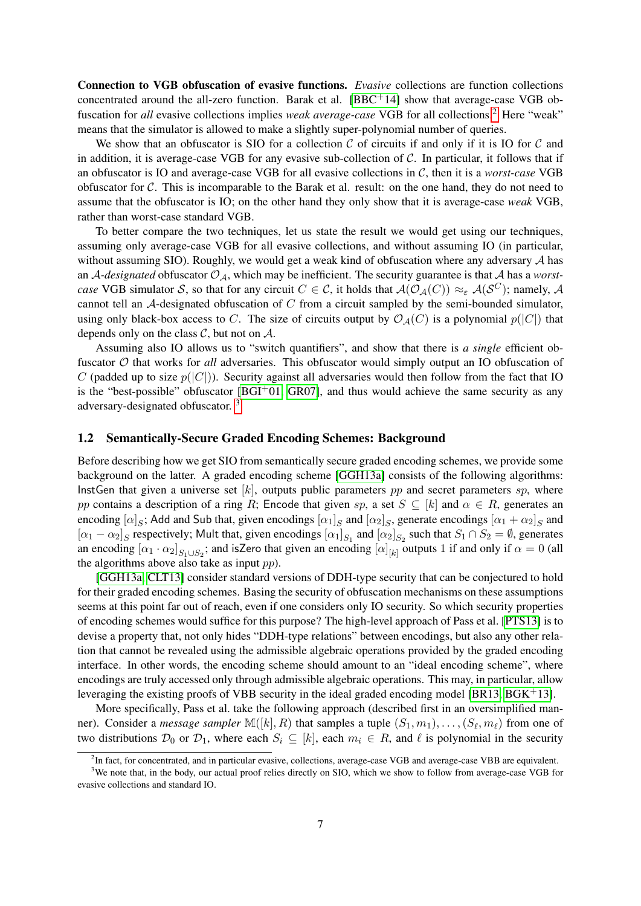**Connection to VGB obfuscation of evasive functions.** *Evasive* collections are function collections concentrated around the all-zero function. Barak et al. [BBC+14] show that average-case VGB obfuscation for *all* evasive collections implies *weak average-case* VGB for all collections.[2] Here "weak" means that the simulator is allowed to make a slightly super-polynomial number of queries.

We show that an obfuscator is SIO for a collection $\mathcal{C}$ of circuits if and only if it is IO for $\mathcal{C}$ and in addition, it is average-case VGB for any evasive sub-collection of $\mathcal{C}$. In particular, it follows that if an obfuscator is IO and average-case VGB for all evasive collections in $\mathcal{C}$, then it is a *worst-case* VGB obfuscator for $\mathcal{C}$. This is incomparable to the Barak et al. result: on the one hand, they do not need to assume that the obfuscator is IO; on the other hand they only show that it is average-case *weak* VGB, rather than worst-case standard VGB.

To better compare the two techniques, let us state the result we would get using our techniques, assuming only average-case VGB for all evasive collections, and without assuming IO (in particular, without assuming SIO). Roughly, we would get a weak kind of obfuscation where any adversary $\mathcal{A}$ has an $\mathcal{A}$-*designated* obfuscator $\mathcal{O}_\mathcal{A}$, which may be inefficient. The security guarantee is that $\mathcal{A}$ has a *worst-case* VGB simulator $\mathcal{S}$, so that for any circuit $C \in \mathcal{C}$, it holds that $\mathcal{A}(\mathcal{O}_\mathcal{A}(C)) \approx_\varepsilon \mathcal{A}(\mathcal{S}^C)$; namely, $\mathcal{A}$ cannot tell an $\mathcal{A}$-designated obfuscation of $C$ from a circuit sampled by the semi-bounded simulator, using only black-box access to $C$. The size of circuits output by $\mathcal{O}_\mathcal{A}(C)$ is a polynomial $p(|C|)$ that depends only on the class $\mathcal{C}$, but not on $\mathcal{A}$.

Assuming also IO allows us to "switch quantifiers", and show that there is *a single* efficient obfuscator $\mathcal{O}$ that works for *all* adversaries. This obfuscator would simply output an IO obfuscation of $C$ (padded up to size $p(|C|)$). Security against all adversaries would then follow from the fact that IO is the "best-possible" obfuscator [BGI+01, GR07], and thus would achieve the same security as any adversary-designated obfuscator.[3]

## 1.2 Semantically-Secure Graded Encoding Schemes: Background

Before describing how we get SIO from semantically secure graded encoding schemes, we provide some background on the latter. A graded encoding scheme [GGH13a] consists of the following algorithms: InstGen that given a universe set $[k]$, outputs public parameters $pp$ and secret parameters $sp$, where $pp$ contains a description of a ring $R$; Encode that given $sp$, a set $S \subseteq [k]$ and $\alpha \in R$, generates an encoding $[\alpha]_S$; Add and Sub that, given encodings $[\alpha_1]_S$ and $[\alpha_2]_S$, generate encodings $[\alpha_1 + \alpha_2]_S$ and $[\alpha_1 - \alpha_2]_S$ respectively; Mult that, given encodings $[\alpha_1]_{S_1}$ and $[\alpha_2]_{S_2}$ such that $S_1 \cap S_2 = \emptyset$, generates an encoding $[\alpha_1 \cdot \alpha_2]_{S_1 \cup S_2}$; and isZero that given an encoding $[\alpha]_{[k]}$ outputs 1 if and only if $\alpha = 0$ (all the algorithms above also take as input $pp$).

[GGH13a, CLT13] consider standard versions of DDH-type security that can be conjectured to hold for their graded encoding schemes. Basing the security of obfuscation mechanisms on these assumptions seems at this point far out of reach, even if one considers only IO security. So which security properties of encoding schemes would suffice for this purpose? The high-level approach of Pass et al. [PTS13] is to devise a property that, not only hides "DDH-type relations" between encodings, but also any other relation that cannot be revealed using the admissible algebraic operations provided by the graded encoding interface. In other words, the encoding scheme should amount to an "ideal encoding scheme", where encodings are truly accessed only through admissible algebraic operations. This may, in particular, allow leveraging the existing proofs of VBB security in the ideal graded encoding model [BR13, BGK+13].

More specifically, Pass et al. take the following approach (described first in an oversimplified manner). Consider a *message sampler* $\mathbb{M}([k], R)$ that samples a tuple $(S_1, m_1), \ldots, (S_\ell, m_\ell)$ from one of two distributions $\mathcal{D}_0$ or $\mathcal{D}_1$, where each $S_i \subseteq [k]$, each $m_i \in R$, and $\ell$ is polynomial in the security

[2] In fact, for concentrated, and in particular evasive, collections, average-case VGB and average-case VBB are equivalent.

[3] We note that, in the body, our actual proof relies directly on SIO, which we show to follow from average-case VGB for evasive collections and standard IO.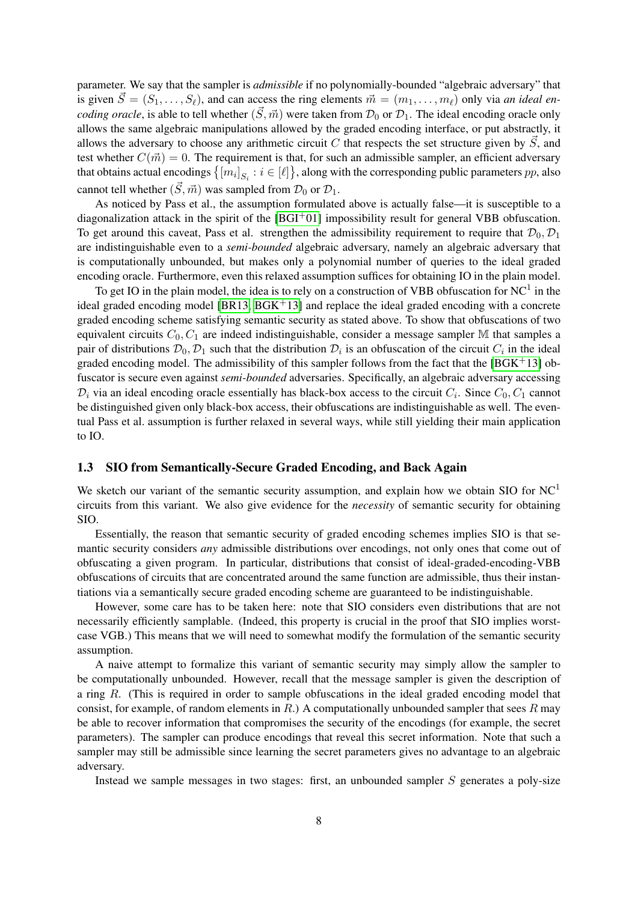parameter. We say that the sampler is *admissible* if no polynomially-bounded "algebraic adversary" that is given $\vec{S} = (S_1, \ldots, S_\ell)$, and can access the ring elements $\vec{m} = (m_1, \ldots, m_\ell)$ only via *an ideal encoding oracle*, is able to tell whether $(\vec{S}, \vec{m})$ were taken from $\mathcal{D}_0$ or $\mathcal{D}_1$. The ideal encoding oracle only allows the same algebraic manipulations allowed by the graded encoding interface, or put abstractly, it allows the adversary to choose any arithmetic circuit $C$ that respects the set structure given by $\vec{S}$, and test whether $C(\vec{m}) = 0$. The requirement is that, for such an admissible sampler, an efficient adversary that obtains actual encodings $\{[m_i]_{S_i} : i \in [\ell]\}$, along with the corresponding public parameters $pp$, also cannot tell whether $(\vec{S}, \vec{m})$ was sampled from $\mathcal{D}_0$ or $\mathcal{D}_1$.

As noticed by Pass et al., the assumption formulated above is actually false—it is susceptible to a diagonalization attack in the spirit of the [BGI+01] impossibility result for general VBB obfuscation. To get around this caveat, Pass et al. strengthen the admissibility requirement to require that $\mathcal{D}_0, \mathcal{D}_1$ are indistinguishable even to a *semi-bounded* algebraic adversary, namely an algebraic adversary that is computationally unbounded, but makes only a polynomial number of queries to the ideal graded encoding oracle. Furthermore, even this relaxed assumption suffices for obtaining IO in the plain model.

To get IO in the plain model, the idea is to rely on a construction of VBB obfuscation for $\mathrm{NC}^1$ in the ideal graded encoding model [BR13, BGK+13] and replace the ideal graded encoding with a concrete graded encoding scheme satisfying semantic security as stated above. To show that obfuscations of two equivalent circuits $C_0, C_1$ are indeed indistinguishable, consider a message sampler $\mathbb{M}$ that samples a pair of distributions $\mathcal{D}_0, \mathcal{D}_1$ such that the distribution $\mathcal{D}_i$ is an obfuscation of the circuit $C_i$ in the ideal graded encoding model. The admissibility of this sampler follows from the fact that the [BGK+13] obfuscator is secure even against *semi-bounded* adversaries. Specifically, an algebraic adversary accessing $\mathcal{D}_i$ via an ideal encoding oracle essentially has black-box access to the circuit $C_i$. Since $C_0, C_1$ cannot be distinguished given only black-box access, their obfuscations are indistinguishable as well. The eventual Pass et al. assumption is further relaxed in several ways, while still yielding their main application to IO.

### 1.3 SIO from Semantically-Secure Graded Encoding, and Back Again

We sketch our variant of the semantic security assumption, and explain how we obtain SIO for $\mathrm{NC}^1$ circuits from this variant. We also give evidence for the *necessity* of semantic security for obtaining SIO.

Essentially, the reason that semantic security of graded encoding schemes implies SIO is that semantic security considers *any* admissible distributions over encodings, not only ones that come out of obfuscating a given program. In particular, distributions that consist of ideal-graded-encoding-VBB obfuscations of circuits that are concentrated around the same function are admissible, thus their instantiations via a semantically secure graded encoding scheme are guaranteed to be indistinguishable.

However, some care has to be taken here: note that SIO considers even distributions that are not necessarily efficiently samplable. (Indeed, this property is crucial in the proof that SIO implies worst-case VGB.) This means that we will need to somewhat modify the formulation of the semantic security assumption.

A naive attempt to formalize this variant of semantic security may simply allow the sampler to be computationally unbounded. However, recall that the message sampler is given the description of a ring $R$. (This is required in order to sample obfuscations in the ideal graded encoding model that consist, for example, of random elements in $R$.) A computationally unbounded sampler that sees $R$ may be able to recover information that compromises the security of the encodings (for example, the secret parameters). The sampler can produce encodings that reveal this secret information. Note that such a sampler may still be admissible since learning the secret parameters gives no advantage to an algebraic adversary.

Instead we sample messages in two stages: first, an unbounded sampler $S$ generates a poly-size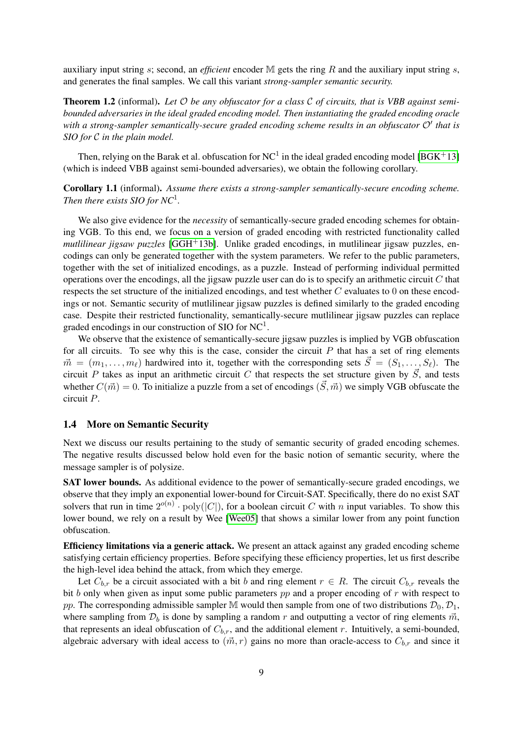auxiliary input string $s$; second, an *efficient* encoder $\mathbb{M}$ gets the ring $R$ and the auxiliary input string $s$, and generates the final samples. We call this variant *strong-sampler semantic security.*

**Theorem 1.2** (informal). *Let $\mathcal{O}$ be any obfuscator for a class $\mathcal{C}$ of circuits, that is VBB against semi-bounded adversaries in the ideal graded encoding model. Then instantiating the graded encoding oracle with a strong-sampler semantically-secure graded encoding scheme results in an obfuscator $\mathcal{O}'$ that is SIO for $\mathcal{C}$ in the plain model.*

Then, relying on the Barak et al. obfuscation for $\mathrm{NC}^1$ in the ideal graded encoding model [BGK+13] (which is indeed VBB against semi-bounded adversaries), we obtain the following corollary.

**Corollary 1.1** (informal). *Assume there exists a strong-sampler semantically-secure encoding scheme. Then there exists SIO for $NC^1$.*

We also give evidence for the *necessity* of semantically-secure graded encoding schemes for obtaining VGB. To this end, we focus on a version of graded encoding with restricted functionality called *mutlilinear jigsaw puzzles* [GGH+13b]. Unlike graded encodings, in mutlilinear jigsaw puzzles, encodings can only be generated together with the system parameters. We refer to the public parameters, together with the set of initialized encodings, as a puzzle. Instead of performing individual permitted operations over the encodings, all the jigsaw puzzle user can do is to specify an arithmetic circuit $C$ that respects the set structure of the initialized encodings, and test whether $C$ evaluates to 0 on these encodings or not. Semantic security of mutlilinear jigsaw puzzles is defined similarly to the graded encoding case. Despite their restricted functionality, semantically-secure mutlilinear jigsaw puzzles can replace graded encodings in our construction of SIO for $\mathrm{NC}^1$.

We observe that the existence of semantically-secure jigsaw puzzles is implied by VGB obfuscation for all circuits. To see why this is the case, consider the circuit $P$ that has a set of ring elements $\vec{m} = (m_1, \ldots, m_\ell)$ hardwired into it, together with the corresponding sets $\vec{S} = (S_1, \ldots, S_\ell)$. The circuit $P$ takes as input an arithmetic circuit $C$ that respects the set structure given by $\vec{S}$, and tests whether $C(\vec{m}) = 0$. To initialize a puzzle from a set of encodings $(\vec{S}, \vec{m})$ we simply VGB obfuscate the circuit $P$.

### 1.4 More on Semantic Security

Next we discuss our results pertaining to the study of semantic security of graded encoding schemes. The negative results discussed below hold even for the basic notion of semantic security, where the message sampler is of polysize.

**SAT lower bounds.** As additional evidence to the power of semantically-secure graded encodings, we observe that they imply an exponential lower-bound for Circuit-SAT. Specifically, there do no exist SAT solvers that run in time $2^{o(n)} \cdot \mathrm{poly}(|C|)$, for a boolean circuit $C$ with $n$ input variables. To show this lower bound, we rely on a result by Wee [Wee05] that shows a similar lower from any point function obfuscation.

**Efficiency limitations via a generic attack.** We present an attack against any graded encoding scheme satisfying certain efficiency properties. Before specifying these efficiency properties, let us first describe the high-level idea behind the attack, from which they emerge.

Let $C_{b,r}$ be a circuit associated with a bit $b$ and ring element $r \in R$. The circuit $C_{b,r}$ reveals the bit $b$ only when given as input some public parameters $pp$ and a proper encoding of $r$ with respect to $pp$. The corresponding admissible sampler $\mathbb{M}$ would then sample from one of two distributions $\mathcal{D}_0, \mathcal{D}_1$, where sampling from $\mathcal{D}_b$ is done by sampling a random $r$ and outputting a vector of ring elements $\vec{m}$, that represents an ideal obfuscation of $C_{b,r}$, and the additional element $r$. Intuitively, a semi-bounded, algebraic adversary with ideal access to $(\vec{m}, r)$ gains no more than oracle-access to $C_{b,r}$ and since it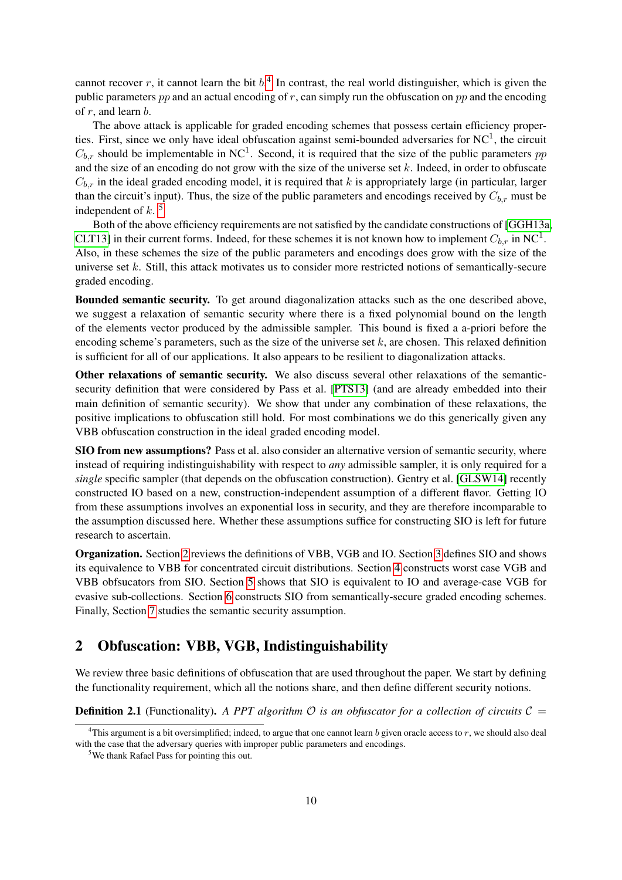cannot recover $r$, it cannot learn the bit $b$.[4] In contrast, the real world distinguisher, which is given the public parameters $pp$ and an actual encoding of $r$, can simply run the obfuscation on $pp$ and the encoding of $r$, and learn $b$.

The above attack is applicable for graded encoding schemes that possess certain efficiency properties. First, since we only have ideal obfuscation against semi-bounded adversaries for $\mathrm{NC}^1$, the circuit $C_{b,r}$ should be implementable in $\mathrm{NC}^1$. Second, it is required that the size of the public parameters $pp$ and the size of an encoding do not grow with the size of the universe set $k$. Indeed, in order to obfuscate $C_{b,r}$ in the ideal graded encoding model, it is required that $k$ is appropriately large (in particular, larger than the circuit's input). Thus, the size of the public parameters and encodings received by $C_{b,r}$ must be independent of $k$. [5]

Both of the above efficiency requirements are not satisfied by the candidate constructions of [GGH13a, CLT13] in their current forms. Indeed, for these schemes it is not known how to implement $C_{b,r}$ in $\mathrm{NC}^1$. Also, in these schemes the size of the public parameters and encodings does grow with the size of the universe set $k$. Still, this attack motivates us to consider more restricted notions of semantically-secure graded encoding.

**Bounded semantic security.** To get around diagonalization attacks such as the one described above, we suggest a relaxation of semantic security where there is a fixed polynomial bound on the length of the elements vector produced by the admissible sampler. This bound is fixed a-priori before the encoding scheme's parameters, such as the size of the universe set $k$, are chosen. This relaxed definition is sufficient for all of our applications. It also appears to be resilient to diagonalization attacks.

**Other relaxations of semantic security.** We also discuss several other relaxations of the semantic-security definition that were considered by Pass et al. [PTS13] (and are already embedded into their main definition of semantic security). We show that under any combination of these relaxations, the positive implications to obfuscation still hold. For most combinations we do this generically given any VBB obfuscation construction in the ideal graded encoding model.

**SIO from new assumptions?** Pass et al. also consider an alternative version of semantic security, where instead of requiring indistinguishability with respect to *any* admissible sampler, it is only required for a *single* specific sampler (that depends on the obfuscation construction). Gentry et al. [GLSW14] recently constructed IO based on a new, construction-independent assumption of a different flavor. Getting IO from these assumptions involves an exponential loss in security, and they are therefore incomparable to the assumption discussed here. Whether these assumptions suffice for constructing SIO is left for future research to ascertain.

**Organization.** Section 2 reviews the definitions of VBB, VGB and IO. Section 3 defines SIO and shows its equivalence to VBB for concentrated circuit distributions. Section 4 constructs worst case VGB and VBB obfsucators from SIO. Section 5 shows that SIO is equivalent to IO and average-case VGB for evasive sub-collections. Section 6 constructs SIO from semantically-secure graded encoding schemes. Finally, Section 7 studies the semantic security assumption.

## 2 Obfuscation: VBB, VGB, Indistinguishability

We review three basic definitions of obfuscation that are used throughout the paper. We start by defining the functionality requirement, which all the notions share, and then define different security notions.

**Definition 2.1** (Functionality). *A PPT algorithm $\mathcal{O}$ is an obfuscator for a collection of circuits $\mathcal{C} =$*

[4] This argument is a bit oversimplified; indeed, to argue that one cannot learn $b$ given oracle access to $r$, we should also deal with the case that the adversary queries with improper public parameters and encodings.

[5] We thank Rafael Pass for pointing this out.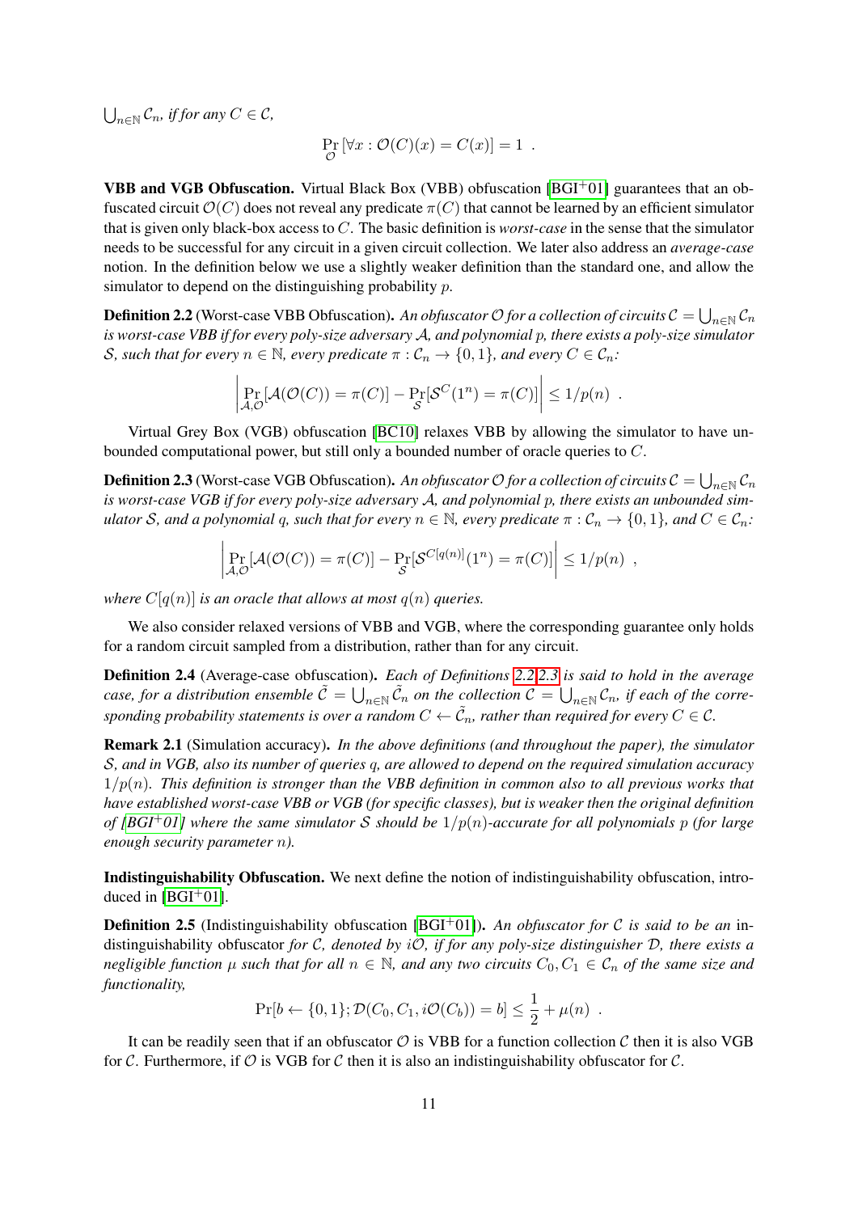$\bigcup_{n\in\mathbb{N}} \mathcal{C}_n$, *if for any* $C \in \mathcal{C}$,

$$\Pr_{\mathcal{O}}\left[\forall x : \mathcal{O}(C)(x) = C(x)\right] = 1 \ .$$

**VBB and VGB Obfuscation.** Virtual Black Box (VBB) obfuscation [BGI+01] guarantees that an obfuscated circuit $\mathcal{O}(C)$ does not reveal any predicate $\pi(C)$ that cannot be learned by an efficient simulator that is given only black-box access to $C$. The basic definition is *worst-case* in the sense that the simulator needs to be successful for any circuit in a given circuit collection. We later also address an *average-case* notion. In the definition below we use a slightly weaker definition than the standard one, and allow the simulator to depend on the distinguishing probability $p$.

**Definition 2.2** (Worst-case VBB Obfuscation). *An obfuscator $\mathcal{O}$ for a collection of circuits $\mathcal{C} = \bigcup_{n\in\mathbb{N}} \mathcal{C}_n$ is worst-case VBB if for every poly-size adversary $\mathcal{A}$, and polynomial $p$, there exists a poly-size simulator $\mathcal{S}$, such that for every $n \in \mathbb{N}$, every predicate $\pi : \mathcal{C}_n \to \{0,1\}$, and every $C \in \mathcal{C}_n$:*

$$\left| \Pr_{\mathcal{A},\mathcal{O}}[\mathcal{A}(\mathcal{O}(C)) = \pi(C)] - \Pr_{\mathcal{S}}[\mathcal{S}^{C}(1^n) = \pi(C)] \right| \leq 1/p(n) \ .$$

Virtual Grey Box (VGB) obfuscation [BC10] relaxes VBB by allowing the simulator to have unbounded computational power, but still only a bounded number of oracle queries to $C$.

**Definition 2.3** (Worst-case VGB Obfuscation). *An obfuscator $\mathcal{O}$ for a collection of circuits $\mathcal{C} = \bigcup_{n\in\mathbb{N}} \mathcal{C}_n$ is worst-case VGB if for every poly-size adversary $\mathcal{A}$, and polynomial $p$, there exists an unbounded simulator $\mathcal{S}$, and a polynomial $q$, such that for every $n \in \mathbb{N}$, every predicate $\pi : \mathcal{C}_n \to \{0,1\}$, and $C \in \mathcal{C}_n$:*

$$\left| \Pr_{\mathcal{A},\mathcal{O}}[\mathcal{A}(\mathcal{O}(C)) = \pi(C)] - \Pr_{\mathcal{S}}[\mathcal{S}^{C[q(n)]}(1^n) = \pi(C)] \right| \leq 1/p(n) \ ,$$

*where $C[q(n)]$ is an oracle that allows at most $q(n)$ queries.*

We also consider relaxed versions of VBB and VGB, where the corresponding guarantee only holds for a random circuit sampled from a distribution, rather than for any circuit.

**Definition 2.4** (Average-case obfuscation). *Each of Definitions 2.2,2.3 is said to hold in the average case, for a distribution ensemble $\tilde{\mathcal{C}} = \bigcup_{n\in\mathbb{N}} \tilde{\mathcal{C}}_n$ on the collection $\mathcal{C} = \bigcup_{n\in\mathbb{N}} \mathcal{C}_n$, if each of the corresponding probability statements is over a random $C \leftarrow \tilde{\mathcal{C}}_n$, rather than required for every $C \in \mathcal{C}$.*

**Remark 2.1** (Simulation accuracy). *In the above definitions (and throughout the paper), the simulator $\mathcal{S}$, and in VGB, also its number of queries $q$, are allowed to depend on the required simulation accuracy $1/p(n)$. This definition is stronger than the VBB definition in common also to all previous works that have established worst-case VBB or VGB (for specific classes), but is weaker then the original definition of [BGI+01] where the same simulator $\mathcal{S}$ should be $1/p(n)$-accurate for all polynomials $p$ (for large enough security parameter $n$).*

**Indistinguishability Obfuscation.** We next define the notion of indistinguishability obfuscation, introduced in [BGI+01].

**Definition 2.5** (Indistinguishability obfuscation [BGI+01]). *An obfuscator for $\mathcal{C}$ is said to be an* indistinguishability obfuscator *for $\mathcal{C}$, denoted by $i\mathcal{O}$, if for any poly-size distinguisher $\mathcal{D}$, there exists a negligible function $\mu$ such that for all $n \in \mathbb{N}$, and any two circuits $C_0, C_1 \in \mathcal{C}_n$ of the same size and functionality,*

$$\Pr[b \leftarrow \{0,1\}; \mathcal{D}(C_0, C_1, i\mathcal{O}(C_b)) = b] \leq \frac{1}{2} + \mu(n) \ .$$

It can be readily seen that if an obfuscator $\mathcal{O}$ is VBB for a function collection $\mathcal{C}$ then it is also VGB for $\mathcal{C}$. Furthermore, if $\mathcal{O}$ is VGB for $\mathcal{C}$ then it is also an indistinguishability obfuscator for $\mathcal{C}$.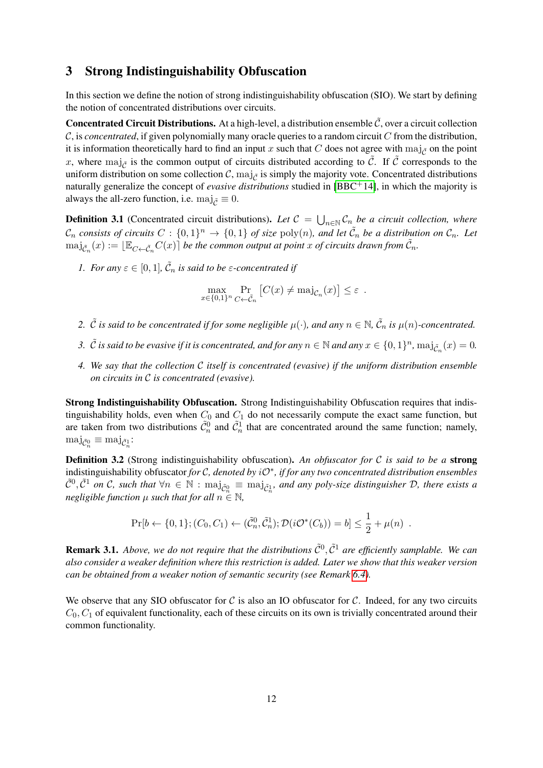## 3 Strong Indistinguishability Obfuscation

In this section we define the notion of strong indistinguishability obfuscation (SIO). We start by defining the notion of concentrated distributions over circuits.

**Concentrated Circuit Distributions.** At a high-level, a distribution ensemble $\tilde{\mathcal{C}}$, over a circuit collection $\mathcal{C}$, is *concentrated*, if given polynomially many oracle queries to a random circuit $C$ from the distribution, it is information theoretically hard to find an input $x$ such that $C$ does not agree with $\mathrm{maj}_{\tilde{\mathcal{C}}}$ on the point $x$, where $\mathrm{maj}_{\tilde{\mathcal{C}}}$ is the common output of circuits distributed according to $\tilde{\mathcal{C}}$. If $\tilde{\mathcal{C}}$ corresponds to the uniform distribution on some collection $\mathcal{C}$, $\mathrm{maj}_{\tilde{\mathcal{C}}}$ is simply the majority vote. Concentrated distributions naturally generalize the concept of *evasive distributions* studied in [BBC+14], in which the majority is always the all-zero function, i.e. $\mathrm{maj}_{\tilde{\mathcal{C}}} \equiv 0$.

**Definition 3.1** (Concentrated circuit distributions)**.** *Let $\mathcal{C} = \bigcup_{n \in \mathbb{N}} \mathcal{C}_n$ be a circuit collection, where $\mathcal{C}_n$ consists of circuits $C : \{0,1\}^n \to \{0,1\}$ of size $\mathrm{poly}(n)$, and let $\tilde{\mathcal{C}}_n$ be a distribution on $\mathcal{C}_n$. Let $\mathrm{maj}_{\tilde{\mathcal{C}}_n}(x) := \lfloor \mathbb{E}_{C \leftarrow \tilde{\mathcal{C}}_n} C(x) \rceil$ be the common output at point $x$ of circuits drawn from $\tilde{\mathcal{C}}_n$.*

1. *For any $\varepsilon \in [0,1]$, $\tilde{\mathcal{C}}_n$ is said to be $\varepsilon$-concentrated if*

$$\max_{x \in \{0,1\}^n} \Pr_{C \leftarrow \tilde{\mathcal{C}}_n} \left[ C(x) \neq \mathrm{maj}_{\mathcal{C}_n}(x) \right] \leq \varepsilon \ .$$

2. *$\tilde{\mathcal{C}}$ is said to be concentrated if for some negligible $\mu(\cdot)$, and any $n \in \mathbb{N}$, $\tilde{\mathcal{C}}_n$ is $\mu(n)$-concentrated.*

3. *$\tilde{\mathcal{C}}$ is said to be evasive if it is concentrated, and for any $n \in \mathbb{N}$ and any $x \in \{0,1\}^n$, $\mathrm{maj}_{\tilde{\mathcal{C}}_n}(x) = 0$.*

4. *We say that the collection $\mathcal{C}$ itself is concentrated (evasive) if the uniform distribution ensemble on circuits in $\mathcal{C}$ is concentrated (evasive).*

**Strong Indistinguishability Obfuscation.** Strong Indistinguishability Obfuscation requires that indistinguishability holds, even when $C_0$ and $C_1$ do not necessarily compute the exact same function, but are taken from two distributions $\tilde{\mathcal{C}}_n^0$ and $\tilde{\mathcal{C}}_n^1$ that are concentrated around the same function; namely, $\mathrm{maj}_{\tilde{\mathcal{C}}_n^0} \equiv \mathrm{maj}_{\tilde{\mathcal{C}}_n^1}$:

**Definition 3.2** (Strong indistinguishability obfuscation)**.** *An obfuscator for $\mathcal{C}$ is said to be a* **strong** indistinguishability obfuscator *for $\mathcal{C}$, denoted by $i\mathcal{O}^*$, if for any two concentrated distribution ensembles $\tilde{\mathcal{C}}^0, \tilde{\mathcal{C}}^1$ on $\mathcal{C}$, such that $\forall n \in \mathbb{N} : \mathrm{maj}_{\tilde{\mathcal{C}}_n^0} \equiv \mathrm{maj}_{\tilde{\mathcal{C}}_n^1}$, and any poly-size distinguisher $\mathcal{D}$, there exists a negligible function $\mu$ such that for all $n \in \mathbb{N}$,*

$$\Pr[b \leftarrow \{0,1\}; (C_0, C_1) \leftarrow (\tilde{\mathcal{C}}_n^0, \tilde{\mathcal{C}}_n^1); \mathcal{D}(i\mathcal{O}^*(C_b)) = b] \leq \frac{1}{2} + \mu(n) \ .$$

**Remark 3.1.** *Above, we do not require that the distributions $\tilde{\mathcal{C}}^0, \tilde{\mathcal{C}}^1$ are efficiently samplable. We can also consider a weaker definition where this restriction is added. Later we show that this weaker version can be obtained from a weaker notion of semantic security (see Remark 6.4).*

We observe that any SIO obfuscator for $\mathcal{C}$ is also an IO obfuscator for $\mathcal{C}$. Indeed, for any two circuits $C_0, C_1$ of equivalent functionality, each of these circuits on its own is trivially concentrated around their common functionality.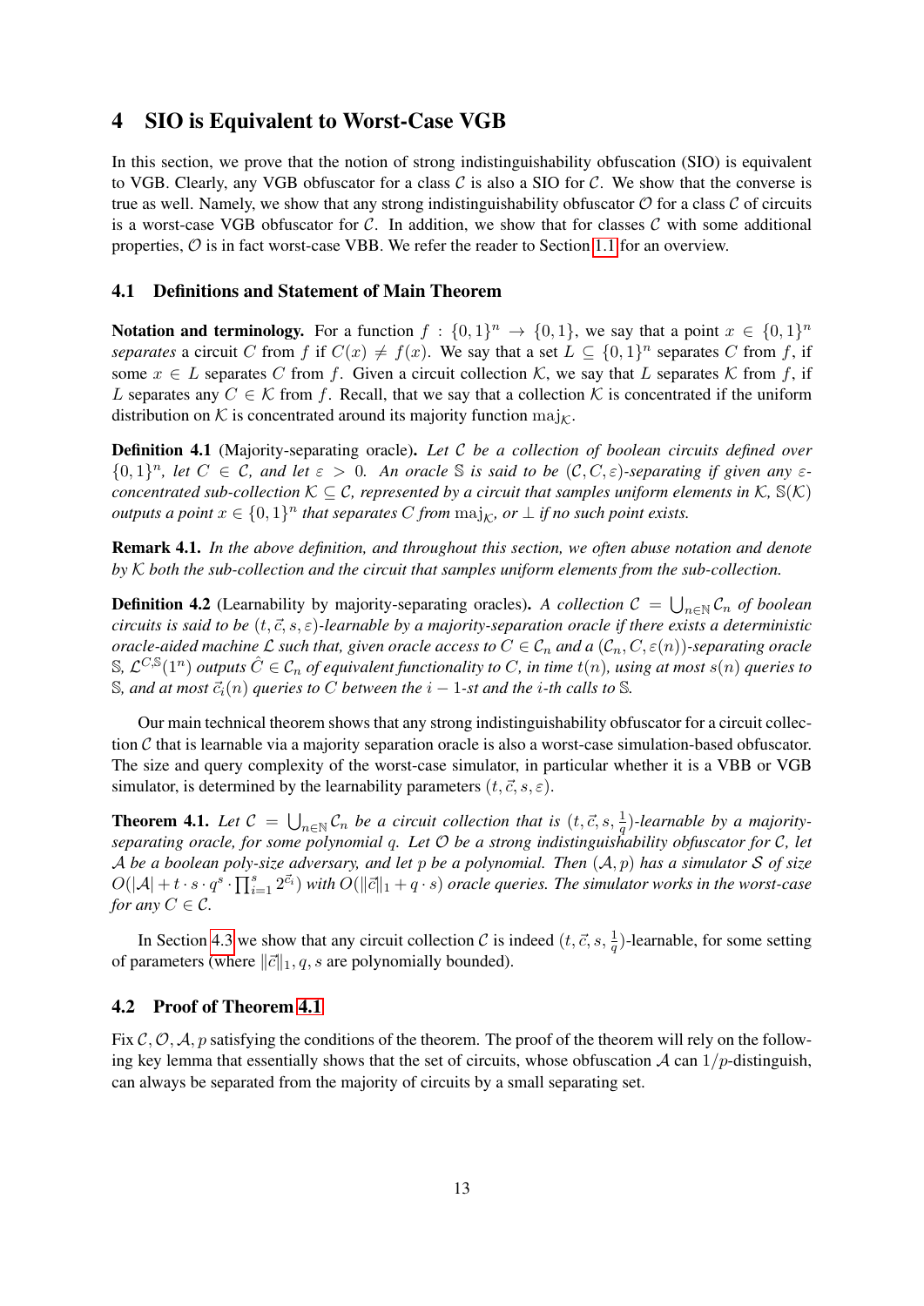# 4 SIO is Equivalent to Worst-Case VGB

In this section, we prove that the notion of strong indistinguishability obfuscation (SIO) is equivalent to VGB. Clearly, any VGB obfuscator for a class $\mathcal{C}$ is also a SIO for $\mathcal{C}$. We show that the converse is true as well. Namely, we show that any strong indistinguishability obfuscator $\mathcal{O}$ for a class $\mathcal{C}$ of circuits is a worst-case VGB obfuscator for $\mathcal{C}$. In addition, we show that for classes $\mathcal{C}$ with some additional properties, $\mathcal{O}$ is in fact worst-case VBB. We refer the reader to Section 1.1 for an overview.

## 4.1 Definitions and Statement of Main Theorem

**Notation and terminology.** For a function $f : \{0,1\}^n \to \{0,1\}$, we say that a point $x \in \{0,1\}^n$ *separates* a circuit $C$ from $f$ if $C(x) \neq f(x)$. We say that a set $L \subseteq \{0,1\}^n$ separates $C$ from $f$, if some $x \in L$ separates $C$ from $f$. Given a circuit collection $\mathcal{K}$, we say that $L$ separates $\mathcal{K}$ from $f$, if $L$ separates any $C \in \mathcal{K}$ from $f$. Recall, that we say that a collection $\mathcal{K}$ is concentrated if the uniform distribution on $\mathcal{K}$ is concentrated around its majority function $\mathrm{maj}_{\mathcal{K}}$.

**Definition 4.1** (Majority-separating oracle)**.** *Let $\mathcal{C}$ be a collection of boolean circuits defined over $\{0,1\}^n$, let $C \in \mathcal{C}$, and let $\varepsilon > 0$. An oracle $\mathbb{S}$ is said to be $(\mathcal{C}, C, \varepsilon)$-separating if given any $\varepsilon$-concentrated sub-collection $\mathcal{K} \subseteq \mathcal{C}$, represented by a circuit that samples uniform elements in $\mathcal{K}$, $\mathbb{S}(\mathcal{K})$ outputs a point $x \in \{0,1\}^n$ that separates $C$ from $\mathrm{maj}_{\mathcal{K}}$, or $\perp$ if no such point exists.*

**Remark 4.1.** *In the above definition, and throughout this section, we often abuse notation and denote by $\mathcal{K}$ both the sub-collection and the circuit that samples uniform elements from the sub-collection.*

**Definition 4.2** (Learnability by majority-separating oracles)**.** *A collection $\mathcal{C} = \bigcup_{n \in \mathbb{N}} \mathcal{C}_n$ of boolean circuits is said to be $(t, \vec{c}, s, \varepsilon)$-learnable by a majority-separation oracle if there exists a deterministic oracle-aided machine $\mathcal{L}$ such that, given oracle access to $C \in \mathcal{C}_n$ and a $(\mathcal{C}_n, C, \varepsilon(n))$-separating oracle $\mathbb{S}$, $\mathcal{L}^{C,\mathbb{S}}(1^n)$ outputs $\hat{C} \in \mathcal{C}_n$ of equivalent functionality to $C$, in time $t(n)$, using at most $s(n)$ queries to $\mathbb{S}$, and at most $\vec{c}_i(n)$ queries to $C$ between the $i-1$-st and the $i$-th calls to $\mathbb{S}$.*

Our main technical theorem shows that any strong indistinguishability obfuscator for a circuit collection $\mathcal{C}$ that is learnable via a majority separation oracle is also a worst-case simulation-based obfuscator. The size and query complexity of the worst-case simulator, in particular whether it is a VBB or VGB simulator, is determined by the learnability parameters $(t, \vec{c}, s, \varepsilon)$.

**Theorem 4.1.** *Let $\mathcal{C} = \bigcup_{n \in \mathbb{N}} \mathcal{C}_n$ be a circuit collection that is $(t, \vec{c}, s, \frac{1}{q})$-learnable by a majority-separating oracle, for some polynomial $q$. Let $\mathcal{O}$ be a strong indistinguishability obfuscator for $\mathcal{C}$, let $\mathcal{A}$ be a boolean poly-size adversary, and let $p$ be a polynomial. Then $(\mathcal{A}, p)$ has a simulator $\mathcal{S}$ of size $O(|\mathcal{A}| + t \cdot s \cdot q^s \cdot \prod_{i=1}^{s} 2^{\vec{c}_i})$ with $O(\|\vec{c}\|_1 + q \cdot s)$ oracle queries. The simulator works in the worst-case for any $C \in \mathcal{C}$.*

In Section 4.3 we show that any circuit collection $\mathcal{C}$ is indeed $(t, \vec{c}, s, \frac{1}{q})$-learnable, for some setting of parameters (where $\|\vec{c}\|_1, q, s$ are polynomially bounded).

## 4.2 Proof of Theorem 4.1

Fix $\mathcal{C}, \mathcal{O}, \mathcal{A}, p$ satisfying the conditions of the theorem. The proof of the theorem will rely on the following key lemma that essentially shows that the set of circuits, whose obfuscation $\mathcal{A}$ can $1/p$-distinguish, can always be separated from the majority of circuits by a small separating set.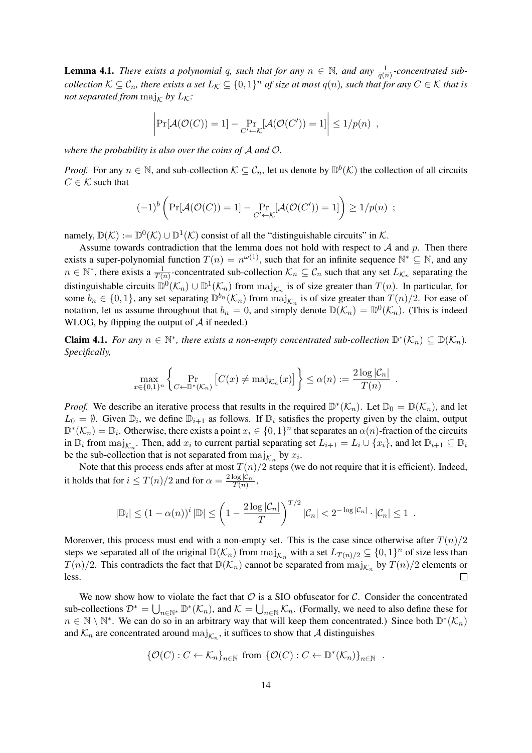**Lemma 4.1.** *There exists a polynomial $q$, such that for any $n \in \mathbb{N}$, and any $\frac{1}{q(n)}$-concentrated sub-collection $\mathcal{K} \subseteq \mathcal{C}_n$, there exists a set $L_\mathcal{K} \subseteq \{0,1\}^n$ of size at most $q(n)$, such that for any $C \in \mathcal{K}$ that is not separated from $\mathrm{maj}_\mathcal{K}$ by $L_\mathcal{K}$:*

$$\left| \Pr[\mathcal{A}(\mathcal{O}(C)) = 1] - \Pr_{C' \leftarrow \mathcal{K}}[\mathcal{A}(\mathcal{O}(C')) = 1] \right| \leq 1/p(n) \ ,$$

*where the probability is also over the coins of $\mathcal{A}$ and $\mathcal{O}$.*

*Proof.* For any $n \in \mathbb{N}$, and sub-collection $\mathcal{K} \subseteq \mathcal{C}_n$, let us denote by $\mathbb{D}^b(\mathcal{K})$ the collection of all circuits $C \in \mathcal{K}$ such that

$$(-1)^b \left( \Pr[\mathcal{A}(\mathcal{O}(C)) = 1] - \Pr_{C' \leftarrow \mathcal{K}}[\mathcal{A}(\mathcal{O}(C')) = 1] \right) \geq 1/p(n) \ ;$$

namely, $\mathbb{D}(\mathcal{K}) := \mathbb{D}^0(\mathcal{K}) \cup \mathbb{D}^1(\mathcal{K})$ consist of all the "distinguishable circuits" in $\mathcal{K}$.

Assume towards contradiction that the lemma does not hold with respect to $\mathcal{A}$ and $p$. Then there exists a super-polynomial function $T(n) = n^{\omega(1)}$, such that for an infinite sequence $\mathbb{N}^* \subseteq \mathbb{N}$, and any $n \in \mathbb{N}^*$, there exists a $\frac{1}{T(n)}$-concentrated sub-collection $\mathcal{K}_n \subseteq \mathcal{C}_n$ such that any set $L_{\mathcal{K}_n}$ separating the distinguishable circuits $\mathbb{D}^0(\mathcal{K}_n) \cup \mathbb{D}^1(\mathcal{K}_n)$ from $\mathrm{maj}_{\mathcal{K}_n}$ is of size greater than $T(n)$. In particular, for some $b_n \in \{0,1\}$, any set separating $\mathbb{D}^{b_n}(\mathcal{K}_n)$ from $\mathrm{maj}_{\mathcal{K}_n}$ is of size greater than $T(n)/2$. For ease of notation, let us assume throughout that $b_n = 0$, and simply denote $\mathbb{D}(\mathcal{K}_n) = \mathbb{D}^0(\mathcal{K}_n)$. (This is indeed WLOG, by flipping the output of $\mathcal{A}$ if needed.)

**Claim 4.1.** *For any $n \in \mathbb{N}^*$, there exists a non-empty concentrated sub-collection $\mathbb{D}^*(\mathcal{K}_n) \subseteq \mathbb{D}(\mathcal{K}_n)$. Specifically,*

$$\max_{x \in \{0,1\}^n} \left\{ \Pr_{C \leftarrow \mathbb{D}^*(\mathcal{K}_n)} \left[ C(x) \neq \mathrm{maj}_{\mathcal{K}_n}(x) \right] \right\} \leq \alpha(n) := \frac{2 \log |\mathcal{C}_n|}{T(n)} \ .$$

*Proof.* We describe an iterative process that results in the required $\mathbb{D}^*(\mathcal{K}_n)$. Let $\mathbb{D}_0 = \mathbb{D}(\mathcal{K}_n)$, and let $L_0 = \emptyset$. Given $\mathbb{D}_i$, we define $\mathbb{D}_{i+1}$ as follows. If $\mathbb{D}_i$ satisfies the property given by the claim, output $\mathbb{D}^*(\mathcal{K}_n) = \mathbb{D}_i$. Otherwise, there exists a point $x_i \in \{0,1\}^n$ that separates an $\alpha(n)$-fraction of the circuits in $\mathbb{D}_i$ from $\mathrm{maj}_{\mathcal{K}_n}$. Then, add $x_i$ to current partial separating set $L_{i+1} = L_i \cup \{x_i\}$, and let $\mathbb{D}_{i+1} \subseteq \mathbb{D}_i$ be the sub-collection that is not separated from $\mathrm{maj}_{\mathcal{K}_n}$ by $x_i$.

Note that this process ends after at most $T(n)/2$ steps (we do not require that it is efficient). Indeed, it holds that for $i \leq T(n)/2$ and for $\alpha = \frac{2 \log |\mathcal{C}_n|}{T(n)}$,

$$|\mathbb{D}_i| \leq (1 - \alpha(n))^i \, |\mathbb{D}| \leq \left( 1 - \frac{2 \log |\mathcal{C}_n|}{T} \right)^{T/2} |\mathcal{C}_n| < 2^{-\log |\mathcal{C}_n|} \cdot |\mathcal{C}_n| \leq 1 \ .$$

Moreover, this process must end with a non-empty set. This is the case since otherwise after $T(n)/2$ steps we separated all of the original $\mathbb{D}(\mathcal{K}_n)$ from $\mathrm{maj}_{\mathcal{K}_n}$ with a set $L_{T(n)/2} \subseteq \{0,1\}^n$ of size less than $T(n)/2$. This contradicts the fact that $\mathbb{D}(\mathcal{K}_n)$ cannot be separated from $\mathrm{maj}_{\mathcal{K}_n}$ by $T(n)/2$ elements or less. $\square$

We now show how to violate the fact that $\mathcal{O}$ is a SIO obfuscator for $\mathcal{C}$. Consider the concentrated sub-collections $\mathcal{D}^* = \bigcup_{n \in \mathbb{N}^*} \mathbb{D}^*(\mathcal{K}_n)$, and $\mathcal{K} = \bigcup_{n \in \mathbb{N}} \mathcal{K}_n$. (Formally, we need to also define these for $n \in \mathbb{N} \setminus \mathbb{N}^*$. We can do so in an arbitrary way that will keep them concentrated.) Since both $\mathbb{D}^*(\mathcal{K}_n)$ and $\mathcal{K}_n$ are concentrated around $\mathrm{maj}_{\mathcal{K}_n}$, it suffices to show that $\mathcal{A}$ distinguishes

$$\{\mathcal{O}(C) : C \leftarrow \mathcal{K}_n\}_{n \in \mathbb{N}} \text{ from } \{\mathcal{O}(C) : C \leftarrow \mathbb{D}^*(\mathcal{K}_n)\}_{n \in \mathbb{N}} \ .$$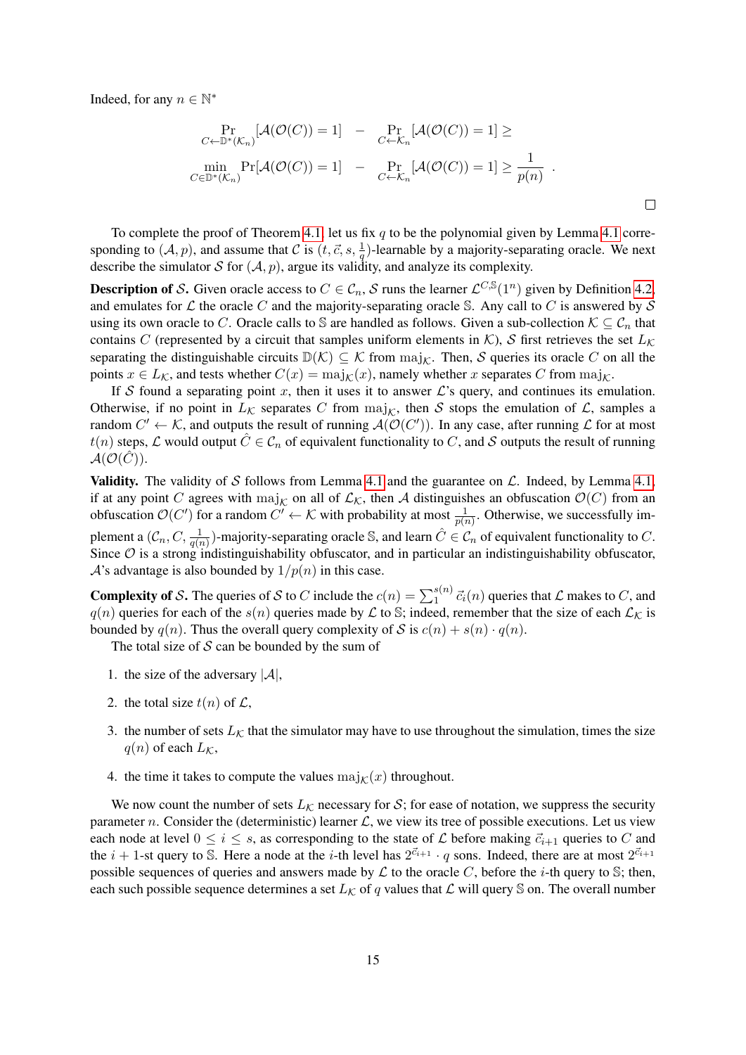Indeed, for any $n \in \mathbb{N}^*$

$$
\begin{aligned}
&\Pr_{C \leftarrow \mathbb{D}^*(\mathcal{K}_n)}[\mathcal{A}(\mathcal{O}(C)) = 1] \quad - \quad \Pr_{C \leftarrow \mathcal{K}_n}[\mathcal{A}(\mathcal{O}(C)) = 1] \geq \\
&\min_{C \in \mathbb{D}^*(\mathcal{K}_n)} \Pr[\mathcal{A}(\mathcal{O}(C)) = 1] \quad - \quad \Pr_{C \leftarrow \mathcal{K}_n}[\mathcal{A}(\mathcal{O}(C)) = 1] \geq \frac{1}{p(n)} \enspace .
\end{aligned}
$$

□

To complete the proof of Theorem 4.1, let us fix $q$ to be the polynomial given by Lemma 4.1 corresponding to $(\mathcal{A}, p)$, and assume that $\mathcal{C}$ is $(t, \vec{c}, s, \frac{1}{q})$-learnable by a majority-separating oracle. We next describe the simulator $\mathcal{S}$ for $(\mathcal{A}, p)$, argue its validity, and analyze its complexity.

**Description of $\mathcal{S}$.** Given oracle access to $C \in \mathcal{C}_n$, $\mathcal{S}$ runs the learner $\mathcal{L}^{C,\mathbb{S}}(1^n)$ given by Definition 4.2, and emulates for $\mathcal{L}$ the oracle $C$ and the majority-separating oracle $\mathbb{S}$. Any call to $C$ is answered by $\mathcal{S}$ using its own oracle to $C$. Oracle calls to $\mathbb{S}$ are handled as follows. Given a sub-collection $\mathcal{K} \subseteq \mathcal{C}_n$ that contains $C$ (represented by a circuit that samples uniform elements in $\mathcal{K}$), $\mathcal{S}$ first retrieves the set $L_{\mathcal{K}}$ separating the distinguishable circuits $\mathbb{D}(\mathcal{K}) \subseteq \mathcal{K}$ from $\mathrm{maj}_{\mathcal{K}}$. Then, $\mathcal{S}$ queries its oracle $C$ on all the points $x \in L_{\mathcal{K}}$, and tests whether $C(x) = \mathrm{maj}_{\mathcal{K}}(x)$, namely whether $x$ separates $C$ from $\mathrm{maj}_{\mathcal{K}}$.

If $\mathcal{S}$ found a separating point $x$, then it uses it to answer $\mathcal{L}$'s query, and continues its emulation. Otherwise, if no point in $L_{\mathcal{K}}$ separates $C$ from $\mathrm{maj}_{\mathcal{K}}$, then $\mathcal{S}$ stops the emulation of $\mathcal{L}$, samples a random $C' \leftarrow \mathcal{K}$, and outputs the result of running $\mathcal{A}(\mathcal{O}(C'))$. In any case, after running $\mathcal{L}$ for at most $t(n)$ steps, $\mathcal{L}$ would output $\hat{C} \in \mathcal{C}_n$ of equivalent functionality to $C$, and $\mathcal{S}$ outputs the result of running $\mathcal{A}(\mathcal{O}(\hat{C}))$.

**Validity.** The validity of $\mathcal{S}$ follows from Lemma 4.1 and the guarantee on $\mathcal{L}$. Indeed, by Lemma 4.1, if at any point $C$ agrees with $\mathrm{maj}_{\mathcal{K}}$ on all of $\mathcal{L}_{\mathcal{K}}$, then $\mathcal{A}$ distinguishes an obfuscation $\mathcal{O}(C)$ from an obfuscation $\mathcal{O}(C')$ for a random $C' \leftarrow \mathcal{K}$ with probability at most $\frac{1}{p(n)}$. Otherwise, we successfully implement a $(\mathcal{C}_n, C, \frac{1}{q(n)})$-majority-separating oracle $\mathbb{S}$, and learn $\hat{C} \in \mathcal{C}_n$ of equivalent functionality to $C$. Since $\mathcal{O}$ is a strong indistinguishability obfuscator, and in particular an indistinguishability obfuscator, $\mathcal{A}$'s advantage is also bounded by $1/p(n)$ in this case.

**Complexity of $\mathcal{S}$.** The queries of $\mathcal{S}$ to $C$ include the $c(n) = \sum_1^{s(n)} \vec{c}_i(n)$ queries that $\mathcal{L}$ makes to $C$, and $q(n)$ queries for each of the $s(n)$ queries made by $\mathcal{L}$ to $\mathbb{S}$; indeed, remember that the size of each $\mathcal{L}_{\mathcal{K}}$ is bounded by $q(n)$. Thus the overall query complexity of $\mathcal{S}$ is $c(n) + s(n) \cdot q(n)$.

The total size of $\mathcal{S}$ can be bounded by the sum of

1. the size of the adversary $|\mathcal{A}|$,
2. the total size $t(n)$ of $\mathcal{L}$,
3. the number of sets $L_{\mathcal{K}}$ that the simulator may have to use throughout the simulation, times the size $q(n)$ of each $L_{\mathcal{K}}$,
4. the time it takes to compute the values $\mathrm{maj}_{\mathcal{K}}(x)$ throughout.

We now count the number of sets $L_{\mathcal{K}}$ necessary for $\mathcal{S}$; for ease of notation, we suppress the security parameter $n$. Consider the (deterministic) learner $\mathcal{L}$, we view its tree of possible executions. Let us view each node at level $0 \leq i \leq s$, as corresponding to the state of $\mathcal{L}$ before making $\vec{c}_{i+1}$ queries to $C$ and the $i+1$-st query to $\mathbb{S}$. Here a node at the $i$-th level has $2^{\vec{c}_{i+1}} \cdot q$ sons. Indeed, there are at most $2^{\vec{c}_{i+1}}$ possible sequences of queries and answers made by $\mathcal{L}$ to the oracle $C$, before the $i$-th query to $\mathbb{S}$; then, each such possible sequence determines a set $L_{\mathcal{K}}$ of $q$ values that $\mathcal{L}$ will query $\mathbb{S}$ on. The overall number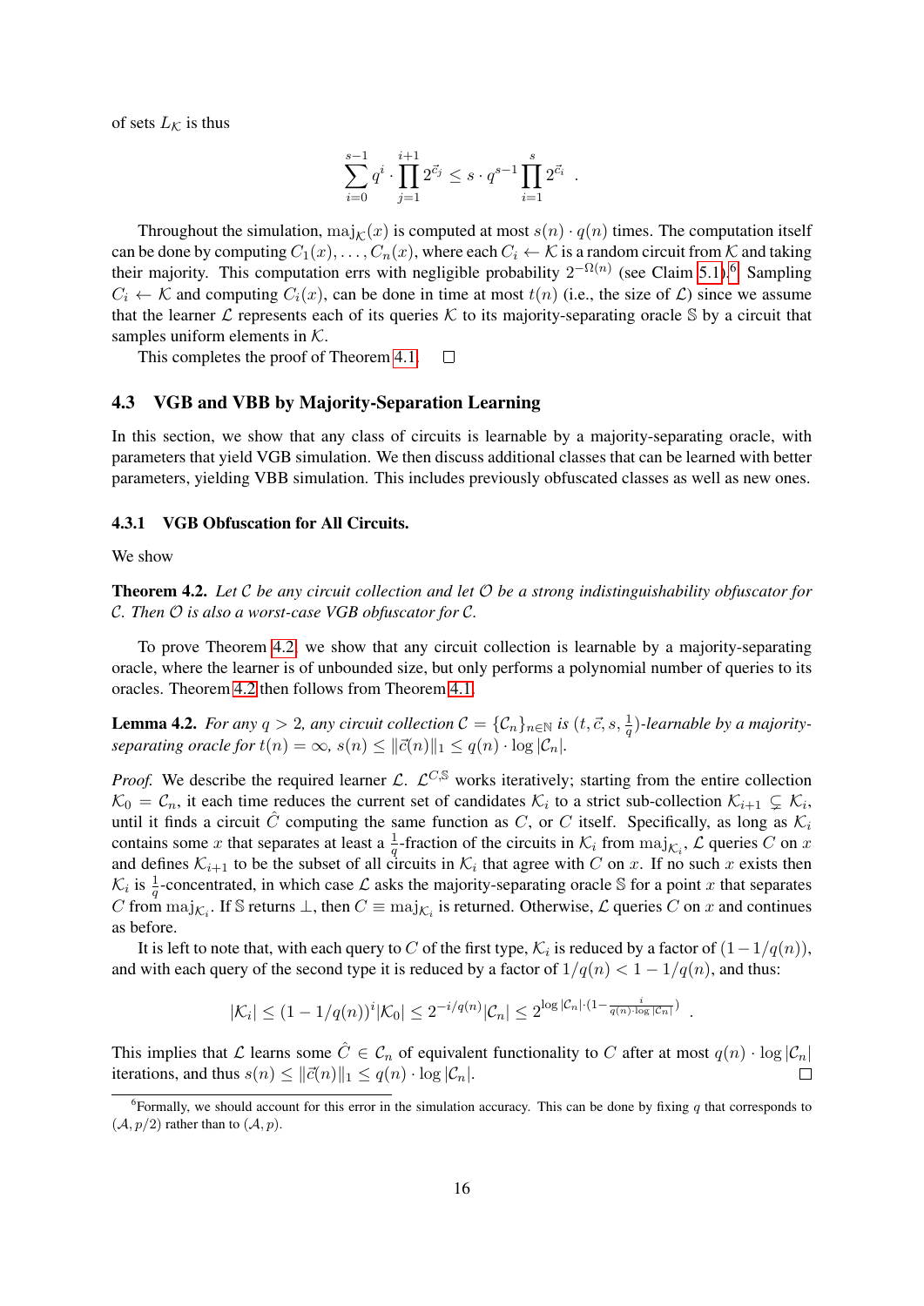of sets $L_{\mathcal{K}}$ is thus

$$\sum_{i=0}^{s-1} q^i \cdot \prod_{j=1}^{i+1} 2^{\vec{c}_j} \leq s \cdot q^{s-1} \prod_{i=1}^{s} 2^{\vec{c}_i} \ .$$

Throughout the simulation, $\text{maj}_{\mathcal{K}}(x)$ is computed at most $s(n) \cdot q(n)$ times. The computation itself can be done by computing $C_1(x), \dots, C_n(x)$, where each $C_i \leftarrow \mathcal{K}$ is a random circuit from $\mathcal{K}$ and taking their majority. This computation errs with negligible probability $2^{-\Omega(n)}$ (see Claim 5.1).[6] Sampling $C_i \leftarrow \mathcal{K}$ and computing $C_i(x)$, can be done in time at most $t(n)$ (i.e., the size of $\mathcal{L}$) since we assume that the learner $\mathcal{L}$ represents each of its queries $\mathcal{K}$ to its majority-separating oracle $\mathbb{S}$ by a circuit that samples uniform elements in $\mathcal{K}$.

This completes the proof of Theorem 4.1. □

### 4.3 VGB and VBB by Majority-Separation Learning

In this section, we show that any class of circuits is learnable by a majority-separating oracle, with parameters that yield VGB simulation. We then discuss additional classes that can be learned with better parameters, yielding VBB simulation. This includes previously obfuscated classes as well as new ones.

#### 4.3.1 VGB Obfuscation for All Circuits.

We show

**Theorem 4.2.** *Let $\mathcal{C}$ be any circuit collection and let $\mathcal{O}$ be a strong indistinguishability obfuscator for $\mathcal{C}$. Then $\mathcal{O}$ is also a worst-case VGB obfuscator for $\mathcal{C}$.*

To prove Theorem 4.2, we show that any circuit collection is learnable by a majority-separating oracle, where the learner is of unbounded size, but only performs a polynomial number of queries to its oracles. Theorem 4.2 then follows from Theorem 4.1.

**Lemma 4.2.** *For any $q > 2$, any circuit collection $\mathcal{C} = \{\mathcal{C}_n\}_{n \in \mathbb{N}}$ is $(t, \vec{c}, s, \frac{1}{q})$-learnable by a majority-separating oracle for $t(n) = \infty$, $s(n) \leq \|\vec{c}(n)\|_1 \leq q(n) \cdot \log |\mathcal{C}_n|$.*

*Proof.* We describe the required learner $\mathcal{L}$. $\mathcal{L}^{C,\mathbb{S}}$ works iteratively; starting from the entire collection $\mathcal{K}_0 = \mathcal{C}_n$, it each time reduces the current set of candidates $\mathcal{K}_i$ to a strict sub-collection $\mathcal{K}_{i+1} \subsetneq \mathcal{K}_i$, until it finds a circuit $\hat{C}$ computing the same function as $C$, or $C$ itself. Specifically, as long as $\mathcal{K}_i$ contains some $x$ that separates at least a $\frac{1}{q}$-fraction of the circuits in $\mathcal{K}_i$ from $\text{maj}_{\mathcal{K}_i}$, $\mathcal{L}$ queries $C$ on $x$ and defines $\mathcal{K}_{i+1}$ to be the subset of all circuits in $\mathcal{K}_i$ that agree with $C$ on $x$. If no such $x$ exists then $\mathcal{K}_i$ is $\frac{1}{q}$-concentrated, in which case $\mathcal{L}$ asks the majority-separating oracle $\mathbb{S}$ for a point $x$ that separates $C$ from $\text{maj}_{\mathcal{K}_i}$. If $\mathbb{S}$ returns $\perp$, then $C \equiv \text{maj}_{\mathcal{K}_i}$ is returned. Otherwise, $\mathcal{L}$ queries $C$ on $x$ and continues as before.

It is left to note that, with each query to $C$ of the first type, $\mathcal{K}_i$ is reduced by a factor of $(1 - 1/q(n))$, and with each query of the second type it is reduced by a factor of $1/q(n) < 1 - 1/q(n)$, and thus:

$$|\mathcal{K}_i| \leq (1 - 1/q(n))^i |\mathcal{K}_0| \leq 2^{-i/q(n)} |\mathcal{C}_n| \leq 2^{\log |\mathcal{C}_n| \cdot (1 - \frac{i}{q(n) \cdot \log |\mathcal{C}_n|})} \ .$$

This implies that $\mathcal{L}$ learns some $\hat{C} \in \mathcal{C}_n$ of equivalent functionality to $C$ after at most $q(n) \cdot \log |\mathcal{C}_n|$ iterations, and thus $s(n) \leq \|\vec{c}(n)\|_1 \leq q(n) \cdot \log |\mathcal{C}_n|$. □

---

[6] Formally, we should account for this error in the simulation accuracy. This can be done by fixing $q$ that corresponds to $(\mathcal{A}, p/2)$ rather than to $(\mathcal{A}, p)$.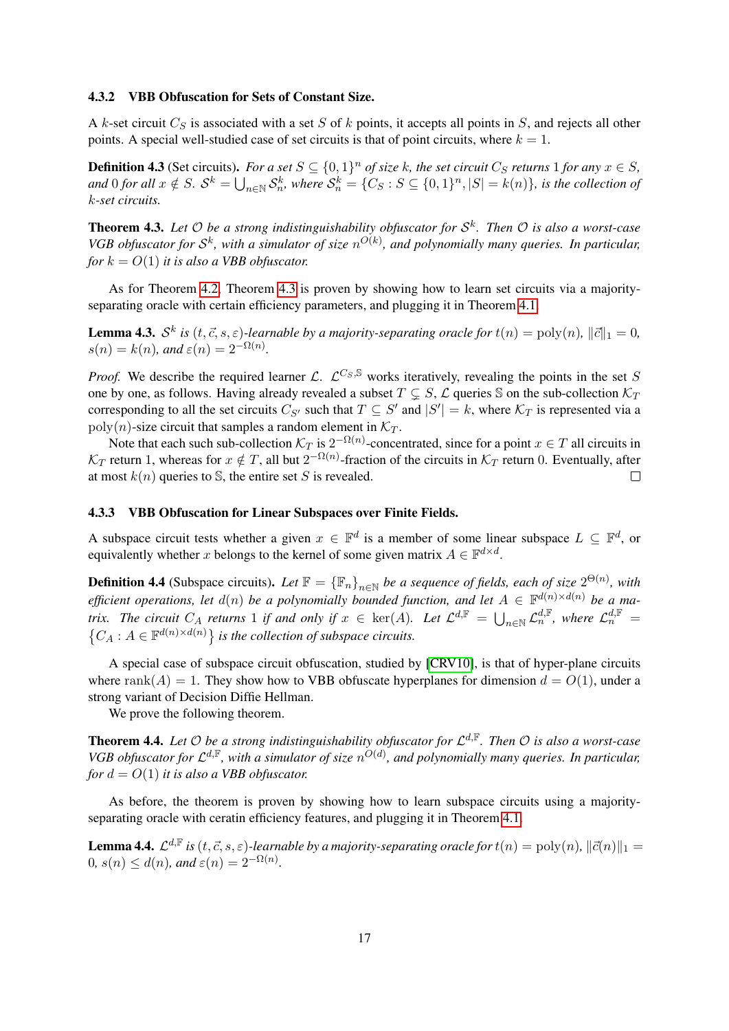#### 4.3.2 VBB Obfuscation for Sets of Constant Size.

A $k$-set circuit $C_S$ is associated with a set $S$ of $k$ points, it accepts all points in $S$, and rejects all other points. A special well-studied case of set circuits is that of point circuits, where $k = 1$.

**Definition 4.3** (Set circuits). *For a set $S \subseteq \{0,1\}^n$ of size $k$, the set circuit $C_S$ returns 1 for any $x \in S$, and 0 for all $x \notin S$. $\mathcal{S}^k = \bigcup_{n \in \mathbb{N}} \mathcal{S}^k_n$, where $\mathcal{S}^k_n = \{C_S : S \subseteq \{0,1\}^n, |S| = k(n)\}$, is the collection of $k$-set circuits.*

**Theorem 4.3.** *Let $\mathcal{O}$ be a strong indistinguishability obfuscator for $\mathcal{S}^k$. Then $\mathcal{O}$ is also a worst-case VGB obfuscator for $\mathcal{S}^k$, with a simulator of size $n^{O(k)}$, and polynomially many queries. In particular, for $k = O(1)$ it is also a VBB obfuscator.*

As for Theorem 4.2, Theorem 4.3 is proven by showing how to learn set circuits via a majority-separating oracle with certain efficiency parameters, and plugging it in Theorem 4.1.

**Lemma 4.3.** *$\mathcal{S}^k$ is $(t, \vec{c}, s, \varepsilon)$-learnable by a majority-separating oracle for $t(n) = \mathrm{poly}(n)$, $\|\vec{c}\|_1 = 0$, $s(n) = k(n)$, and $\varepsilon(n) = 2^{-\Omega(n)}$.*

*Proof.* We describe the required learner $\mathcal{L}$. $\mathcal{L}^{C_S, \mathbb{S}}$ works iteratively, revealing the points in the set $S$ one by one, as follows. Having already revealed a subset $T \subsetneq S$, $\mathcal{L}$ queries $\mathbb{S}$ on the sub-collection $\mathcal{K}_T$ corresponding to all the set circuits $C_{S'}$ such that $T \subseteq S'$ and $|S'| = k$, where $\mathcal{K}_T$ is represented via a $\mathrm{poly}(n)$-size circuit that samples a random element in $\mathcal{K}_T$.

Note that each such sub-collection $\mathcal{K}_T$ is $2^{-\Omega(n)}$-concentrated, since for a point $x \in T$ all circuits in $\mathcal{K}_T$ return 1, whereas for $x \notin T$, all but $2^{-\Omega(n)}$-fraction of the circuits in $\mathcal{K}_T$ return 0. Eventually, after at most $k(n)$ queries to $\mathbb{S}$, the entire set $S$ is revealed. ☐

#### 4.3.3 VBB Obfuscation for Linear Subspaces over Finite Fields.

A subspace circuit tests whether a given $x \in \mathbb{F}^d$ is a member of some linear subspace $L \subseteq \mathbb{F}^d$, or equivalently whether $x$ belongs to the kernel of some given matrix $A \in \mathbb{F}^{d \times d}$.

**Definition 4.4** (Subspace circuits). *Let $\mathbb{F} = \{\mathbb{F}_n\}_{n \in \mathbb{N}}$ be a sequence of fields, each of size $2^{\Theta(n)}$, with efficient operations, let $d(n)$ be a polynomially bounded function, and let $A \in \mathbb{F}^{d(n) \times d(n)}$ be a matrix. The circuit $C_A$ returns 1 if and only if $x \in \ker(A)$. Let $\mathcal{L}^{d,\mathbb{F}} = \bigcup_{n \in \mathbb{N}} \mathcal{L}^{d,\mathbb{F}}_n$, where $\mathcal{L}^{d,\mathbb{F}}_n = \{C_A : A \in \mathbb{F}^{d(n) \times d(n)}\}$ is the collection of subspace circuits.*

A special case of subspace circuit obfuscation, studied by [CRV10], is that of hyper-plane circuits where $\mathrm{rank}(A) = 1$. They show how to VBB obfuscate hyperplanes for dimension $d = O(1)$, under a strong variant of Decision Diffie Hellman.

We prove the following theorem.

**Theorem 4.4.** *Let $\mathcal{O}$ be a strong indistinguishability obfuscator for $\mathcal{L}^{d,\mathbb{F}}$. Then $\mathcal{O}$ is also a worst-case VGB obfuscator for $\mathcal{L}^{d,\mathbb{F}}$, with a simulator of size $n^{O(d)}$, and polynomially many queries. In particular, for $d = O(1)$ it is also a VBB obfuscator.*

As before, the theorem is proven by showing how to learn subspace circuits using a majority-separating oracle with ceratin efficiency features, and plugging it in Theorem 4.1.

**Lemma 4.4.** *$\mathcal{L}^{d,\mathbb{F}}$ is $(t, \vec{c}, s, \varepsilon)$-learnable by a majority-separating oracle for $t(n) = \mathrm{poly}(n)$, $\|\vec{c}(n)\|_1 = 0$, $s(n) \leq d(n)$, and $\varepsilon(n) = 2^{-\Omega(n)}$.*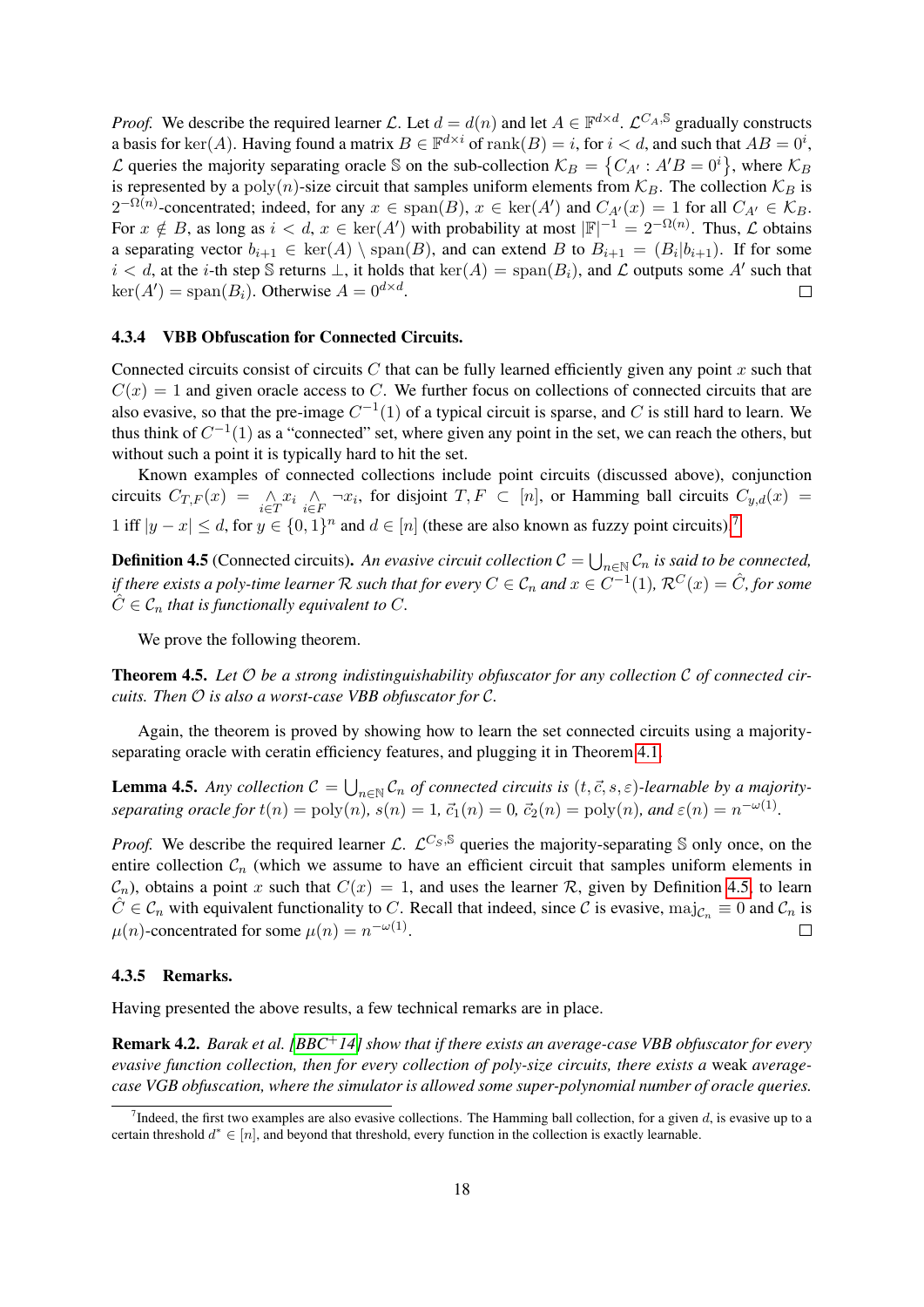*Proof.* We describe the required learner $\mathcal{L}$. Let $d = d(n)$ and let $A \in \mathbb{F}^{d \times d}$. $\mathcal{L}^{C_A, \mathbb{S}}$ gradually constructs a basis for $\ker(A)$. Having found a matrix $B \in \mathbb{F}^{d \times i}$ of $\text{rank}(B) = i$, for $i < d$, and such that $AB = 0^i$, $\mathcal{L}$ queries the majority separating oracle $\mathbb{S}$ on the sub-collection $\mathcal{K}_B = \{C_{A'} : A'B = 0^i\}$, where $\mathcal{K}_B$ is represented by a $\text{poly}(n)$-size circuit that samples uniform elements from $\mathcal{K}_B$. The collection $\mathcal{K}_B$ is $2^{-\Omega(n)}$-concentrated; indeed, for any $x \in \text{span}(B)$, $x \in \ker(A')$ and $C_{A'}(x) = 1$ for all $C_{A'} \in \mathcal{K}_B$. For $x \notin B$, as long as $i < d$, $x \in \ker(A')$ with probability at most $|\mathbb{F}|^{-1} = 2^{-\Omega(n)}$. Thus, $\mathcal{L}$ obtains a separating vector $b_{i+1} \in \ker(A) \setminus \text{span}(B)$, and can extend $B$ to $B_{i+1} = (B_i | b_{i+1})$. If for some $i < d$, at the $i$-th step $\mathbb{S}$ returns $\perp$, it holds that $\ker(A) = \text{span}(B_i)$, and $\mathcal{L}$ outputs some $A'$ such that $\ker(A') = \text{span}(B_i)$. Otherwise $A = 0^{d \times d}$. □

#### 4.3.4 VBB Obfuscation for Connected Circuits.

Connected circuits consist of circuits $C$ that can be fully learned efficiently given any point $x$ such that $C(x) = 1$ and given oracle access to $C$. We further focus on collections of connected circuits that are also evasive, so that the pre-image $C^{-1}(1)$ of a typical circuit is sparse, and $C$ is still hard to learn. We thus think of $C^{-1}(1)$ as a "connected" set, where given any point in the set, we can reach the others, but without such a point it is typically hard to hit the set.

Known examples of connected collections include point circuits (discussed above), conjunction circuits $C_{T,F}(x) = \bigwedge_{i \in T} x_i \bigwedge_{i \in F} \neg x_i$, for disjoint $T, F \subset [n]$, or Hamming ball circuits $C_{y,d}(x) = 1$ iff $|y - x| \leq d$, for $y \in \{0,1\}^n$ and $d \in [n]$ (these are also known as fuzzy point circuits).[7]

**Definition 4.5** (Connected circuits). *An evasive circuit collection $\mathcal{C} = \bigcup_{n \in \mathbb{N}} \mathcal{C}_n$ is said to be connected, if there exists a poly-time learner $\mathcal{R}$ such that for every $C \in \mathcal{C}_n$ and $x \in C^{-1}(1)$, $\mathcal{R}^C(x) = \hat{C}$, for some $\hat{C} \in \mathcal{C}_n$ that is functionally equivalent to $C$.*

We prove the following theorem.

**Theorem 4.5.** *Let $\mathcal{O}$ be a strong indistinguishability obfuscator for any collection $\mathcal{C}$ of connected circuits. Then $\mathcal{O}$ is also a worst-case VBB obfuscator for $\mathcal{C}$.*

Again, the theorem is proved by showing how to learn the set connected circuits using a majority-separating oracle with ceratin efficiency features, and plugging it in Theorem 4.1.

**Lemma 4.5.** *Any collection $\mathcal{C} = \bigcup_{n \in \mathbb{N}} \mathcal{C}_n$ of connected circuits is $(t, \vec{c}, s, \varepsilon)$-learnable by a majority-separating oracle for $t(n) = \text{poly}(n)$, $s(n) = 1$, $\vec{c}_1(n) = 0$, $\vec{c}_2(n) = \text{poly}(n)$, and $\varepsilon(n) = n^{-\omega(1)}$.*

*Proof.* We describe the required learner $\mathcal{L}$. $\mathcal{L}^{C_S, \mathbb{S}}$ queries the majority-separating $\mathbb{S}$ only once, on the entire collection $\mathcal{C}_n$ (which we assume to have an efficient circuit that samples uniform elements in $\mathcal{C}_n$), obtains a point $x$ such that $C(x) = 1$, and uses the learner $\mathcal{R}$, given by Definition 4.5, to learn $\hat{C} \in \mathcal{C}_n$ with equivalent functionality to $C$. Recall that indeed, since $\mathcal{C}$ is evasive, $\text{maj}_{\mathcal{C}_n} \equiv 0$ and $\mathcal{C}_n$ is $\mu(n)$-concentrated for some $\mu(n) = n^{-\omega(1)}$. □

#### 4.3.5 Remarks.

Having presented the above results, a few technical remarks are in place.

**Remark 4.2.** *Barak et al. [BBC+14] show that if there exists an average-case VBB obfuscator for every evasive function collection, then for every collection of poly-size circuits, there exists a* weak *average-case VGB obfuscation, where the simulator is allowed some super-polynomial number of oracle queries.*

[7] Indeed, the first two examples are also evasive collections. The Hamming ball collection, for a given $d$, is evasive up to a certain threshold $d^* \in [n]$, and beyond that threshold, every function in the collection is exactly learnable.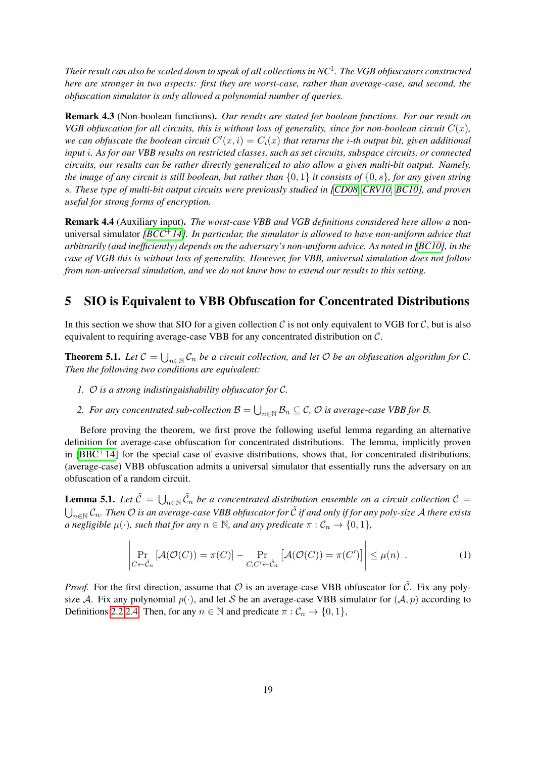*Their result can also be scaled down to speak of all collections in $NC^1$. The VGB obfuscators constructed here are stronger in two aspects: first they are worst-case, rather than average-case, and second, the obfuscation simulator is only allowed a polynomial number of queries.*

**Remark 4.3** (Non-boolean functions)**.** *Our results are stated for boolean functions. For our result on VGB obfuscation for all circuits, this is without loss of generality, since for non-boolean circuit $C(x)$, we can obfuscate the boolean circuit $C'(x, i) = C_i(x)$ that returns the $i$-th output bit, given additional input $i$. As for our VBB results on restricted classes, such as set circuits, subspace circuits, or connected circuits, our results can be rather directly generalized to also allow a given multi-bit output. Namely, the image of any circuit is still boolean, but rather than $\{0, 1\}$ it consists of $\{0, s\}$, for any given string $s$. These type of multi-bit output circuits were previously studied in [CD08, CRV10, BC10], and proven useful for strong forms of encryption.*

**Remark 4.4** (Auxiliary input)**.** *The worst-case VBB and VGB definitions considered here allow a* non-universal simulator *[BCC+14]. In particular, the simulator is allowed to have non-uniform advice that arbitrarily (and inefficiently) depends on the adversary's non-uniform advice. As noted in [BC10], in the case of VGB this is without loss of generality. However, for VBB, universal simulation does not follow from non-universal simulation, and we do not know how to extend our results to this setting.*

## 5 SIO is Equivalent to VBB Obfuscation for Concentrated Distributions

In this section we show that SIO for a given collection $\mathcal{C}$ is not only equivalent to VGB for $\mathcal{C}$, but is also equivalent to requiring average-case VBB for any concentrated distribution on $\mathcal{C}$.

**Theorem 5.1.** *Let $\mathcal{C} = \bigcup_{n \in \mathbb{N}} \mathcal{C}_n$ be a circuit collection, and let $\mathcal{O}$ be an obfuscation algorithm for $\mathcal{C}$. Then the following two conditions are equivalent:*

1. *$\mathcal{O}$ is a strong indistinguishability obfuscator for $\mathcal{C}$.*
2. *For any concentrated sub-collection $\mathcal{B} = \bigcup_{n \in \mathbb{N}} \mathcal{B}_n \subseteq \mathcal{C}$, $\mathcal{O}$ is average-case VBB for $\mathcal{B}$.*

Before proving the theorem, we first prove the following useful lemma regarding an alternative definition for average-case obfuscation for concentrated distributions. The lemma, implicitly proven in [BBC+14] for the special case of evasive distributions, shows that, for concentrated distributions, (average-case) VBB obfuscation admits a universal simulator that essentially runs the adversary on an obfuscation of a random circuit.

**Lemma 5.1.** *Let $\tilde{\mathcal{C}} = \bigcup_{n \in \mathbb{N}} \tilde{\mathcal{C}}_n$ be a concentrated distribution ensemble on a circuit collection $\mathcal{C} = \bigcup_{n \in \mathbb{N}} \mathcal{C}_n$. Then $\mathcal{O}$ is an average-case VBB obfuscator for $\tilde{\mathcal{C}}$ if and only if for any poly-size $\mathcal{A}$ there exists a negligible $\mu(\cdot)$, such that for any $n \in \mathbb{N}$, and any predicate $\pi : \mathcal{C}_n \to \{0, 1\}$,*

$$\left| \Pr_{C \leftarrow \tilde{\mathcal{C}}_n} \left[ \mathcal{A}(\mathcal{O}(C)) = \pi(C) \right] - \Pr_{C, C' \leftarrow \tilde{\mathcal{C}}_n} \left[ \mathcal{A}(\mathcal{O}(C)) = \pi(C') \right] \right| \leq \mu(n) \ . \tag{1}$$

*Proof.* For the first direction, assume that $\mathcal{O}$ is an average-case VBB obfuscator for $\tilde{\mathcal{C}}$. Fix any poly-size $\mathcal{A}$. Fix any polynomial $p(\cdot)$, and let $\mathcal{S}$ be an average-case VBB simulator for $(\mathcal{A}, p)$ according to Definitions 2.2,2.4. Then, for any $n \in \mathbb{N}$ and predicate $\pi : \mathcal{C}_n \to \{0, 1\}$,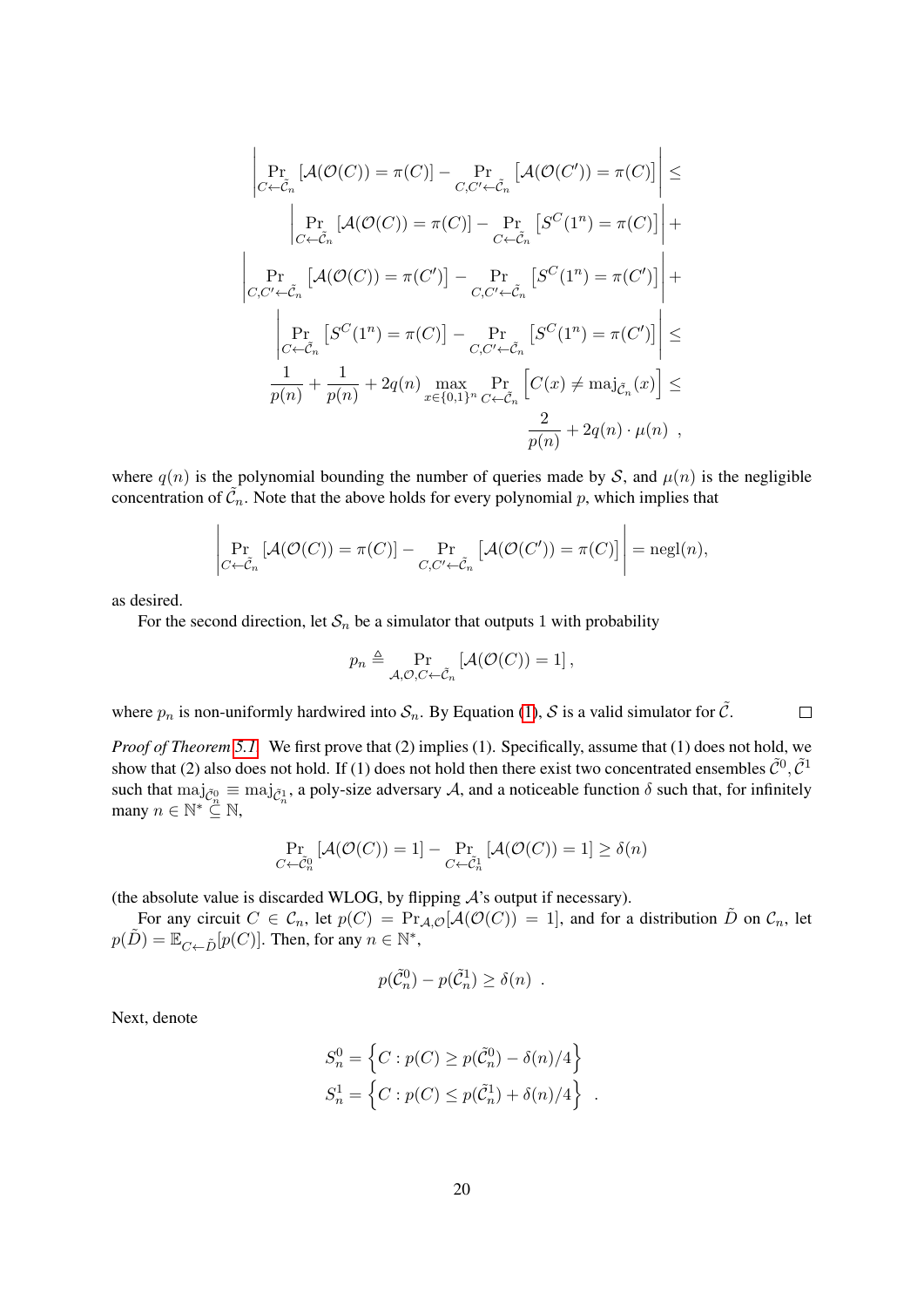$$
\begin{aligned}
&\left| \Pr_{C \leftarrow \tilde{\mathcal{C}}_n} [\mathcal{A}(\mathcal{O}(C)) = \pi(C)] - \Pr_{C,C' \leftarrow \tilde{\mathcal{C}}_n} \left[\mathcal{A}(\mathcal{O}(C')) = \pi(C)\right] \right| \leq \\
&\quad \left| \Pr_{C \leftarrow \tilde{\mathcal{C}}_n} [\mathcal{A}(\mathcal{O}(C)) = \pi(C)] - \Pr_{C \leftarrow \tilde{\mathcal{C}}_n} \left[S^C(1^n) = \pi(C)\right] \right| + \\
&\left| \Pr_{C,C' \leftarrow \tilde{\mathcal{C}}_n} \left[\mathcal{A}(\mathcal{O}(C)) = \pi(C')\right] - \Pr_{C,C' \leftarrow \tilde{\mathcal{C}}_n} \left[S^C(1^n) = \pi(C')\right] \right| + \\
&\quad \left| \Pr_{C \leftarrow \tilde{\mathcal{C}}_n} \left[S^C(1^n) = \pi(C)\right] - \Pr_{C,C' \leftarrow \tilde{\mathcal{C}}_n} \left[S^C(1^n) = \pi(C')\right] \right| \leq \\
&\quad \frac{1}{p(n)} + \frac{1}{p(n)} + 2q(n) \max_{x \in \{0,1\}^n} \Pr_{C \leftarrow \tilde{\mathcal{C}}_n} \left[C(x) \neq \mathrm{maj}_{\tilde{\mathcal{C}}_n}(x)\right] \leq \\
&\quad \frac{2}{p(n)} + 2q(n) \cdot \mu(n) \ ,
\end{aligned}
$$

where $q(n)$ is the polynomial bounding the number of queries made by $\mathcal{S}$, and $\mu(n)$ is the negligible concentration of $\tilde{\mathcal{C}}_n$. Note that the above holds for every polynomial $p$, which implies that

$$
\left| \Pr_{C \leftarrow \tilde{\mathcal{C}}_n} [\mathcal{A}(\mathcal{O}(C)) = \pi(C)] - \Pr_{C,C' \leftarrow \tilde{\mathcal{C}}_n} \left[\mathcal{A}(\mathcal{O}(C')) = \pi(C)\right] \right| = \mathrm{negl}(n),
$$

as desired.

For the second direction, let $\mathcal{S}_n$ be a simulator that outputs 1 with probability

$$
p_n \triangleq \Pr_{\mathcal{A},\mathcal{O},C \leftarrow \tilde{\mathcal{C}}_n} [\mathcal{A}(\mathcal{O}(C)) = 1] ,
$$

where $p_n$ is non-uniformly hardwired into $\mathcal{S}_n$. By Equation (1), $\mathcal{S}$ is a valid simulator for $\tilde{\mathcal{C}}$. $\square$

*Proof of Theorem 5.1.* We first prove that (2) implies (1). Specifically, assume that (1) does not hold, we show that (2) also does not hold. If (1) does not hold then there exist two concentrated ensembles $\tilde{\mathcal{C}}^0, \tilde{\mathcal{C}}^1$ such that $\mathrm{maj}_{\tilde{\mathcal{C}}^0_n} \equiv \mathrm{maj}_{\tilde{\mathcal{C}}^1_n}$, a poly-size adversary $\mathcal{A}$, and a noticeable function $\delta$ such that, for infinitely many $n \in \mathbb{N}^* \subseteq \mathbb{N}$,

$$
\Pr_{C \leftarrow \tilde{\mathcal{C}}^0_n} [\mathcal{A}(\mathcal{O}(C)) = 1] - \Pr_{C \leftarrow \tilde{\mathcal{C}}^1_n} [\mathcal{A}(\mathcal{O}(C)) = 1] \geq \delta(n)
$$

(the absolute value is discarded WLOG, by flipping $\mathcal{A}$'s output if necessary).

For any circuit $C \in \mathcal{C}_n$, let $p(C) = \Pr_{\mathcal{A},\mathcal{O}}[\mathcal{A}(\mathcal{O}(C)) = 1]$, and for a distribution $\tilde{D}$ on $\mathcal{C}_n$, let $p(\tilde{D}) = \mathbb{E}_{C \leftarrow \tilde{D}}[p(C)]$. Then, for any $n \in \mathbb{N}^*$,

$$
p(\tilde{\mathcal{C}}^0_n) - p(\tilde{\mathcal{C}}^1_n) \geq \delta(n) \ .
$$

Next, denote

$$
\begin{aligned}
S^0_n &= \left\{C : p(C) \geq p(\tilde{\mathcal{C}}^0_n) - \delta(n)/4\right\} \\
S^1_n &= \left\{C : p(C) \leq p(\tilde{\mathcal{C}}^1_n) + \delta(n)/4\right\} \ .
\end{aligned}
$$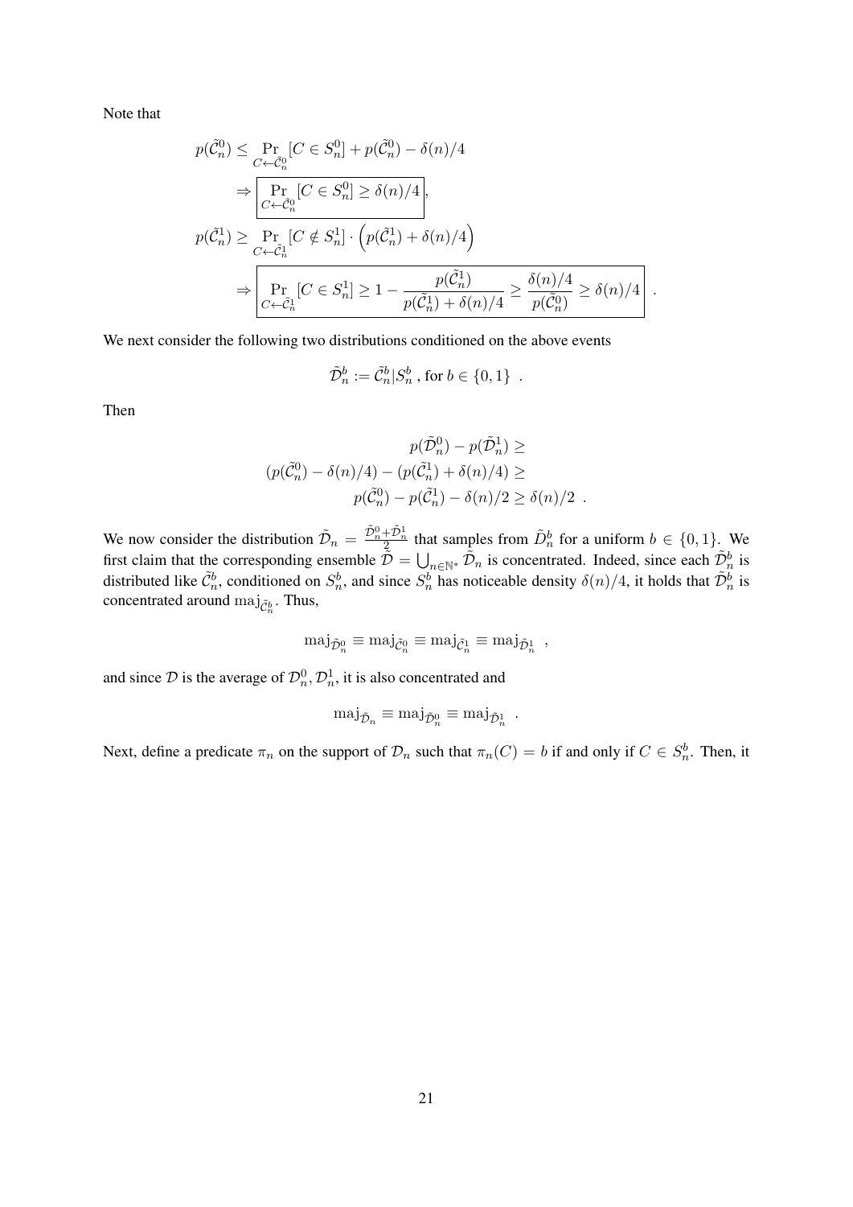Note that

$$
\begin{aligned}
p(\tilde{\mathcal{C}}_n^0) &\leq \Pr_{C \leftarrow \tilde{\mathcal{C}}_n^0}[C \in S_n^0] + p(\tilde{\mathcal{C}}_n^0) - \delta(n)/4 \\
&\Rightarrow \boxed{\Pr_{C \leftarrow \tilde{\mathcal{C}}_n^0}[C \in S_n^0] \geq \delta(n)/4}, \\
p(\tilde{\mathcal{C}}_n^1) &\geq \Pr_{C \leftarrow \tilde{\mathcal{C}}_n^1}[C \notin S_n^1] \cdot \left(p(\tilde{\mathcal{C}}_n^1) + \delta(n)/4\right) \\
&\Rightarrow \boxed{\Pr_{C \leftarrow \tilde{\mathcal{C}}_n^1}[C \in S_n^1] \geq 1 - \frac{p(\tilde{\mathcal{C}}_n^1)}{p(\tilde{\mathcal{C}}_n^1) + \delta(n)/4} \geq \frac{\delta(n)/4}{p(\tilde{\mathcal{C}}_n^0)} \geq \delta(n)/4} \ .
\end{aligned}
$$

We next consider the following two distributions conditioned on the above events

$$
\tilde{\mathcal{D}}_n^b := \tilde{\mathcal{C}}_n^b | S_n^b \text{ , for } b \in \{0,1\} \ .
$$

Then

$$
\begin{aligned}
p(\tilde{\mathcal{D}}_n^0) - p(\tilde{\mathcal{D}}_n^1) &\geq \\
(p(\tilde{\mathcal{C}}_n^0) - \delta(n)/4) - (p(\tilde{\mathcal{C}}_n^1) + \delta(n)/4) &\geq \\
p(\tilde{\mathcal{C}}_n^0) - p(\tilde{\mathcal{C}}_n^1) - \delta(n)/2 &\geq \delta(n)/2 \ .
\end{aligned}
$$

We now consider the distribution $\tilde{\mathcal{D}}_n = \frac{\tilde{\mathcal{D}}_n^0 + \tilde{\mathcal{D}}_n^1}{2}$ that samples from $\tilde{D}_n^b$ for a uniform $b \in \{0,1\}$. We first claim that the corresponding ensemble $\tilde{\mathcal{D}} = \bigcup_{n \in \mathbb{N}^*} \tilde{\mathcal{D}}_n$ is concentrated. Indeed, since each $\tilde{\mathcal{D}}_n^b$ is distributed like $\tilde{\mathcal{C}}_n^b$, conditioned on $S_n^b$, and since $S_n^b$ has noticeable density $\delta(n)/4$, it holds that $\tilde{\mathcal{D}}_n^b$ is concentrated around $\mathrm{maj}_{\tilde{\mathcal{C}}_n^b}$. Thus,

$$
\mathrm{maj}_{\tilde{\mathcal{D}}_n^0} \equiv \mathrm{maj}_{\tilde{\mathcal{C}}_n^0} \equiv \mathrm{maj}_{\tilde{\mathcal{C}}_n^1} \equiv \mathrm{maj}_{\tilde{\mathcal{D}}_n^1} \ ,
$$

and since $\mathcal{D}$ is the average of $\mathcal{D}_n^0, \mathcal{D}_n^1$, it is also concentrated and

$$
\mathrm{maj}_{\tilde{\mathcal{D}}_n} \equiv \mathrm{maj}_{\tilde{\mathcal{D}}_n^0} \equiv \mathrm{maj}_{\tilde{\mathcal{D}}_n^1} \ .
$$

Next, define a predicate $\pi_n$ on the support of $\mathcal{D}_n$ such that $\pi_n(C) = b$ if and only if $C \in S_n^b$. Then, it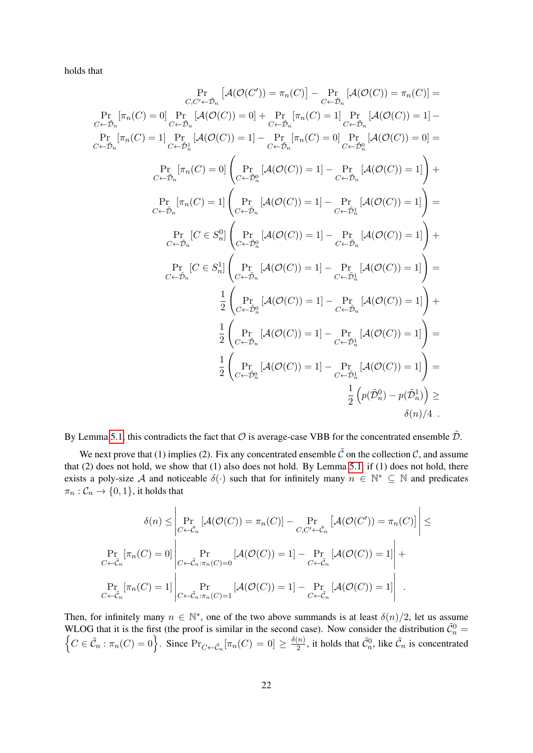holds that

$$
\begin{aligned}
&\Pr_{C,C'\leftarrow\tilde{\mathcal{D}}_n}\left[\mathcal{A}(\mathcal{O}(C'))=\pi_n(C)\right]-\Pr_{C\leftarrow\tilde{\mathcal{D}}_n}\left[\mathcal{A}(\mathcal{O}(C))=\pi_n(C)\right]= \\
&\Pr_{C\leftarrow\tilde{\mathcal{D}}_n}[\pi_n(C)=0]\Pr_{C\leftarrow\tilde{\mathcal{D}}_n}[\mathcal{A}(\mathcal{O}(C))=0]+\Pr_{C\leftarrow\tilde{\mathcal{D}}_n}[\pi_n(C)=1]\Pr_{C\leftarrow\tilde{\mathcal{D}}_n}[\mathcal{A}(\mathcal{O}(C))=1]- \\
&\Pr_{C\leftarrow\tilde{\mathcal{D}}_n}[\pi_n(C)=1]\Pr_{C\leftarrow\tilde{\mathcal{D}}^1_n}[\mathcal{A}(\mathcal{O}(C))=1]-\Pr_{C\leftarrow\tilde{\mathcal{D}}_n}[\pi_n(C)=0]\Pr_{C\leftarrow\tilde{\mathcal{D}}^0_n}[\mathcal{A}(\mathcal{O}(C))=0]= \\
&\Pr_{C\leftarrow\tilde{\mathcal{D}}_n}[\pi_n(C)=0]\left(\Pr_{C\leftarrow\tilde{\mathcal{D}}^0_n}[\mathcal{A}(\mathcal{O}(C))=1]-\Pr_{C\leftarrow\tilde{\mathcal{D}}_n}[\mathcal{A}(\mathcal{O}(C))=1]\right)+ \\
&\Pr_{C\leftarrow\tilde{\mathcal{D}}_n}[\pi_n(C)=1]\left(\Pr_{C\leftarrow\tilde{\mathcal{D}}_n}[\mathcal{A}(\mathcal{O}(C))=1]-\Pr_{C\leftarrow\tilde{\mathcal{D}}^1_n}[\mathcal{A}(\mathcal{O}(C))=1]\right)= \\
&\Pr_{C\leftarrow\tilde{\mathcal{D}}_n}[C\in S^0_n]\left(\Pr_{C\leftarrow\tilde{\mathcal{D}}^0_n}[\mathcal{A}(\mathcal{O}(C))=1]-\Pr_{C\leftarrow\tilde{\mathcal{D}}_n}[\mathcal{A}(\mathcal{O}(C))=1]\right)+ \\
&\Pr_{C\leftarrow\tilde{\mathcal{D}}_n}[C\in S^1_n]\left(\Pr_{C\leftarrow\tilde{\mathcal{D}}_n}[\mathcal{A}(\mathcal{O}(C))=1]-\Pr_{C\leftarrow\tilde{\mathcal{D}}^1_n}[\mathcal{A}(\mathcal{O}(C))=1]\right)= \\
&\frac{1}{2}\left(\Pr_{C\leftarrow\tilde{\mathcal{D}}^0_n}[\mathcal{A}(\mathcal{O}(C))=1]-\Pr_{C\leftarrow\tilde{\mathcal{D}}_n}[\mathcal{A}(\mathcal{O}(C))=1]\right)+ \\
&\frac{1}{2}\left(\Pr_{C\leftarrow\tilde{\mathcal{D}}_n}[\mathcal{A}(\mathcal{O}(C))=1]-\Pr_{C\leftarrow\tilde{\mathcal{D}}^1_n}[\mathcal{A}(\mathcal{O}(C))=1]\right)= \\
&\frac{1}{2}\left(\Pr_{C\leftarrow\tilde{\mathcal{D}}^0_n}[\mathcal{A}(\mathcal{O}(C))=1]-\Pr_{C\leftarrow\tilde{\mathcal{D}}^1_n}[\mathcal{A}(\mathcal{O}(C))=1]\right)= \\
&\frac{1}{2}\left(p(\tilde{\mathcal{D}}^0_n)-p(\tilde{\mathcal{D}}^1_n)\right)\geq \\
&\delta(n)/4\ .
\end{aligned}
$$

By Lemma 5.1, this contradicts the fact that $\mathcal{O}$ is average-case VBB for the concentrated ensemble $\tilde{\mathcal{D}}$.

We next prove that (1) implies (2). Fix any concentrated ensemble $\tilde{\mathcal{C}}$ on the collection $\mathcal{C}$, and assume that (2) does not hold, we show that (1) also does not hold. By Lemma 5.1, if (1) does not hold, there exists a poly-size $\mathcal{A}$ and noticeable $\delta(\cdot)$ such that for infinitely many $n\in\mathbb{N}^*\subseteq\mathbb{N}$ and predicates $\pi_n:\mathcal{C}_n\to\{0,1\}$, it holds that

$$
\begin{aligned}
\delta(n)\leq&\left|\Pr_{C\leftarrow\tilde{\mathcal{C}}_n}[\mathcal{A}(\mathcal{O}(C))=\pi_n(C)]-\Pr_{C,C'\leftarrow\tilde{\mathcal{C}}_n}\left[\mathcal{A}(\mathcal{O}(C'))=\pi_n(C)\right]\right|\leq \\
&\Pr_{C\leftarrow\tilde{\mathcal{C}}_n}[\pi_n(C)=0]\left|\Pr_{C\leftarrow\tilde{\mathcal{C}}_n:\pi_n(C)=0}[\mathcal{A}(\mathcal{O}(C))=1]-\Pr_{C\leftarrow\tilde{\mathcal{C}}_n}[\mathcal{A}(\mathcal{O}(C))=1]\right|+ \\
&\Pr_{C\leftarrow\tilde{\mathcal{C}}_n}[\pi_n(C)=1]\left|\Pr_{C\leftarrow\tilde{\mathcal{C}}_n:\pi_n(C)=1}[\mathcal{A}(\mathcal{O}(C))=1]-\Pr_{C\leftarrow\tilde{\mathcal{C}}_n}[\mathcal{A}(\mathcal{O}(C))=1]\right|\ .
\end{aligned}
$$

Then, for infinitely many $n\in\mathbb{N}^*$, one of the two above summands is at least $\delta(n)/2$, let us assume WLOG that it is the first (the proof is similar in the second case). Now consider the distribution $\tilde{\mathcal{C}}^0_n=\left\{C\in\tilde{\mathcal{C}}_n:\pi_n(C)=0\right\}$. Since $\Pr_{C\leftarrow\tilde{\mathcal{C}}_n}[\pi_n(C)=0]\geq\frac{\delta(n)}{2}$, it holds that $\tilde{\mathcal{C}}^0_n$, like $\tilde{\mathcal{C}}_n$ is concentrated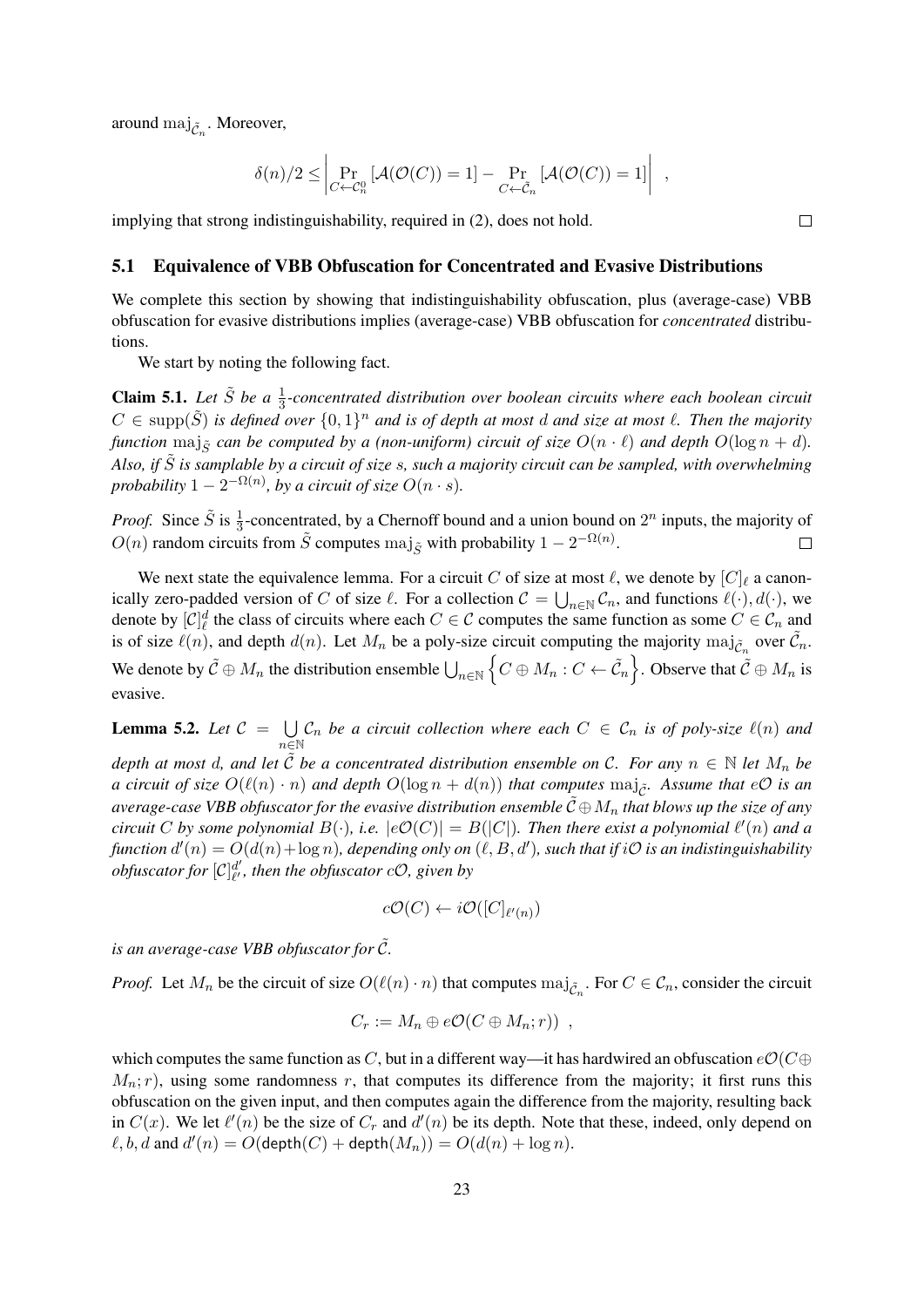around $\mathrm{maj}_{\tilde{\mathcal{C}}_n}$. Moreover,

$$\delta(n)/2 \leq \left| \Pr_{C \leftarrow \mathcal{C}_n^0}[\mathcal{A}(\mathcal{O}(C)) = 1] - \Pr_{C \leftarrow \tilde{\mathcal{C}}_n}[\mathcal{A}(\mathcal{O}(C)) = 1] \right| \ ,$$

implying that strong indistinguishability, required in (2), does not hold. $\square$

## 5.1 Equivalence of VBB Obfuscation for Concentrated and Evasive Distributions

We complete this section by showing that indistinguishability obfuscation, plus (average-case) VBB obfuscation for evasive distributions implies (average-case) VBB obfuscation for *concentrated* distributions.

We start by noting the following fact.

**Claim 5.1.** *Let $\tilde{S}$ be a $\frac{1}{3}$-concentrated distribution over boolean circuits where each boolean circuit $C \in \mathrm{supp}(\tilde{S})$ is defined over $\{0,1\}^n$ and is of depth at most $d$ and size at most $\ell$. Then the majority function $\mathrm{maj}_{\tilde{S}}$ can be computed by a (non-uniform) circuit of size $O(n \cdot \ell)$ and depth $O(\log n + d)$. Also, if $\tilde{S}$ is samplable by a circuit of size $s$, such a majority circuit can be sampled, with overwhelming probability $1 - 2^{-\Omega(n)}$, by a circuit of size $O(n \cdot s)$.*

*Proof.* Since $\tilde{S}$ is $\frac{1}{3}$-concentrated, by a Chernoff bound and a union bound on $2^n$ inputs, the majority of $O(n)$ random circuits from $\tilde{S}$ computes $\mathrm{maj}_{\tilde{S}}$ with probability $1 - 2^{-\Omega(n)}$. $\square$

We next state the equivalence lemma. For a circuit $C$ of size at most $\ell$, we denote by $[C]_\ell$ a canonically zero-padded version of $C$ of size $\ell$. For a collection $\mathcal{C} = \bigcup_{n \in \mathbb{N}} \mathcal{C}_n$, and functions $\ell(\cdot), d(\cdot)$, we denote by $[\mathcal{C}]_\ell^d$ the class of circuits where each $C \in \mathcal{C}$ computes the same function as some $C \in \mathcal{C}_n$ and is of size $\ell(n)$, and depth $d(n)$. Let $M_n$ be a poly-size circuit computing the majority $\mathrm{maj}_{\tilde{\mathcal{C}}_n}$ over $\tilde{\mathcal{C}}_n$. We denote by $\tilde{\mathcal{C}} \oplus M_n$ the distribution ensemble $\bigcup_{n \in \mathbb{N}} \left\{ C \oplus M_n : C \leftarrow \tilde{\mathcal{C}}_n \right\}$. Observe that $\tilde{\mathcal{C}} \oplus M_n$ is evasive.

**Lemma 5.2.** *Let $\mathcal{C} = \bigcup_{n \in \mathbb{N}} \mathcal{C}_n$ be a circuit collection where each $C \in \mathcal{C}_n$ is of poly-size $\ell(n)$ and depth at most $d$, and let $\tilde{\mathcal{C}}$ be a concentrated distribution ensemble on $\mathcal{C}$. For any $n \in \mathbb{N}$ let $M_n$ be a circuit of size $O(\ell(n) \cdot n)$ and depth $O(\log n + d(n))$ that computes $\mathrm{maj}_{\tilde{\mathcal{C}}}$. Assume that $e\mathcal{O}$ is an average-case VBB obfuscator for the evasive distribution ensemble $\tilde{\mathcal{C}} \oplus M_n$ that blows up the size of any circuit $C$ by some polynomial $B(\cdot)$, i.e. $|e\mathcal{O}(C)| = B(|C|)$. Then there exist a polynomial $\ell'(n)$ and a function $d'(n) = O(d(n) + \log n)$, depending only on $(\ell, B, d')$, such that if $i\mathcal{O}$ is an indistinguishability obfuscator for $[\mathcal{C}]_{\ell'}^{d'}$, then the obfuscator $c\mathcal{O}$, given by*

$$c\mathcal{O}(C) \leftarrow i\mathcal{O}([C]_{\ell'(n)})$$

*is an average-case VBB obfuscator for $\tilde{\mathcal{C}}$.*

*Proof.* Let $M_n$ be the circuit of size $O(\ell(n) \cdot n)$ that computes $\mathrm{maj}_{\tilde{\mathcal{C}}_n}$. For $C \in \mathcal{C}_n$, consider the circuit

$$C_r := M_n \oplus e\mathcal{O}(C \oplus M_n; r)) \ ,$$

which computes the same function as $C$, but in a different way—it has hardwired an obfuscation $e\mathcal{O}(C \oplus M_n; r)$, using some randomness $r$, that computes its difference from the majority; it first runs this obfuscation on the given input, and then computes again the difference from the majority, resulting back in $C(x)$. We let $\ell'(n)$ be the size of $C_r$ and $d'(n)$ be its depth. Note that these, indeed, only depend on $\ell, b, d$ and $d'(n) = O(\mathsf{depth}(C) + \mathsf{depth}(M_n)) = O(d(n) + \log n)$.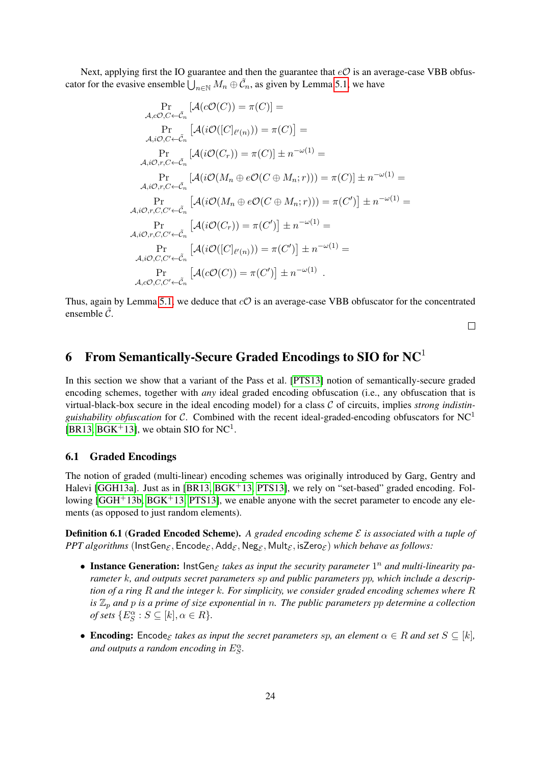Next, applying first the IO guarantee and then the guarantee that $e\mathcal{O}$ is an average-case VBB obfuscator for the evasive ensemble $\bigcup_{n\in\mathbb{N}} M_n \oplus \tilde{\mathcal{C}}_n$, as given by Lemma 5.1, we have

$$
\begin{aligned}
&\Pr_{\mathcal{A},c\mathcal{O},C\leftarrow\tilde{\mathcal{C}}_n}\left[\mathcal{A}(c\mathcal{O}(C)) = \pi(C)\right] = \\
&\Pr_{\mathcal{A},i\mathcal{O},C\leftarrow\tilde{\mathcal{C}}_n}\left[\mathcal{A}(i\mathcal{O}([C]_{\ell'(n)})) = \pi(C)\right] = \\
&\Pr_{\mathcal{A},i\mathcal{O},r,C\leftarrow\tilde{\mathcal{C}}_n}\left[\mathcal{A}(i\mathcal{O}(C_r)) = \pi(C)\right] \pm n^{-\omega(1)} = \\
&\Pr_{\mathcal{A},i\mathcal{O},r,C\leftarrow\tilde{\mathcal{C}}_n}\left[\mathcal{A}(i\mathcal{O}(M_n \oplus e\mathcal{O}(C\oplus M_n; r))) = \pi(C)\right] \pm n^{-\omega(1)} = \\
&\Pr_{\mathcal{A},i\mathcal{O},r,C,C'\leftarrow\tilde{\mathcal{C}}_n}\left[\mathcal{A}(i\mathcal{O}(M_n \oplus e\mathcal{O}(C\oplus M_n; r))) = \pi(C')\right] \pm n^{-\omega(1)} = \\
&\Pr_{\mathcal{A},i\mathcal{O},r,C,C'\leftarrow\tilde{\mathcal{C}}_n}\left[\mathcal{A}(i\mathcal{O}(C_r)) = \pi(C')\right] \pm n^{-\omega(1)} = \\
&\Pr_{\mathcal{A},i\mathcal{O},C,C'\leftarrow\tilde{\mathcal{C}}_n}\left[\mathcal{A}(i\mathcal{O}([C]_{\ell'(n)})) = \pi(C')\right] \pm n^{-\omega(1)} = \\
&\Pr_{\mathcal{A},c\mathcal{O},C,C'\leftarrow\tilde{\mathcal{C}}_n}\left[\mathcal{A}(c\mathcal{O}(C)) = \pi(C')\right] \pm n^{-\omega(1)} .
\end{aligned}
$$

Thus, again by Lemma 5.1, we deduce that $c\mathcal{O}$ is an average-case VBB obfuscator for the concentrated ensemble $\tilde{\mathcal{C}}$.

□

# 6 From Semantically-Secure Graded Encodings to SIO for NC$^1$

In this section we show that a variant of the Pass et al. [PTS13] notion of semantically-secure graded encoding schemes, together with *any* ideal graded encoding obfuscation (i.e., any obfuscation that is virtual-black-box secure in the ideal encoding model) for a class $\mathcal{C}$ of circuits, implies *strong indistinguishability obfuscation* for $\mathcal{C}$. Combined with the recent ideal-graded-encoding obfuscators for NC$^1$ [BR13, BGK+13], we obtain SIO for NC$^1$.

## 6.1 Graded Encodings

The notion of graded (multi-linear) encoding schemes was originally introduced by Garg, Gentry and Halevi [GGH13a]. Just as in [BR13, BGK+13, PTS13], we rely on "set-based" graded encoding. Following [GGH+13b, BGK+13, PTS13], we enable anyone with the secret parameter to encode any elements (as opposed to just random elements).

**Definition 6.1** (**Graded Encoded Scheme).** *A graded encoding scheme $\mathcal{E}$ is associated with a tuple of PPT algorithms $(\mathsf{InstGen}_{\mathcal{E}}, \mathsf{Encode}_{\mathcal{E}}, \mathsf{Add}_{\mathcal{E}}, \mathsf{Neg}_{\mathcal{E}}, \mathsf{Mult}_{\mathcal{E}}, \mathsf{isZero}_{\mathcal{E}})$ which behave as follows:*

- **Instance Generation:** $\mathsf{InstGen}_{\mathcal{E}}$ *takes as input the security parameter $1^n$ and multi-linearity parameter $k$, and outputs secret parameters $sp$ and public parameters $pp$, which include a description of a ring $R$ and the integer $k$. For simplicity, we consider graded encoding schemes where $R$ is $\mathbb{Z}_p$ and $p$ is a prime of size exponential in $n$. The public parameters $pp$ determine a collection of sets $\{E_S^\alpha : S \subseteq [k], \alpha \in R\}$.*

- **Encoding:** $\mathsf{Encode}_{\mathcal{E}}$ *takes as input the secret parameters $sp$, an element $\alpha \in R$ and set $S \subseteq [k]$, and outputs a random encoding in $E_S^\alpha$.*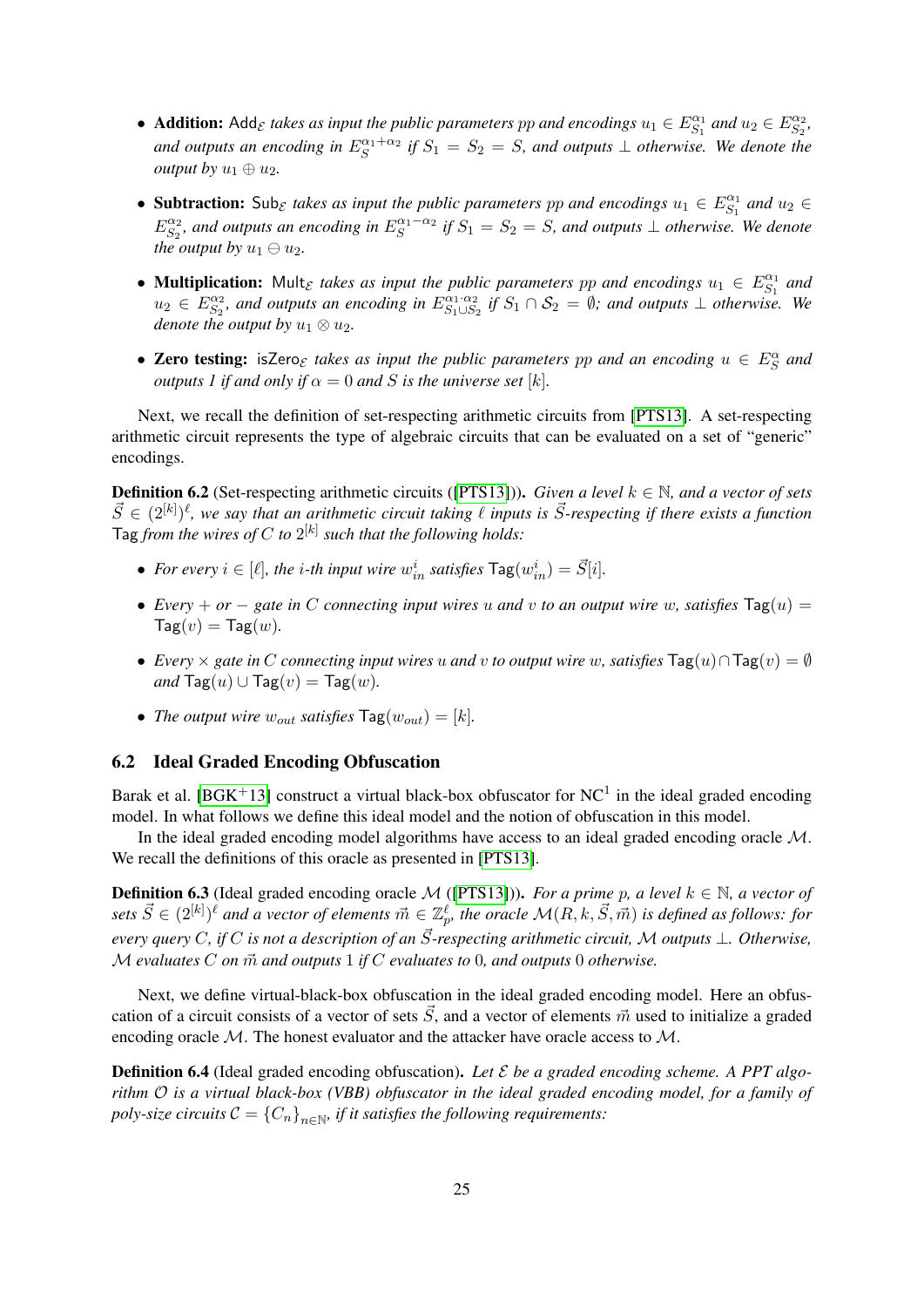- **Addition:** $\mathsf{Add}_{\mathcal{E}}$ *takes as input the public parameters pp and encodings* $u_1 \in E_{S_1}^{\alpha_1}$ *and* $u_2 \in E_{S_2}^{\alpha_2}$*, and outputs an encoding in* $E_S^{\alpha_1+\alpha_2}$ *if* $S_1 = S_2 = S$*, and outputs* $\perp$ *otherwise. We denote the output by* $u_1 \oplus u_2$*.*

- **Subtraction:** $\mathsf{Sub}_{\mathcal{E}}$ *takes as input the public parameters pp and encodings* $u_1 \in E_{S_1}^{\alpha_1}$ *and* $u_2 \in E_{S_2}^{\alpha_2}$*, and outputs an encoding in* $E_S^{\alpha_1-\alpha_2}$ *if* $S_1 = S_2 = S$*, and outputs* $\perp$ *otherwise. We denote the output by* $u_1 \ominus u_2$*.*

- **Multiplication:** $\mathsf{Mult}_{\mathcal{E}}$ *takes as input the public parameters pp and encodings* $u_1 \in E_{S_1}^{\alpha_1}$ *and* $u_2 \in E_{S_2}^{\alpha_2}$*, and outputs an encoding in* $E_{S_1 \cup S_2}^{\alpha_1 \cdot \alpha_2}$ *if* $S_1 \cap \mathcal{S}_2 = \emptyset$*; and outputs* $\perp$ *otherwise. We denote the output by* $u_1 \otimes u_2$*.*

- **Zero testing:** $\mathsf{isZero}_{\mathcal{E}}$ *takes as input the public parameters pp and an encoding* $u \in E_S^{\alpha}$ *and outputs 1 if and only if* $\alpha = 0$ *and* $S$ *is the universe set* $[k]$*.*

Next, we recall the definition of set-respecting arithmetic circuits from [PTS13]. A set-respecting arithmetic circuit represents the type of algebraic circuits that can be evaluated on a set of "generic" encodings.

**Definition 6.2** (Set-respecting arithmetic circuits ([PTS13]))**.** *Given a level* $k \in \mathbb{N}$*, and a vector of sets* $\vec{S} \in (2^{[k]})^{\ell}$*, we say that an arithmetic circuit taking* $\ell$ *inputs is* $\vec{S}$*-respecting if there exists a function* $\mathsf{Tag}$ *from the wires of* $C$ *to* $2^{[k]}$ *such that the following holds:*

- *For every* $i \in [\ell]$*, the* $i$*-th input wire* $w_{in}^i$ *satisfies* $\mathsf{Tag}(w_{in}^i) = \vec{S}[i]$*.*
- *Every* $+$ *or* $-$ *gate in* $C$ *connecting input wires* $u$ *and* $v$ *to an output wire* $w$*, satisfies* $\mathsf{Tag}(u) = \mathsf{Tag}(v) = \mathsf{Tag}(w)$*.*
- *Every* $\times$ *gate in* $C$ *connecting input wires* $u$ *and* $v$ *to output wire* $w$*, satisfies* $\mathsf{Tag}(u) \cap \mathsf{Tag}(v) = \emptyset$ *and* $\mathsf{Tag}(u) \cup \mathsf{Tag}(v) = \mathsf{Tag}(w)$*.*
- *The output wire* $w_{out}$ *satisfies* $\mathsf{Tag}(w_{out}) = [k]$*.*

## 6.2 Ideal Graded Encoding Obfuscation

Barak et al. [BGK+13] construct a virtual black-box obfuscator for $\mathsf{NC}^1$ in the ideal graded encoding model. In what follows we define this ideal model and the notion of obfuscation in this model.

In the ideal graded encoding model algorithms have access to an ideal graded encoding oracle $\mathcal{M}$. We recall the definitions of this oracle as presented in [PTS13].

**Definition 6.3** (Ideal graded encoding oracle $\mathcal{M}$ ([PTS13]))**.** *For a prime* $p$*, a level* $k \in \mathbb{N}$*, a vector of sets* $\vec{S} \in (2^{[k]})^{\ell}$ *and a vector of elements* $\vec{m} \in \mathbb{Z}_p^{\ell}$*, the oracle* $\mathcal{M}(R, k, \vec{S}, \vec{m})$ *is defined as follows: for every query* $C$*, if* $C$ *is not a description of an* $\vec{S}$*-respecting arithmetic circuit,* $\mathcal{M}$ *outputs* $\perp$*. Otherwise,* $\mathcal{M}$ *evaluates* $C$ *on* $\vec{m}$ *and outputs* $1$ *if* $C$ *evaluates to* $0$*, and outputs* $0$ *otherwise.*

Next, we define virtual-black-box obfuscation in the ideal graded encoding model. Here an obfuscation of a circuit consists of a vector of sets $\vec{S}$, and a vector of elements $\vec{m}$ used to initialize a graded encoding oracle $\mathcal{M}$. The honest evaluator and the attacker have oracle access to $\mathcal{M}$.

**Definition 6.4** (Ideal graded encoding obfuscation)**.** *Let* $\mathcal{E}$ *be a graded encoding scheme. A PPT algorithm* $\mathcal{O}$ *is a virtual black-box (VBB) obfuscator in the ideal graded encoding model, for a family of poly-size circuits* $\mathcal{C} = \{C_n\}_{n \in \mathbb{N}}$*, if it satisfies the following requirements:*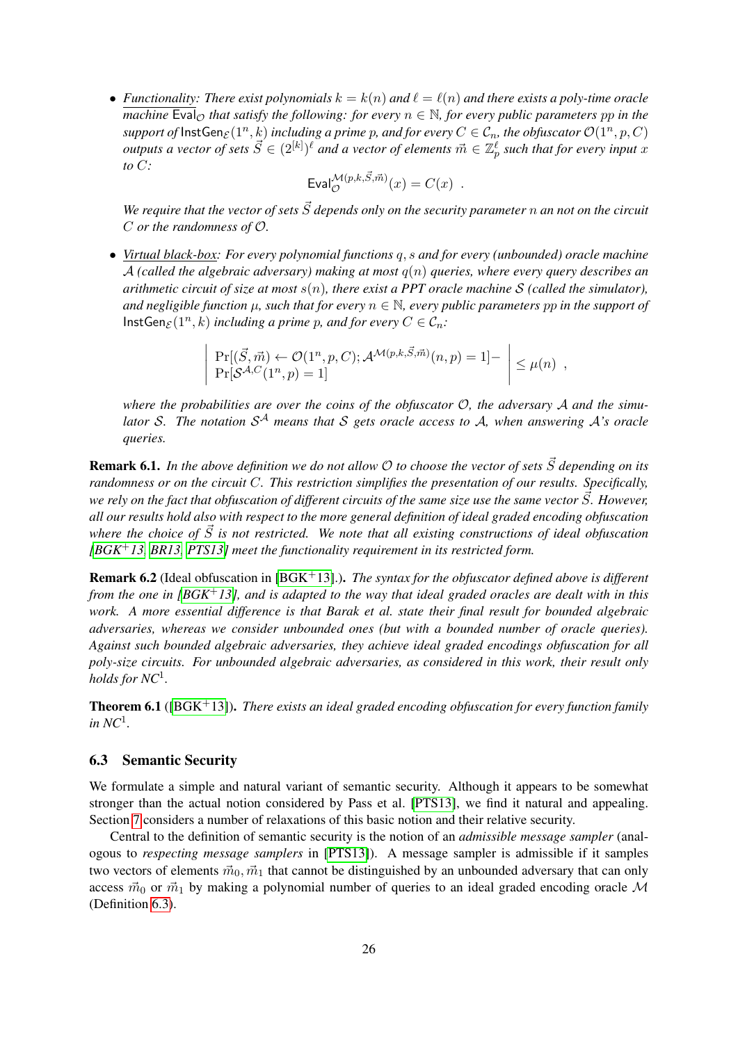- *Functionality: There exist polynomials $k = k(n)$ and $\ell = \ell(n)$ and there exists a poly-time oracle machine $\mathsf{Eval}_{\mathcal{O}}$ that satisfy the following: for every $n \in \mathbb{N}$, for every public parameters $pp$ in the support of $\mathsf{InstGen}_{\mathcal{E}}(1^n, k)$ including a prime $p$, and for every $C \in \mathcal{C}_n$, the obfuscator $\mathcal{O}(1^n, p, C)$ outputs a vector of sets $\vec{S} \in (2^{[k]})^{\ell}$ and a vector of elements $\vec{m} \in \mathbb{Z}_p^{\ell}$ such that for every input $x$ to $C$:*

$$\mathsf{Eval}_{\mathcal{O}}^{\mathcal{M}(p,k,\vec{S},\vec{m})}(x) = C(x) \enspace .$$

  *We require that the vector of sets $\vec{S}$ depends only on the security parameter $n$ an not on the circuit $C$ or the randomness of $\mathcal{O}$.*

- *Virtual black-box: For every polynomial functions $q, s$ and for every (unbounded) oracle machine $\mathcal{A}$ (called the algebraic adversary) making at most $q(n)$ queries, where every query describes an arithmetic circuit of size at most $s(n)$, there exist a PPT oracle machine $\mathcal{S}$ (called the simulator), and negligible function $\mu$, such that for every $n \in \mathbb{N}$, every public parameters $pp$ in the support of $\mathsf{InstGen}_{\mathcal{E}}(1^n, k)$ including a prime $p$, and for every $C \in \mathcal{C}_n$:*

$$\left| \begin{array}{l} \Pr[(\vec{S}, \vec{m}) \leftarrow \mathcal{O}(1^n, p, C); \mathcal{A}^{\mathcal{M}(p,k,\vec{S},\vec{m})}(n, p) = 1] - \\ \Pr[\mathcal{S}^{\mathcal{A},C}(1^n, p) = 1] \end{array} \right| \leq \mu(n) \enspace ,$$

  *where the probabilities are over the coins of the obfuscator $\mathcal{O}$, the adversary $\mathcal{A}$ and the simulator $\mathcal{S}$. The notation $\mathcal{S}^{\mathcal{A}}$ means that $\mathcal{S}$ gets oracle access to $\mathcal{A}$, when answering $\mathcal{A}$'s oracle queries.*

**Remark 6.1.** *In the above definition we do not allow $\mathcal{O}$ to choose the vector of sets $\vec{S}$ depending on its randomness or on the circuit $C$. This restriction simplifies the presentation of our results. Specifically, we rely on the fact that obfuscation of different circuits of the same size use the same vector $\vec{S}$. However, all our results hold also with respect to the more general definition of ideal graded encoding obfuscation where the choice of $\vec{S}$ is not restricted. We note that all existing constructions of ideal obfuscation [BGK+13, BR13, PTS13] meet the functionality requirement in its restricted form.*

**Remark 6.2** (Ideal obfuscation in [BGK+13].)**.** *The syntax for the obfuscator defined above is different from the one in [BGK+13], and is adapted to the way that ideal graded oracles are dealt with in this work. A more essential difference is that Barak et al. state their final result for bounded algebraic adversaries, whereas we consider unbounded ones (but with a bounded number of oracle queries). Against such bounded algebraic adversaries, they achieve ideal graded encodings obfuscation for all poly-size circuits. For unbounded algebraic adversaries, as considered in this work, their result only holds for $NC^1$.*

**Theorem 6.1** ([BGK+13])**.** *There exists an ideal graded encoding obfuscation for every function family in $NC^1$.*

### 6.3 Semantic Security

We formulate a simple and natural variant of semantic security. Although it appears to be somewhat stronger than the actual notion considered by Pass et al. [PTS13], we find it natural and appealing. Section 7 considers a number of relaxations of this basic notion and their relative security.

Central to the definition of semantic security is the notion of an *admissible message sampler* (analogous to *respecting message samplers* in [PTS13]). A message sampler is admissible if it samples two vectors of elements $\vec{m}_0, \vec{m}_1$ that cannot be distinguished by an unbounded adversary that can only access $\vec{m}_0$ or $\vec{m}_1$ by making a polynomial number of queries to an ideal graded encoding oracle $\mathcal{M}$ (Definition 6.3).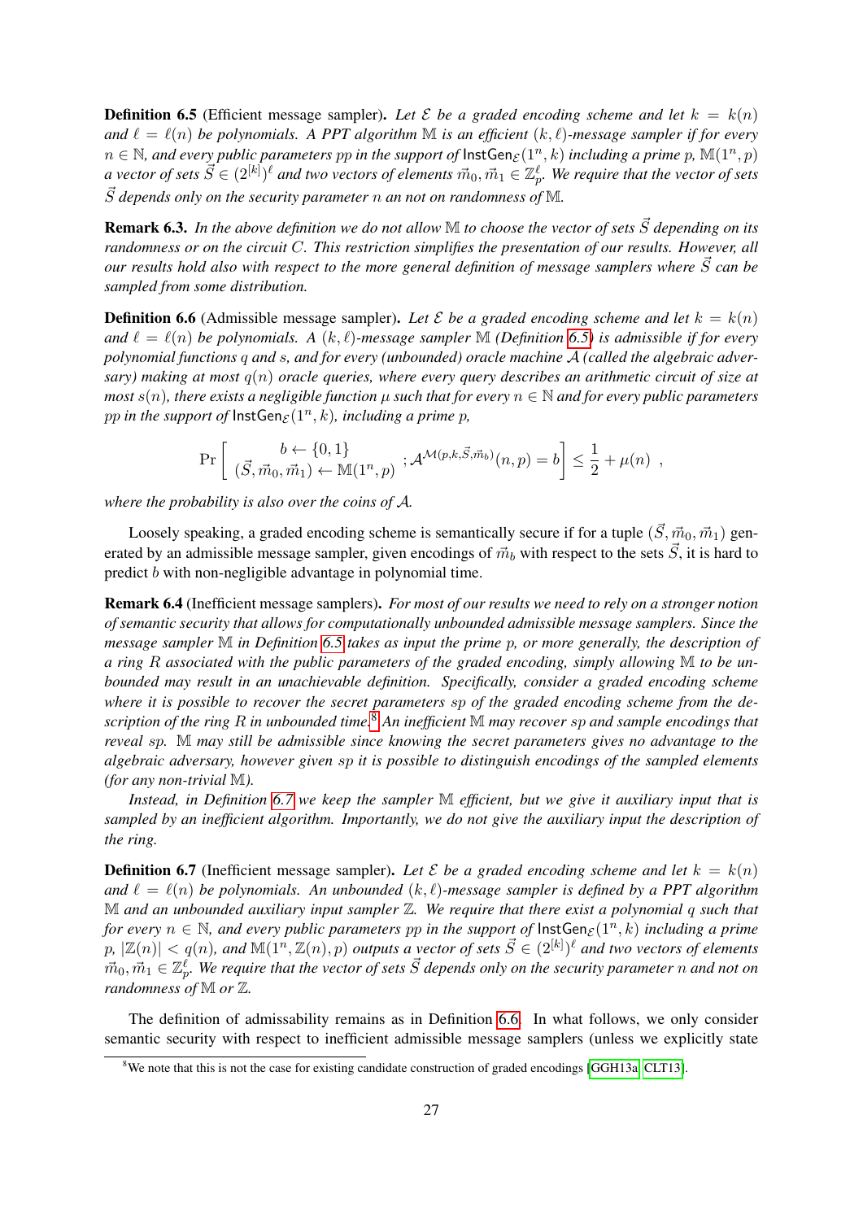**Definition 6.5** (Efficient message sampler). *Let $\mathcal{E}$ be a graded encoding scheme and let $k = k(n)$ and $\ell = \ell(n)$ be polynomials. A PPT algorithm $\mathbb{M}$ is an efficient $(k, \ell)$-message sampler if for every $n \in \mathbb{N}$, and every public parameters pp in the support of $\mathsf{InstGen}_{\mathcal{E}}(1^n, k)$ including a prime $p$, $\mathbb{M}(1^n, p)$ a vector of sets $\vec{S} \in (2^{[k]})^\ell$ and two vectors of elements $\vec{m}_0, \vec{m}_1 \in \mathbb{Z}_p^\ell$. We require that the vector of sets $\vec{S}$ depends only on the security parameter $n$ an not on randomness of $\mathbb{M}$.*

**Remark 6.3.** *In the above definition we do not allow $\mathbb{M}$ to choose the vector of sets $\vec{S}$ depending on its randomness or on the circuit $C$. This restriction simplifies the presentation of our results. However, all our results hold also with respect to the more general definition of message samplers where $\vec{S}$ can be sampled from some distribution.*

**Definition 6.6** (Admissible message sampler). *Let $\mathcal{E}$ be a graded encoding scheme and let $k = k(n)$ and $\ell = \ell(n)$ be polynomials. A $(k, \ell)$-message sampler $\mathbb{M}$ (Definition 6.5) is admissible if for every polynomial functions $q$ and $s$, and for every (unbounded) oracle machine $\mathcal{A}$ (called the algebraic adversary) making at most $q(n)$ oracle queries, where every query describes an arithmetic circuit of size at most $s(n)$, there exists a negligible function $\mu$ such that for every $n \in \mathbb{N}$ and for every public parameters pp in the support of $\mathsf{InstGen}_{\mathcal{E}}(1^n, k)$, including a prime $p$,*

$$\Pr\left[\begin{array}{c} b \leftarrow \{0,1\} \\ (\vec{S}, \vec{m}_0, \vec{m}_1) \leftarrow \mathbb{M}(1^n, p) \end{array} ; \mathcal{A}^{\mathcal{M}(p,k,\vec{S},\vec{m}_b)}(n, p) = b\right] \leq \frac{1}{2} + \mu(n) \enspace ,$$

*where the probability is also over the coins of $\mathcal{A}$.*

Loosely speaking, a graded encoding scheme is semantically secure if for a tuple $(\vec{S}, \vec{m}_0, \vec{m}_1)$ generated by an admissible message sampler, given encodings of $\vec{m}_b$ with respect to the sets $\vec{S}$, it is hard to predict $b$ with non-negligible advantage in polynomial time.

**Remark 6.4** (Inefficient message samplers). *For most of our results we need to rely on a stronger notion of semantic security that allows for computationally unbounded admissible message samplers. Since the message sampler $\mathbb{M}$ in Definition 6.5 takes as input the prime $p$, or more generally, the description of a ring $R$ associated with the public parameters of the graded encoding, simply allowing $\mathbb{M}$ to be unbounded may result in an unachievable definition. Specifically, consider a graded encoding scheme where it is possible to recover the secret parameters sp of the graded encoding scheme from the description of the ring $R$ in unbounded time.[8] An inefficient $\mathbb{M}$ may recover sp and sample encodings that reveal sp. $\mathbb{M}$ may still be admissible since knowing the secret parameters gives no advantage to the algebraic adversary, however given sp it is possible to distinguish encodings of the sampled elements (for any non-trivial $\mathbb{M}$).*

*Instead, in Definition 6.7 we keep the sampler $\mathbb{M}$ efficient, but we give it auxiliary input that is sampled by an inefficient algorithm. Importantly, we do not give the auxiliary input the description of the ring.*

**Definition 6.7** (Inefficient message sampler). *Let $\mathcal{E}$ be a graded encoding scheme and let $k = k(n)$ and $\ell = \ell(n)$ be polynomials. An unbounded $(k, \ell)$-message sampler is defined by a PPT algorithm $\mathbb{M}$ and an unbounded auxiliary input sampler $\mathbb{Z}$. We require that there exist a polynomial $q$ such that for every $n \in \mathbb{N}$, and every public parameters pp in the support of $\mathsf{InstGen}_{\mathcal{E}}(1^n, k)$ including a prime $p$, $|\mathbb{Z}(n)| < q(n)$, and $\mathbb{M}(1^n, \mathbb{Z}(n), p)$ outputs a vector of sets $\vec{S} \in (2^{[k]})^\ell$ and two vectors of elements $\vec{m}_0, \vec{m}_1 \in \mathbb{Z}_p^\ell$. We require that the vector of sets $\vec{S}$ depends only on the security parameter $n$ and not on randomness of $\mathbb{M}$ or $\mathbb{Z}$.*

The definition of admissability remains as in Definition 6.6. In what follows, we only consider semantic security with respect to inefficient admissible message samplers (unless we explicitly state

[8] We note that this is not the case for existing candidate construction of graded encodings [GGH13a, CLT13].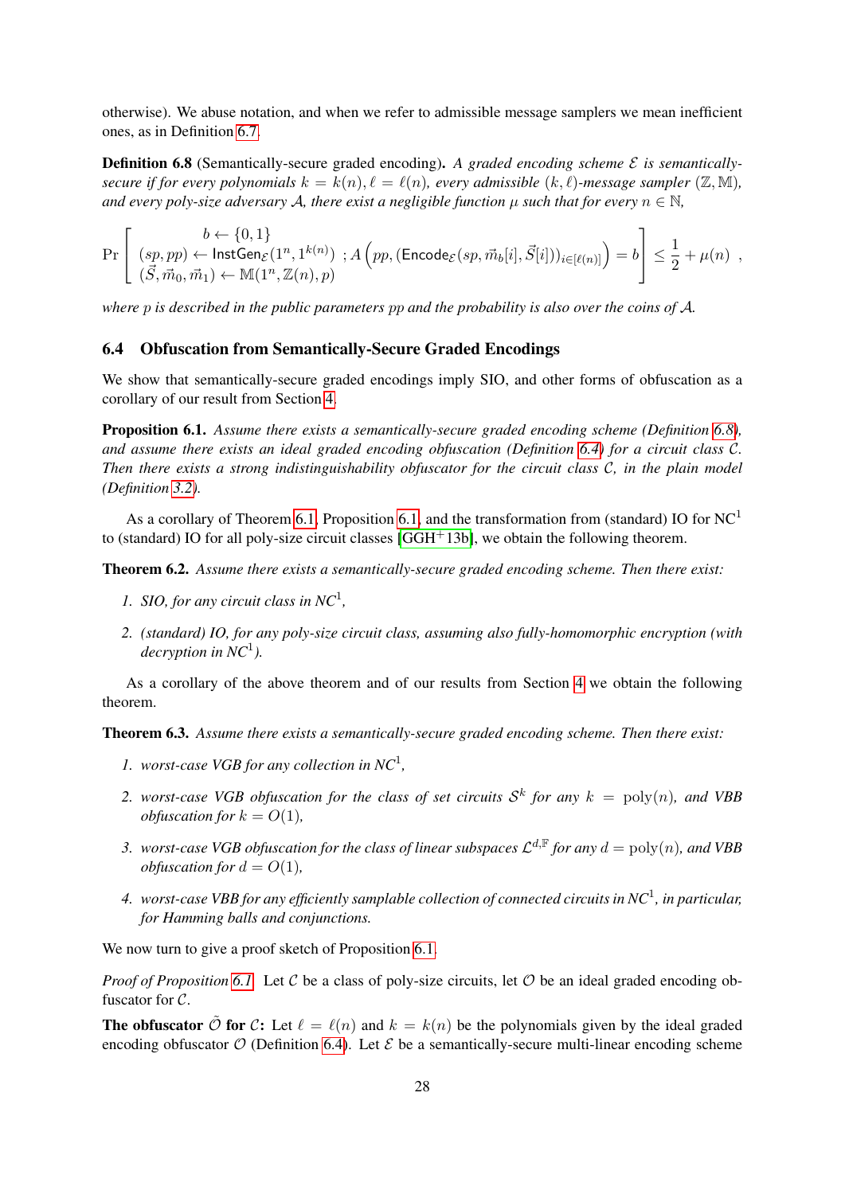otherwise). We abuse notation, and when we refer to admissible message samplers we mean inefficient ones, as in Definition 6.7.

**Definition 6.8** (Semantically-secure graded encoding)**.** *A graded encoding scheme $\mathcal{E}$ is semantically-secure if for every polynomials $k = k(n), \ell = \ell(n)$, every admissible $(k, \ell)$-message sampler $(\mathbb{Z}, \mathbb{M})$, and every poly-size adversary $\mathcal{A}$, there exist a negligible function $\mu$ such that for every $n \in \mathbb{N}$,*

$$\Pr\left[\begin{array}{c} b \leftarrow \{0,1\} \\ (sp, pp) \leftarrow \mathsf{InstGen}_{\mathcal{E}}(1^n, 1^{k(n)}) \\ (\vec{S}, \vec{m}_0, \vec{m}_1) \leftarrow \mathbb{M}(1^n, \mathbb{Z}(n), p) \end{array} ; A\left(pp, (\mathsf{Encode}_{\mathcal{E}}(sp, \vec{m}_b[i], \vec{S}[i]))_{i \in [\ell(n)]}\right) = b\right] \leq \frac{1}{2} + \mu(n) \quad ,$$

*where $p$ is described in the public parameters $pp$ and the probability is also over the coins of $\mathcal{A}$.*

### 6.4 Obfuscation from Semantically-Secure Graded Encodings

We show that semantically-secure graded encodings imply SIO, and other forms of obfuscation as a corollary of our result from Section 4.

**Proposition 6.1.** *Assume there exists a semantically-secure graded encoding scheme (Definition 6.8), and assume there exists an ideal graded encoding obfuscation (Definition 6.4) for a circuit class $\mathcal{C}$. Then there exists a strong indistinguishability obfuscator for the circuit class $\mathcal{C}$, in the plain model (Definition 3.2).*

As a corollary of Theorem 6.1, Proposition 6.1, and the transformation from (standard) IO for $NC^1$ to (standard) IO for all poly-size circuit classes [GGH+13b], we obtain the following theorem.

**Theorem 6.2.** *Assume there exists a semantically-secure graded encoding scheme. Then there exist:*

1. *SIO, for any circuit class in $NC^1$,*
2. *(standard) IO, for any poly-size circuit class, assuming also fully-homomorphic encryption (with decryption in $NC^1$).*

As a corollary of the above theorem and of our results from Section 4 we obtain the following theorem.

**Theorem 6.3.** *Assume there exists a semantically-secure graded encoding scheme. Then there exist:*

1. *worst-case VGB for any collection in $NC^1$,*
2. *worst-case VGB obfuscation for the class of set circuits $\mathcal{S}^k$ for any $k = \mathrm{poly}(n)$, and VBB obfuscation for $k = O(1)$,*
3. *worst-case VGB obfuscation for the class of linear subspaces $\mathcal{L}^{d,\mathbb{F}}$ for any $d = \mathrm{poly}(n)$, and VBB obfuscation for $d = O(1)$,*
4. *worst-case VBB for any efficiently samplable collection of connected circuits in $NC^1$, in particular, for Hamming balls and conjunctions.*

We now turn to give a proof sketch of Proposition 6.1.

*Proof of Proposition 6.1.* Let $\mathcal{C}$ be a class of poly-size circuits, let $\mathcal{O}$ be an ideal graded encoding obfuscator for $\mathcal{C}$.

**The obfuscator $\tilde{\mathcal{O}}$ for $\mathcal{C}$:** Let $\ell = \ell(n)$ and $k = k(n)$ be the polynomials given by the ideal graded encoding obfuscator $\mathcal{O}$ (Definition 6.4). Let $\mathcal{E}$ be a semantically-secure multi-linear encoding scheme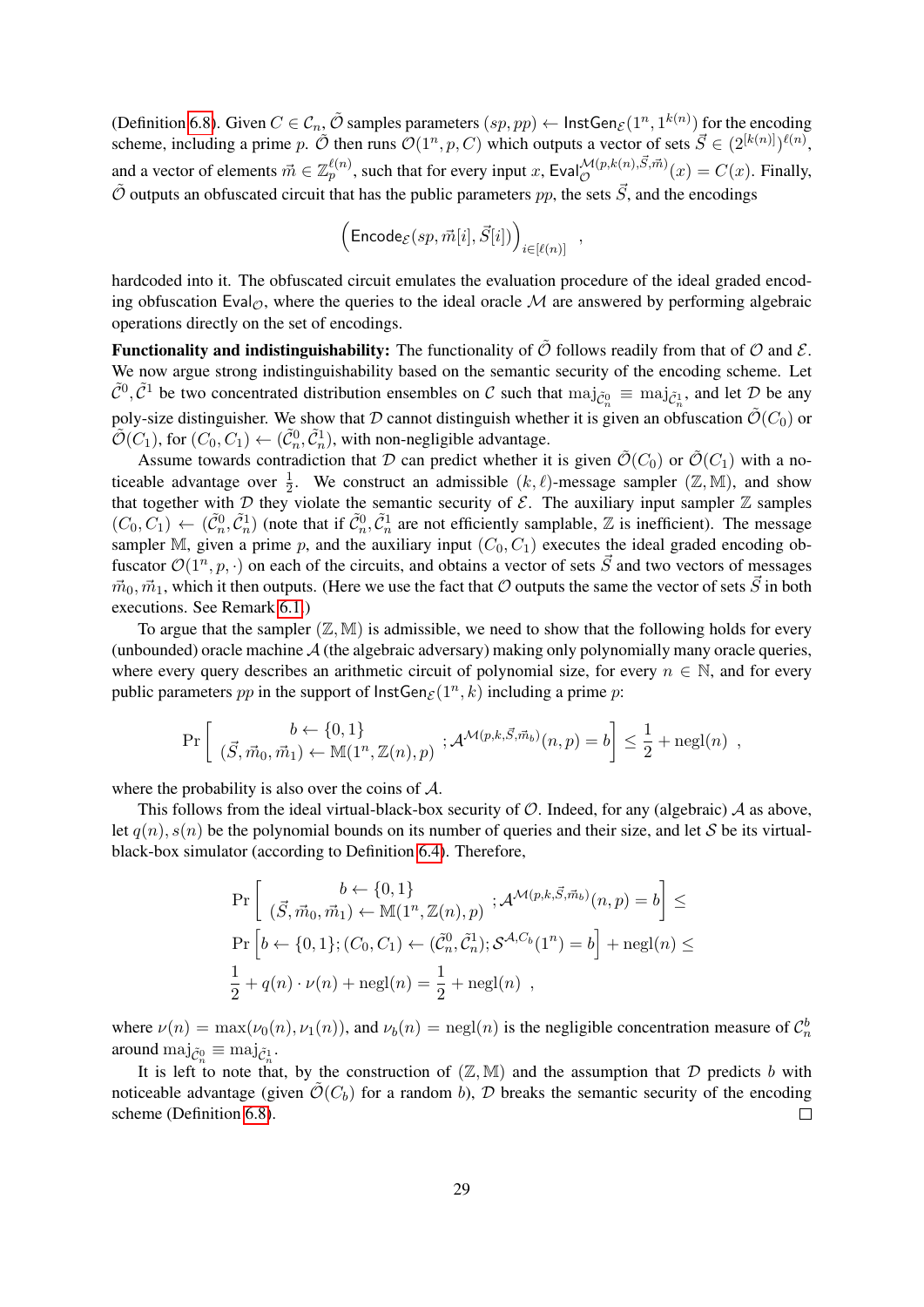(Definition 6.8). Given $C \in \mathcal{C}_n$, $\tilde{\mathcal{O}}$ samples parameters $(sp, pp) \leftarrow \mathsf{InstGen}_{\mathcal{E}}(1^n, 1^{k(n)})$ for the encoding scheme, including a prime $p$. $\tilde{\mathcal{O}}$ then runs $\mathcal{O}(1^n, p, C)$ which outputs a vector of sets $\vec{S} \in (2^{[k(n)]})^{\ell(n)}$, and a vector of elements $\vec{m} \in \mathbb{Z}_p^{\ell(n)}$, such that for every input $x$, $\mathsf{Eval}_{\mathcal{O}}^{\mathcal{M}(p,k(n),\vec{S},\vec{m})}(x) = C(x)$. Finally, $\tilde{\mathcal{O}}$ outputs an obfuscated circuit that has the public parameters $pp$, the sets $\vec{S}$, and the encodings

$$\left(\mathsf{Encode}_{\mathcal{E}}(sp, \vec{m}[i], \vec{S}[i])\right)_{i \in [\ell(n)]} \quad ,$$

hardcoded into it. The obfuscated circuit emulates the evaluation procedure of the ideal graded encoding obfuscation $\mathsf{Eval}_{\mathcal{O}}$, where the queries to the ideal oracle $\mathcal{M}$ are answered by performing algebraic operations directly on the set of encodings.

**Functionality and indistinguishability:** The functionality of $\tilde{\mathcal{O}}$ follows readily from that of $\mathcal{O}$ and $\mathcal{E}$. We now argue strong indistinguishability based on the semantic security of the encoding scheme. Let $\tilde{\mathcal{C}}^0, \tilde{\mathcal{C}}^1$ be two concentrated distribution ensembles on $\mathcal{C}$ such that $\mathrm{maj}_{\tilde{\mathcal{C}}_n^0} \equiv \mathrm{maj}_{\tilde{\mathcal{C}}_n^1}$, and let $\mathcal{D}$ be any poly-size distinguisher. We show that $\mathcal{D}$ cannot distinguish whether it is given an obfuscation $\tilde{\mathcal{O}}(C_0)$ or $\tilde{\mathcal{O}}(C_1)$, for $(C_0, C_1) \leftarrow (\tilde{\mathcal{C}}_n^0, \tilde{\mathcal{C}}_n^1)$, with non-negligible advantage.

Assume towards contradiction that $\mathcal{D}$ can predict whether it is given $\tilde{\mathcal{O}}(C_0)$ or $\tilde{\mathcal{O}}(C_1)$ with a noticeable advantage over $\frac{1}{2}$. We construct an admissible $(k, \ell)$-message sampler $(\mathbb{Z}, \mathbb{M})$, and show that together with $\mathcal{D}$ they violate the semantic security of $\mathcal{E}$. The auxiliary input sampler $\mathbb{Z}$ samples $(C_0, C_1) \leftarrow (\tilde{\mathcal{C}}_n^0, \tilde{\mathcal{C}}_n^1)$ (note that if $\tilde{\mathcal{C}}_n^0, \tilde{\mathcal{C}}_n^1$ are not efficiently samplable, $\mathbb{Z}$ is inefficient). The message sampler $\mathbb{M}$, given a prime $p$, and the auxiliary input $(C_0, C_1)$ executes the ideal graded encoding obfuscator $\mathcal{O}(1^n, p, \cdot)$ on each of the circuits, and obtains a vector of sets $\vec{S}$ and two vectors of messages $\vec{m}_0, \vec{m}_1$, which it then outputs. (Here we use the fact that $\mathcal{O}$ outputs the same the vector of sets $\vec{S}$ in both executions. See Remark 6.1.)

To argue that the sampler $(\mathbb{Z}, \mathbb{M})$ is admissible, we need to show that the following holds for every (unbounded) oracle machine $\mathcal{A}$ (the algebraic adversary) making only polynomially many oracle queries, where every query describes an arithmetic circuit of polynomial size, for every $n \in \mathbb{N}$, and for every public parameters $pp$ in the support of $\mathsf{InstGen}_{\mathcal{E}}(1^n, k)$ including a prime $p$:

$$\Pr\left[\begin{array}{c} b \leftarrow \{0,1\} \\ (\vec{S}, \vec{m}_0, \vec{m}_1) \leftarrow \mathbb{M}(1^n, \mathbb{Z}(n), p) \end{array}; \mathcal{A}^{\mathcal{M}(p,k,\vec{S},\vec{m}_b)}(n, p) = b\right] \leq \frac{1}{2} + \mathrm{negl}(n) \quad ,$$

where the probability is also over the coins of $\mathcal{A}$.

This follows from the ideal virtual-black-box security of $\mathcal{O}$. Indeed, for any (algebraic) $\mathcal{A}$ as above, let $q(n), s(n)$ be the polynomial bounds on its number of queries and their size, and let $\mathcal{S}$ be its virtual-black-box simulator (according to Definition 6.4). Therefore,

$$\begin{aligned}
&\Pr\left[\begin{array}{c} b \leftarrow \{0,1\} \\ (\vec{S}, \vec{m}_0, \vec{m}_1) \leftarrow \mathbb{M}(1^n, \mathbb{Z}(n), p) \end{array}; \mathcal{A}^{\mathcal{M}(p,k,\vec{S},\vec{m}_b)}(n, p) = b\right] \leq \\
&\Pr\left[b \leftarrow \{0,1\}; (C_0, C_1) \leftarrow (\tilde{\mathcal{C}}_n^0, \tilde{\mathcal{C}}_n^1); \mathcal{S}^{\mathcal{A}, C_b}(1^n) = b\right] + \mathrm{negl}(n) \leq \\
&\frac{1}{2} + q(n) \cdot \nu(n) + \mathrm{negl}(n) = \frac{1}{2} + \mathrm{negl}(n) \quad ,
\end{aligned}$$

where $\nu(n) = \max(\nu_0(n), \nu_1(n))$, and $\nu_b(n) = \mathrm{negl}(n)$ is the negligible concentration measure of $\mathcal{C}_n^b$ around $\mathrm{maj}_{\tilde{\mathcal{C}}_n^0} \equiv \mathrm{maj}_{\tilde{\mathcal{C}}_n^1}$.

It is left to note that, by the construction of $(\mathbb{Z}, \mathbb{M})$ and the assumption that $\mathcal{D}$ predicts $b$ with noticeable advantage (given $\tilde{\mathcal{O}}(C_b)$ for a random $b$), $\mathcal{D}$ breaks the semantic security of the encoding scheme (Definition 6.8). $\square$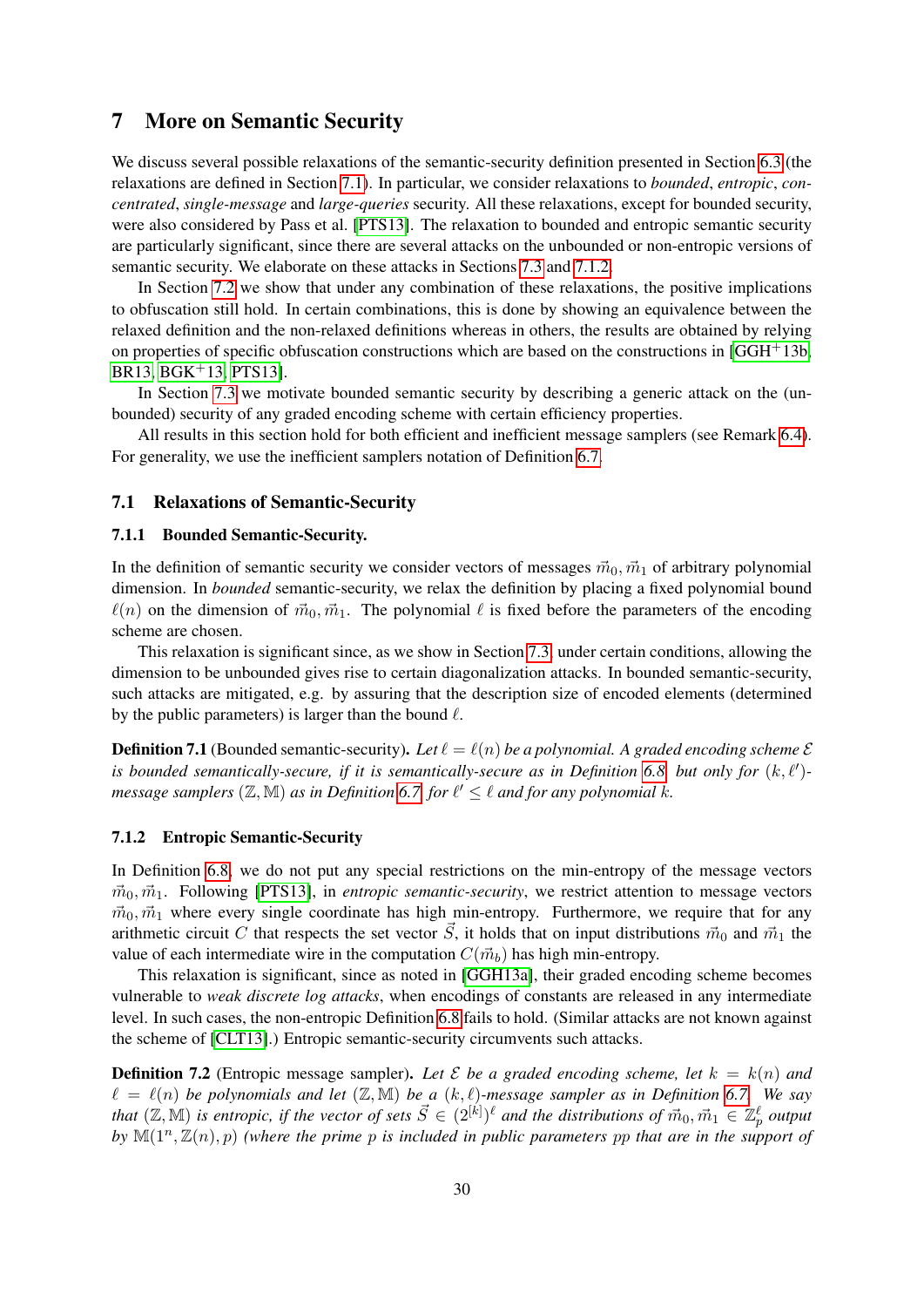# 7 More on Semantic Security

We discuss several possible relaxations of the semantic-security definition presented in Section 6.3 (the relaxations are defined in Section 7.1). In particular, we consider relaxations to *bounded*, *entropic*, *concentrated*, *single-message* and *large-queries* security. All these relaxations, except for bounded security, were also considered by Pass et al. [PTS13]. The relaxation to bounded and entropic semantic security are particularly significant, since there are several attacks on the unbounded or non-entropic versions of semantic security. We elaborate on these attacks in Sections 7.3 and 7.1.2.

In Section 7.2 we show that under any combination of these relaxations, the positive implications to obfuscation still hold. In certain combinations, this is done by showing an equivalence between the relaxed definition and the non-relaxed definitions whereas in others, the results are obtained by relying on properties of specific obfuscation constructions which are based on the constructions in [GGH+13b, BR13, BGK+13, PTS13].

In Section 7.3 we motivate bounded semantic security by describing a generic attack on the (unbounded) security of any graded encoding scheme with certain efficiency properties.

All results in this section hold for both efficient and inefficient message samplers (see Remark 6.4). For generality, we use the inefficient samplers notation of Definition 6.7.

## 7.1 Relaxations of Semantic-Security

### 7.1.1 Bounded Semantic-Security.

In the definition of semantic security we consider vectors of messages $\vec{m}_0, \vec{m}_1$ of arbitrary polynomial dimension. In *bounded* semantic-security, we relax the definition by placing a fixed polynomial bound $\ell(n)$ on the dimension of $\vec{m}_0, \vec{m}_1$. The polynomial $\ell$ is fixed before the parameters of the encoding scheme are chosen.

This relaxation is significant since, as we show in Section 7.3, under certain conditions, allowing the dimension to be unbounded gives rise to certain diagonalization attacks. In bounded semantic-security, such attacks are mitigated, e.g. by assuring that the description size of encoded elements (determined by the public parameters) is larger than the bound $\ell$.

**Definition 7.1** (Bounded semantic-security)**.** *Let $\ell = \ell(n)$ be a polynomial. A graded encoding scheme $\mathcal{E}$ is bounded semantically-secure, if it is semantically-secure as in Definition 6.8, but only for $(k, \ell')$-message samplers $(\mathbb{Z}, \mathbb{M})$ as in Definition 6.7, for $\ell' \leq \ell$ and for any polynomial $k$.*

### 7.1.2 Entropic Semantic-Security

In Definition 6.8, we do not put any special restrictions on the min-entropy of the message vectors $\vec{m}_0, \vec{m}_1$. Following [PTS13], in *entropic semantic-security*, we restrict attention to message vectors $\vec{m}_0, \vec{m}_1$ where every single coordinate has high min-entropy. Furthermore, we require that for any arithmetic circuit $C$ that respects the set vector $\vec{S}$, it holds that on input distributions $\vec{m}_0$ and $\vec{m}_1$ the value of each intermediate wire in the computation $C(\vec{m}_b)$ has high min-entropy.

This relaxation is significant, since as noted in [GGH13a], their graded encoding scheme becomes vulnerable to *weak discrete log attacks*, when encodings of constants are released in any intermediate level. In such cases, the non-entropic Definition 6.8 fails to hold. (Similar attacks are not known against the scheme of [CLT13].) Entropic semantic-security circumvents such attacks.

**Definition 7.2** (Entropic message sampler)**.** *Let $\mathcal{E}$ be a graded encoding scheme, let $k = k(n)$ and $\ell = \ell(n)$ be polynomials and let $(\mathbb{Z}, \mathbb{M})$ be a $(k, \ell)$-message sampler as in Definition 6.7. We say that $(\mathbb{Z}, \mathbb{M})$ is entropic, if the vector of sets $\vec{S} \in (2^{[k]})^\ell$ and the distributions of $\vec{m}_0, \vec{m}_1 \in \mathbb{Z}_p^\ell$ output by $\mathbb{M}(1^n, \mathbb{Z}(n), p)$ (where the prime $p$ is included in public parameters $pp$ that are in the support of*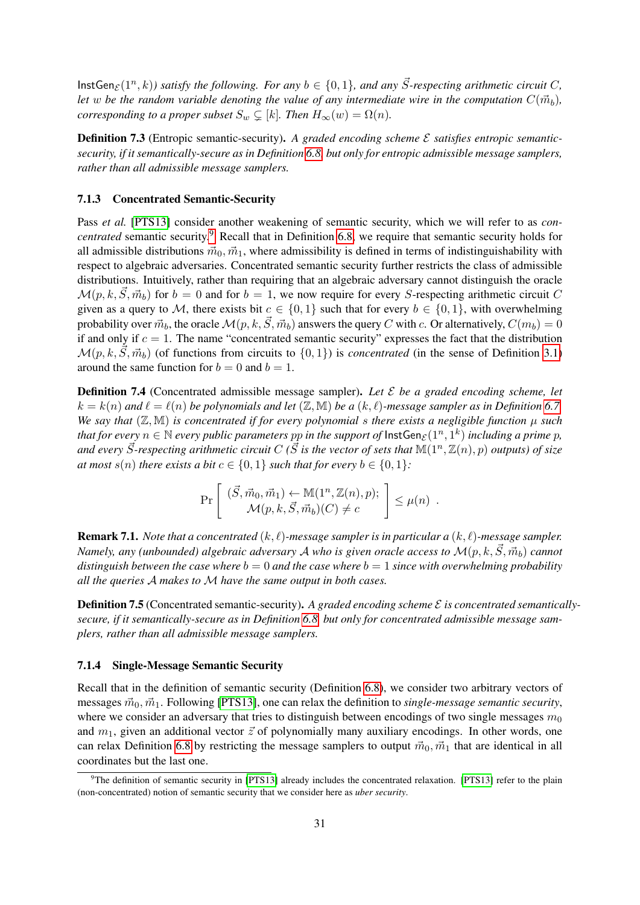$\mathsf{InstGen}_{\mathcal{E}}(1^n, k)$*) satisfy the following. For any* $b \in \{0,1\}$*, and any* $\vec{S}$*-respecting arithmetic circuit* $C$*, let* $w$ *be the random variable denoting the value of any intermediate wire in the computation* $C(\vec{m}_b)$*, corresponding to a proper subset* $S_w \subsetneq [k]$*. Then* $H_\infty(w) = \Omega(n)$*.*

**Definition 7.3** (Entropic semantic-security)**.** *A graded encoding scheme* $\mathcal{E}$ *satisfies entropic semantic-security, if it semantically-secure as in Definition 6.8, but only for entropic admissible message samplers, rather than all admissible message samplers.*

### 7.1.3 Concentrated Semantic-Security

Pass *et al.* [PTS13] consider another weakening of semantic security, which we will refer to as *concentrated* semantic security.[9] Recall that in Definition 6.8, we require that semantic security holds for all admissible distributions $\vec{m}_0, \vec{m}_1$, where admissibility is defined in terms of indistinguishability with respect to algebraic adversaries. Concentrated semantic security further restricts the class of admissible distributions. Intuitively, rather than requiring that an algebraic adversary cannot distinguish the oracle $\mathcal{M}(p, k, \vec{S}, \vec{m}_b)$ for $b = 0$ and for $b = 1$, we now require for every $S$-respecting arithmetic circuit $C$ given as a query to $\mathcal{M}$, there exists bit $c \in \{0,1\}$ such that for every $b \in \{0,1\}$, with overwhelming probability over $\vec{m}_b$, the oracle $\mathcal{M}(p, k, \vec{S}, \vec{m}_b)$ answers the query $C$ with $c$. Or alternatively, $C(m_b) = 0$ if and only if $c = 1$. The name "concentrated semantic security" expresses the fact that the distribution $\mathcal{M}(p, k, \vec{S}, \vec{m}_b)$ (of functions from circuits to $\{0,1\}$) is *concentrated* (in the sense of Definition 3.1) around the same function for $b = 0$ and $b = 1$.

**Definition 7.4** (Concentrated admissible message sampler)**.** *Let* $\mathcal{E}$ *be a graded encoding scheme, let* $k = k(n)$ *and* $\ell = \ell(n)$ *be polynomials and let* $(\mathbb{Z}, \mathbb{M})$ *be a* $(k, \ell)$*-message sampler as in Definition 6.7. We say that* $(\mathbb{Z}, \mathbb{M})$ *is concentrated if for every polynomial* $s$ *there exists a negligible function* $\mu$ *such that for every* $n \in \mathbb{N}$ *every public parameters* $pp$ *in the support of* $\mathsf{InstGen}_{\mathcal{E}}(1^n, 1^k)$ *including a prime* $p$*, and every* $\vec{S}$*-respecting arithmetic circuit* $C$ *(*$\vec{S}$ *is the vector of sets that* $\mathbb{M}(1^n, \mathbb{Z}(n), p)$ *outputs) of size at most* $s(n)$ *there exists a bit* $c \in \{0,1\}$ *such that for every* $b \in \{0,1\}$*:*

$$\Pr\left[\begin{array}{c} (\vec{S}, \vec{m}_0, \vec{m}_1) \leftarrow \mathbb{M}(1^n, \mathbb{Z}(n), p); \\ \mathcal{M}(p, k, \vec{S}, \vec{m}_b)(C) \neq c \end{array}\right] \leq \mu(n) \ .$$

**Remark 7.1.** *Note that a concentrated* $(k, \ell)$*-message sampler is in particular a* $(k, \ell)$*-message sampler. Namely, any (unbounded) algebraic adversary* $\mathcal{A}$ *who is given oracle access to* $\mathcal{M}(p, k, \vec{S}, \vec{m}_b)$ *cannot distinguish between the case where* $b = 0$ *and the case where* $b = 1$ *since with overwhelming probability all the queries* $\mathcal{A}$ *makes to* $\mathcal{M}$ *have the same output in both cases.*

**Definition 7.5** (Concentrated semantic-security)**.** *A graded encoding scheme* $\mathcal{E}$ *is concentrated semantically-secure, if it semantically-secure as in Definition 6.8, but only for concentrated admissible message samplers, rather than all admissible message samplers.*

### 7.1.4 Single-Message Semantic Security

Recall that in the definition of semantic security (Definition 6.8), we consider two arbitrary vectors of messages $\vec{m}_0, \vec{m}_1$. Following [PTS13], one can relax the definition to *single-message semantic security*, where we consider an adversary that tries to distinguish between encodings of two single messages $m_0$ and $m_1$, given an additional vector $\vec{z}$ of polynomially many auxiliary encodings. In other words, one can relax Definition 6.8 by restricting the message samplers to output $\vec{m}_0, \vec{m}_1$ that are identical in all coordinates but the last one.

[9] The definition of semantic security in [PTS13] already includes the concentrated relaxation. [PTS13] refer to the plain (non-concentrated) notion of semantic security that we consider here as *uber security*.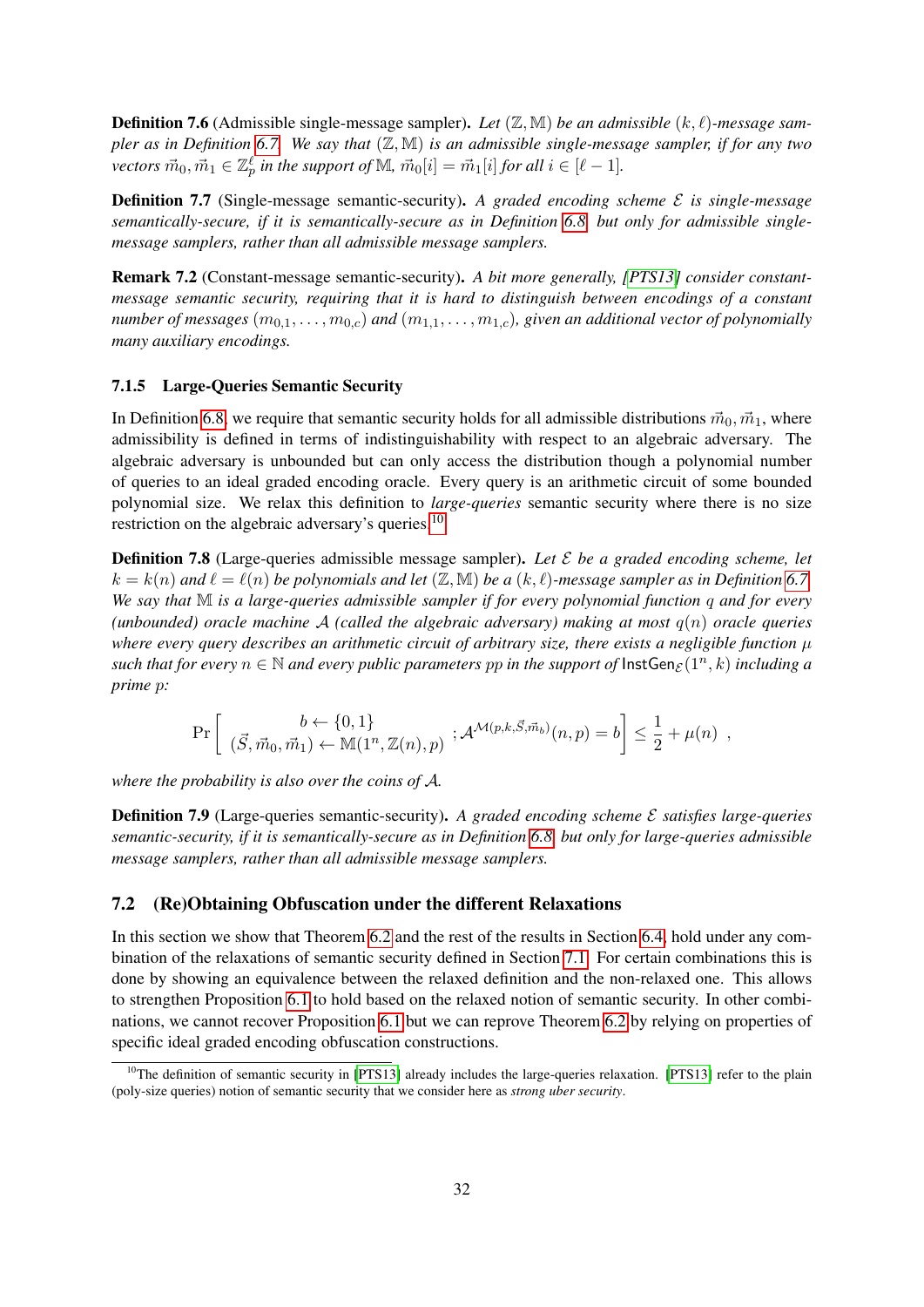**Definition 7.6** (Admissible single-message sampler)**.** *Let $(\mathbb{Z}, \mathbb{M})$ be an admissible $(k, \ell)$-message sampler as in Definition 6.7. We say that $(\mathbb{Z}, \mathbb{M})$ is an admissible single-message sampler, if for any two vectors $\vec{m}_0, \vec{m}_1 \in \mathbb{Z}_p^\ell$ in the support of $\mathbb{M}$, $\vec{m}_0[i] = \vec{m}_1[i]$ for all $i \in [\ell - 1]$.*

**Definition 7.7** (Single-message semantic-security)**.** *A graded encoding scheme $\mathcal{E}$ is single-message semantically-secure, if it is semantically-secure as in Definition 6.8, but only for admissible single-message samplers, rather than all admissible message samplers.*

**Remark 7.2** (Constant-message semantic-security)**.** *A bit more generally, [PTS13] consider constant-message semantic security, requiring that it is hard to distinguish between encodings of a constant number of messages $(m_{0,1}, \ldots, m_{0,c})$ and $(m_{1,1}, \ldots, m_{1,c})$, given an additional vector of polynomially many auxiliary encodings.*

### 7.1.5 Large-Queries Semantic Security

In Definition 6.8, we require that semantic security holds for all admissible distributions $\vec{m}_0, \vec{m}_1$, where admissibility is defined in terms of indistinguishability with respect to an algebraic adversary. The algebraic adversary is unbounded but can only access the distribution though a polynomial number of queries to an ideal graded encoding oracle. Every query is an arithmetic circuit of some bounded polynomial size. We relax this definition to *large-queries* semantic security where there is no size restriction on the algebraic adversary's queries.[10]

**Definition 7.8** (Large-queries admissible message sampler)**.** *Let $\mathcal{E}$ be a graded encoding scheme, let $k = k(n)$ and $\ell = \ell(n)$ be polynomials and let $(\mathbb{Z}, \mathbb{M})$ be a $(k, \ell)$-message sampler as in Definition 6.7. We say that $\mathbb{M}$ is a large-queries admissible sampler if for every polynomial function $q$ and for every (unbounded) oracle machine $\mathcal{A}$ (called the algebraic adversary) making at most $q(n)$ oracle queries where every query describes an arithmetic circuit of arbitrary size, there exists a negligible function $\mu$ such that for every $n \in \mathbb{N}$ and every public parameters $pp$ in the support of $\mathsf{InstGen}_{\mathcal{E}}(1^n, k)$ including a prime $p$:*

$$\Pr\left[ \begin{array}{c} b \leftarrow \{0,1\} \\ (\vec{S}, \vec{m}_0, \vec{m}_1) \leftarrow \mathbb{M}(1^n, \mathbb{Z}(n), p) \end{array} ; \mathcal{A}^{\mathcal{M}(p,k,\vec{S},\vec{m}_b)}(n, p) = b \right] \leq \frac{1}{2} + \mu(n) \ ,$$

*where the probability is also over the coins of $\mathcal{A}$.*

**Definition 7.9** (Large-queries semantic-security)**.** *A graded encoding scheme $\mathcal{E}$ satisfies large-queries semantic-security, if it is semantically-secure as in Definition 6.8, but only for large-queries admissible message samplers, rather than all admissible message samplers.*

## 7.2 (Re)Obtaining Obfuscation under the different Relaxations

In this section we show that Theorem 6.2 and the rest of the results in Section 6.4, hold under any combination of the relaxations of semantic security defined in Section 7.1. For certain combinations this is done by showing an equivalence between the relaxed definition and the non-relaxed one. This allows to strengthen Proposition 6.1 to hold based on the relaxed notion of semantic security. In other combinations, we cannot recover Proposition 6.1 but we can reprove Theorem 6.2 by relying on properties of specific ideal graded encoding obfuscation constructions.

[10] The definition of semantic security in [PTS13] already includes the large-queries relaxation. [PTS13] refer to the plain (poly-size queries) notion of semantic security that we consider here as *strong uber security*.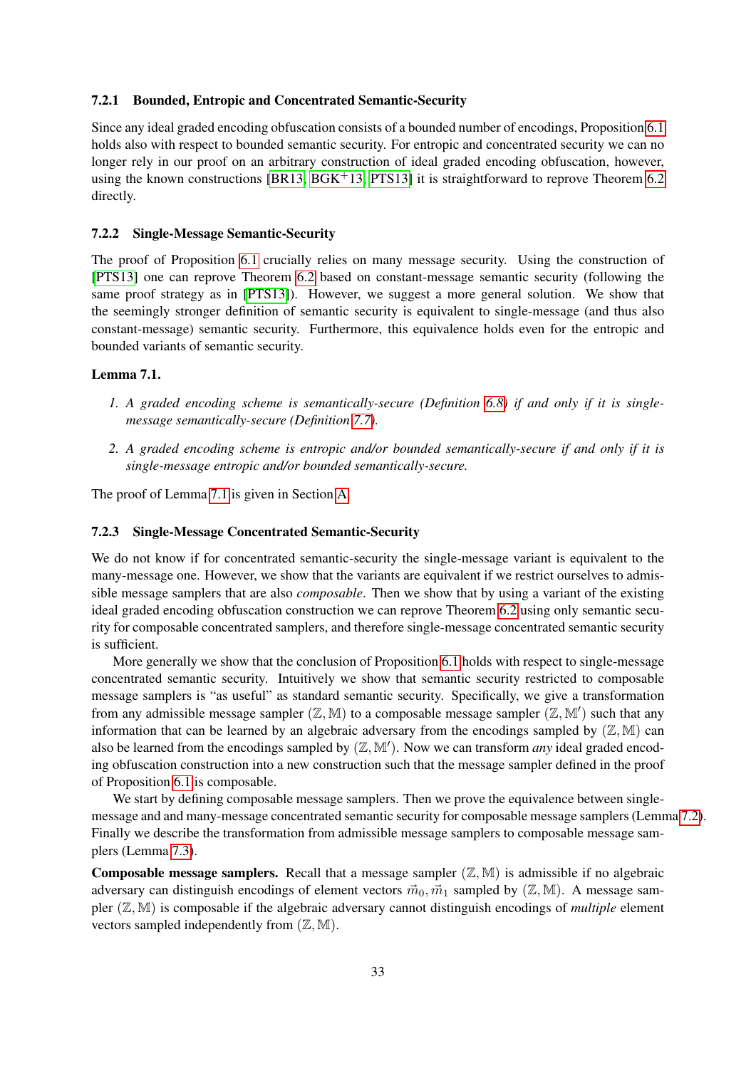#### 7.2.1 Bounded, Entropic and Concentrated Semantic-Security

Since any ideal graded encoding obfuscation consists of a bounded number of encodings, Proposition 6.1 holds also with respect to bounded semantic security. For entropic and concentrated security we can no longer rely in our proof on an arbitrary construction of ideal graded encoding obfuscation, however, using the known constructions [BR13, BGK+13, PTS13] it is straightforward to reprove Theorem 6.2 directly.

#### 7.2.2 Single-Message Semantic-Security

The proof of Proposition 6.1 crucially relies on many message security. Using the construction of [PTS13] one can reprove Theorem 6.2 based on constant-message semantic security (following the same proof strategy as in [PTS13]). However, we suggest a more general solution. We show that the seemingly stronger definition of semantic security is equivalent to single-message (and thus also constant-message) semantic security. Furthermore, this equivalence holds even for the entropic and bounded variants of semantic security.

**Lemma 7.1.**

1. *A graded encoding scheme is semantically-secure (Definition 6.8) if and only if it is single-message semantically-secure (Definition 7.7).*

2. *A graded encoding scheme is entropic and/or bounded semantically-secure if and only if it is single-message entropic and/or bounded semantically-secure.*

The proof of Lemma 7.1 is given in Section A.

#### 7.2.3 Single-Message Concentrated Semantic-Security

We do not know if for concentrated semantic-security the single-message variant is equivalent to the many-message one. However, we show that the variants are equivalent if we restrict ourselves to admissible message samplers that are also *composable*. Then we show that by using a variant of the existing ideal graded encoding obfuscation construction we can reprove Theorem 6.2 using only semantic security for composable concentrated samplers, and therefore single-message concentrated semantic security is sufficient.

More generally we show that the conclusion of Proposition 6.1 holds with respect to single-message concentrated semantic security. Intuitively we show that semantic security restricted to composable message samplers is "as useful" as standard semantic security. Specifically, we give a transformation from any admissible message sampler $(\mathbb{Z}, \mathbb{M})$ to a composable message sampler $(\mathbb{Z}, \mathbb{M}')$ such that any information that can be learned by an algebraic adversary from the encodings sampled by $(\mathbb{Z}, \mathbb{M})$ can also be learned from the encodings sampled by $(\mathbb{Z}, \mathbb{M}')$. Now we can transform *any* ideal graded encoding obfuscation construction into a new construction such that the message sampler defined in the proof of Proposition 6.1 is composable.

We start by defining composable message samplers. Then we prove the equivalence between single-message and and many-message concentrated semantic security for composable message samplers (Lemma 7.2). Finally we describe the transformation from admissible message samplers to composable message samplers (Lemma 7.3).

**Composable message samplers.** Recall that a message sampler $(\mathbb{Z}, \mathbb{M})$ is admissible if no algebraic adversary can distinguish encodings of element vectors $\vec{m}_0, \vec{m}_1$ sampled by $(\mathbb{Z}, \mathbb{M})$. A message sampler $(\mathbb{Z}, \mathbb{M})$ is composable if the algebraic adversary cannot distinguish encodings of *multiple* element vectors sampled independently from $(\mathbb{Z}, \mathbb{M})$.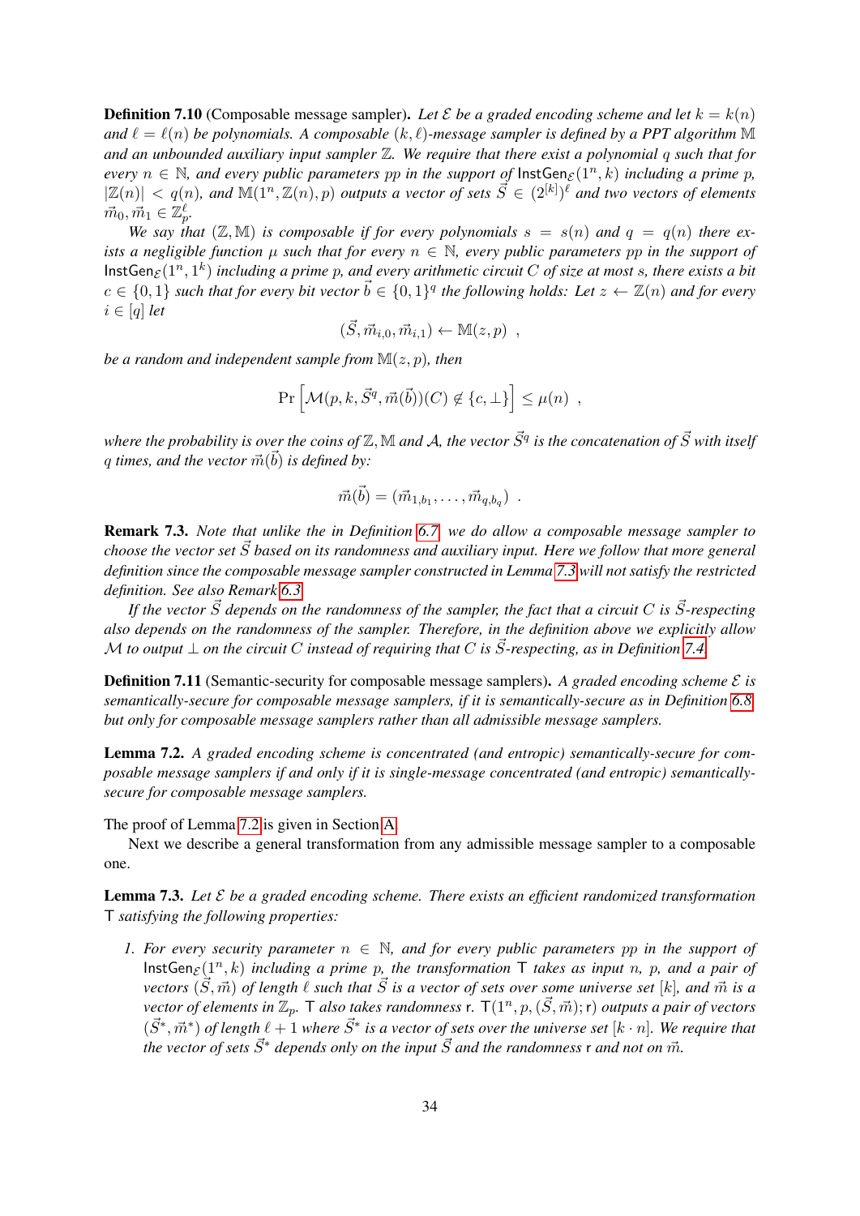**Definition 7.10** (Composable message sampler)**.** *Let $\mathcal{E}$ be a graded encoding scheme and let $k = k(n)$ and $\ell = \ell(n)$ be polynomials. A composable $(k, \ell)$-message sampler is defined by a PPT algorithm $\mathbb{M}$ and an unbounded auxiliary input sampler $\mathbb{Z}$. We require that there exist a polynomial $q$ such that for every $n \in \mathbb{N}$, and every public parameters $pp$ in the support of $\mathsf{InstGen}_{\mathcal{E}}(1^n, k)$ including a prime $p$, $|\mathbb{Z}(n)| < q(n)$, and $\mathbb{M}(1^n, \mathbb{Z}(n), p)$ outputs a vector of sets $\vec{S} \in (2^{[k]})^\ell$ and two vectors of elements $\vec{m}_0, \vec{m}_1 \in \mathbb{Z}_p^\ell$.*

*We say that $(\mathbb{Z}, \mathbb{M})$ is composable if for every polynomials $s = s(n)$ and $q = q(n)$ there exists a negligible function $\mu$ such that for every $n \in \mathbb{N}$, every public parameters $pp$ in the support of $\mathsf{InstGen}_{\mathcal{E}}(1^n, 1^k)$ including a prime $p$, and every arithmetic circuit $C$ of size at most $s$, there exists a bit $c \in \{0,1\}$ such that for every bit vector $\vec{b} \in \{0,1\}^q$ the following holds: Let $z \leftarrow \mathbb{Z}(n)$ and for every $i \in [q]$ let*

$$(\vec{S}, \vec{m}_{i,0}, \vec{m}_{i,1}) \leftarrow \mathbb{M}(z, p) \enspace ,$$

*be a random and independent sample from $\mathbb{M}(z, p)$, then*

$$\Pr\left[\mathcal{M}(p, k, \vec{S}^q, \vec{m}(\vec{b}))(C) \notin \{c, \bot\}\right] \leq \mu(n) \enspace ,$$

*where the probability is over the coins of $\mathbb{Z}, \mathbb{M}$ and $\mathcal{A}$, the vector $\vec{S}^q$ is the concatenation of $\vec{S}$ with itself $q$ times, and the vector $\vec{m}(\vec{b})$ is defined by:*

$$\vec{m}(\vec{b}) = (\vec{m}_{1,b_1}, \ldots, \vec{m}_{q,b_q}) \enspace .$$

**Remark 7.3.** *Note that unlike the in Definition 6.7, we do allow a composable message sampler to choose the vector set $\vec{S}$ based on its randomness and auxiliary input. Here we follow that more general definition since the composable message sampler constructed in Lemma 7.3 will not satisfy the restricted definition. See also Remark 6.3.*

*If the vector $\vec{S}$ depends on the randomness of the sampler, the fact that a circuit $C$ is $\vec{S}$-respecting also depends on the randomness of the sampler. Therefore, in the definition above we explicitly allow $\mathcal{M}$ to output $\bot$ on the circuit $C$ instead of requiring that $C$ is $\vec{S}$-respecting, as in Definition 7.4.*

**Definition 7.11** (Semantic-security for composable message samplers)**.** *A graded encoding scheme $\mathcal{E}$ is semantically-secure for composable message samplers, if it is semantically-secure as in Definition 6.8 but only for composable message samplers rather than all admissible message samplers.*

**Lemma 7.2.** *A graded encoding scheme is concentrated (and entropic) semantically-secure for composable message samplers if and only if it is single-message concentrated (and entropic) semantically-secure for composable message samplers.*

The proof of Lemma 7.2 is given in Section A.

Next we describe a general transformation from any admissible message sampler to a composable one.

**Lemma 7.3.** *Let $\mathcal{E}$ be a graded encoding scheme. There exists an efficient randomized transformation $\mathsf{T}$ satisfying the following properties:*

1. *For every security parameter $n \in \mathbb{N}$, and for every public parameters $pp$ in the support of $\mathsf{InstGen}_{\mathcal{E}}(1^n, k)$ including a prime $p$, the transformation $\mathsf{T}$ takes as input $n$, $p$, and a pair of vectors $(\vec{S}, \vec{m})$ of length $\ell$ such that $\vec{S}$ is a vector of sets over some universe set $[k]$, and $\vec{m}$ is a vector of elements in $\mathbb{Z}_p$. $\mathsf{T}$ also takes randomness $\mathsf{r}$. $\mathsf{T}(1^n, p, (\vec{S}, \vec{m}); \mathsf{r})$ outputs a pair of vectors $(\vec{S}^*, \vec{m}^*)$ of length $\ell + 1$ where $\vec{S}^*$ is a vector of sets over the universe set $[k \cdot n]$. We require that the vector of sets $\vec{S}^*$ depends only on the input $\vec{S}$ and the randomness $\mathsf{r}$ and not on $\vec{m}$.*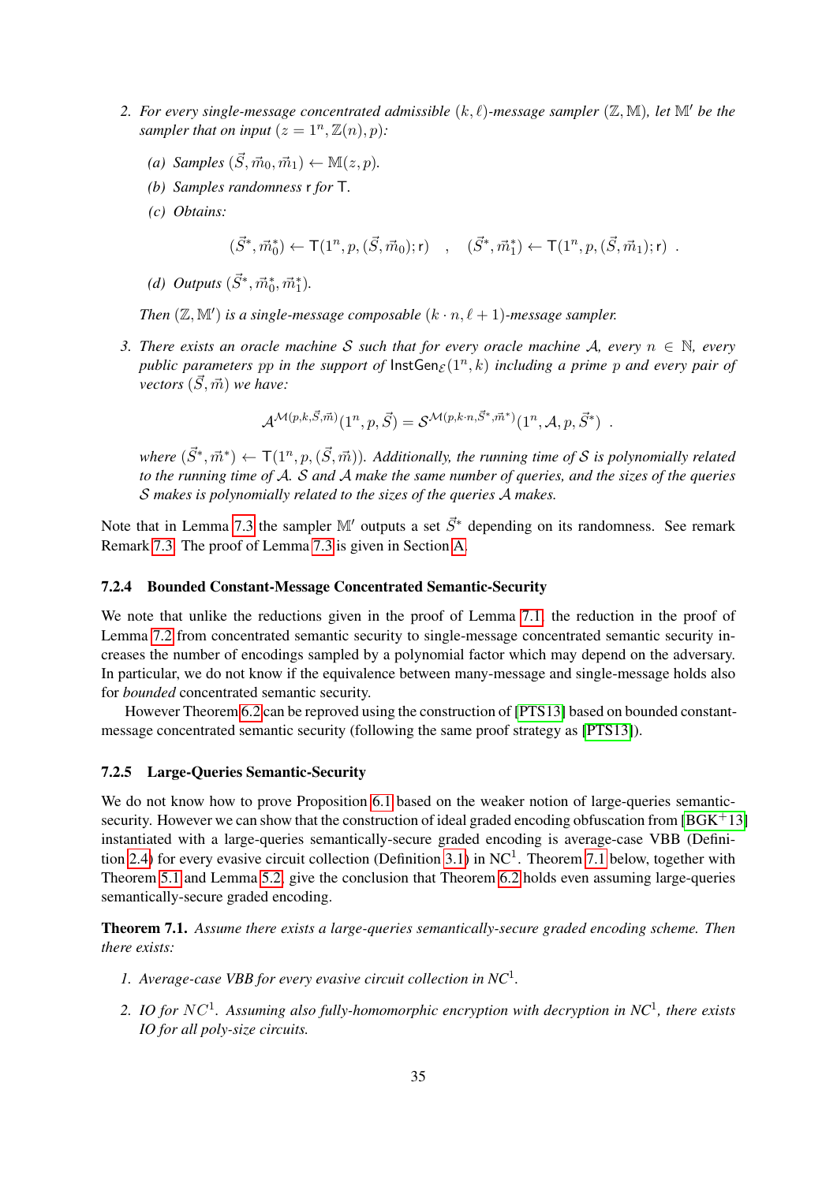2. *For every single-message concentrated admissible $(k, \ell)$-message sampler $(\mathbb{Z}, \mathbb{M})$, let $\mathbb{M}'$ be the sampler that on input $(z = 1^n, \mathbb{Z}(n), p)$:*

   (a) *Samples $(\vec{S}, \vec{m}_0, \vec{m}_1) \leftarrow \mathbb{M}(z, p)$.*

   (b) *Samples randomness $\mathsf{r}$ for $\mathsf{T}$.*

   (c) *Obtains:*

   $$(\vec{S}^*, \vec{m}_0^*) \leftarrow \mathsf{T}(1^n, p, (\vec{S}, \vec{m}_0); \mathsf{r}) \quad , \quad (\vec{S}^*, \vec{m}_1^*) \leftarrow \mathsf{T}(1^n, p, (\vec{S}, \vec{m}_1); \mathsf{r}) \ .$$

   (d) *Outputs $(\vec{S}^*, \vec{m}_0^*, \vec{m}_1^*)$.*

   *Then $(\mathbb{Z}, \mathbb{M}')$ is a single-message composable $(k \cdot n, \ell + 1)$-message sampler.*

3. *There exists an oracle machine $\mathcal{S}$ such that for every oracle machine $\mathcal{A}$, every $n \in \mathbb{N}$, every public parameters $pp$ in the support of $\mathsf{InstGen}_{\mathcal{E}}(1^n, k)$ including a prime $p$ and every pair of vectors $(\vec{S}, \vec{m})$ we have:*

   $$\mathcal{A}^{\mathcal{M}(p,k,\vec{S},\vec{m})}(1^n, p, \vec{S}) = \mathcal{S}^{\mathcal{M}(p,k \cdot n,\vec{S}^*,\vec{m}^*)}(1^n, \mathcal{A}, p, \vec{S}^*) \ .$$

   *where $(\vec{S}^*, \vec{m}^*) \leftarrow \mathsf{T}(1^n, p, (\vec{S}, \vec{m}))$. Additionally, the running time of $\mathcal{S}$ is polynomially related to the running time of $\mathcal{A}$. $\mathcal{S}$ and $\mathcal{A}$ make the same number of queries, and the sizes of the queries $\mathcal{S}$ makes is polynomially related to the sizes of the queries $\mathcal{A}$ makes.*

Note that in Lemma 7.3 the sampler $\mathbb{M}'$ outputs a set $\vec{S}^*$ depending on its randomness. See remark Remark 7.3. The proof of Lemma 7.3 is given in Section A.

### 7.2.4 Bounded Constant-Message Concentrated Semantic-Security

We note that unlike the reductions given in the proof of Lemma 7.1, the reduction in the proof of Lemma 7.2 from concentrated semantic security to single-message concentrated semantic security increases the number of encodings sampled by a polynomial factor which may depend on the adversary. In particular, we do not know if the equivalence between many-message and single-message holds also for *bounded* concentrated semantic security.

However Theorem 6.2 can be reproved using the construction of [PTS13] based on bounded constant-message concentrated semantic security (following the same proof strategy as [PTS13]).

### 7.2.5 Large-Queries Semantic-Security

We do not know how to prove Proposition 6.1 based on the weaker notion of large-queries semantic-security. However we can show that the construction of ideal graded encoding obfuscation from [BGK+13] instantiated with a large-queries semantically-secure graded encoding is average-case VBB (Definition 2.4) for every evasive circuit collection (Definition 3.1) in $\mathsf{NC}^1$. Theorem 7.1 below, together with Theorem 5.1 and Lemma 5.2, give the conclusion that Theorem 6.2 holds even assuming large-queries semantically-secure graded encoding.

**Theorem 7.1.** *Assume there exists a large-queries semantically-secure graded encoding scheme. Then there exists:*

1. *Average-case VBB for every evasive circuit collection in $NC^1$.*

2. *IO for $NC^1$. Assuming also fully-homomorphic encryption with decryption in $NC^1$, there exists IO for all poly-size circuits.*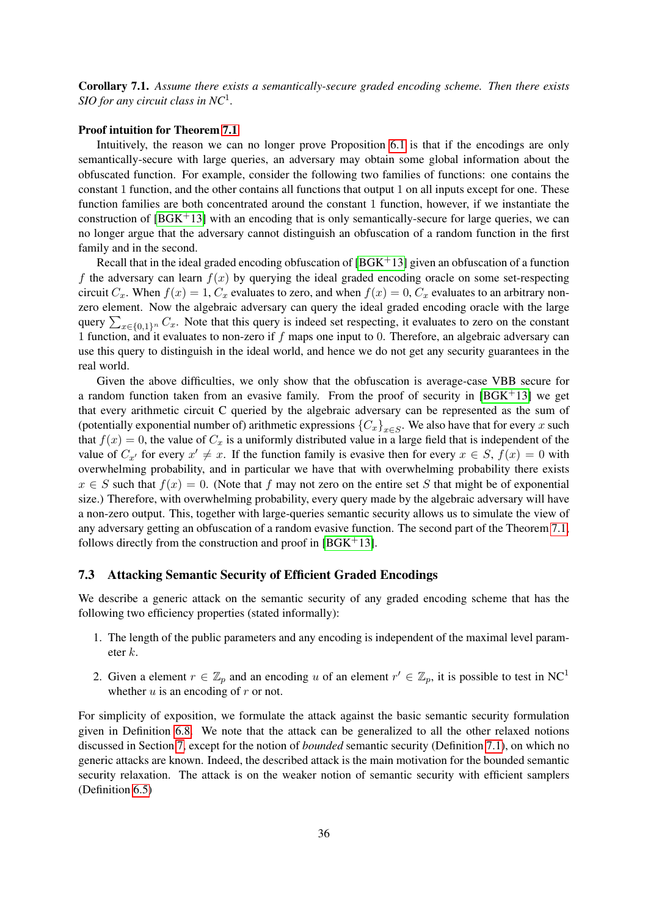**Corollary 7.1.** *Assume there exists a semantically-secure graded encoding scheme. Then there exists SIO for any circuit class in NC*$^1$*.*

**Proof intuition for Theorem 7.1**

Intuitively, the reason we can no longer prove Proposition 6.1 is that if the encodings are only semantically-secure with large queries, an adversary may obtain some global information about the obfuscated function. For example, consider the following two families of functions: one contains the constant 1 function, and the other contains all functions that output 1 on all inputs except for one. These function families are both concentrated around the constant 1 function, however, if we instantiate the construction of [BGK+13] with an encoding that is only semantically-secure for large queries, we can no longer argue that the adversary cannot distinguish an obfuscation of a random function in the first family and in the second.

Recall that in the ideal graded encoding obfuscation of [BGK+13] given an obfuscation of a function $f$ the adversary can learn $f(x)$ by querying the ideal graded encoding oracle on some set-respecting circuit $C_x$. When $f(x) = 1$, $C_x$ evaluates to zero, and when $f(x) = 0$, $C_x$ evaluates to an arbitrary non-zero element. Now the algebraic adversary can query the ideal graded encoding oracle with the large query $\sum_{x \in \{0,1\}^n} C_x$. Note that this query is indeed set respecting, it evaluates to zero on the constant 1 function, and it evaluates to non-zero if $f$ maps one input to 0. Therefore, an algebraic adversary can use this query to distinguish in the ideal world, and hence we do not get any security guarantees in the real world.

Given the above difficulties, we only show that the obfuscation is average-case VBB secure for a random function taken from an evasive family. From the proof of security in [BGK+13] we get that every arithmetic circuit C queried by the algebraic adversary can be represented as the sum of (potentially exponential number of) arithmetic expressions $\{C_x\}_{x \in S}$. We also have that for every $x$ such that $f(x) = 0$, the value of $C_x$ is a uniformly distributed value in a large field that is independent of the value of $C_{x'}$ for every $x' \neq x$. If the function family is evasive then for every $x \in S$, $f(x) = 0$ with overwhelming probability, and in particular we have that with overwhelming probability there exists $x \in S$ such that $f(x) = 0$. (Note that $f$ may not zero on the entire set $S$ that might be of exponential size.) Therefore, with overwhelming probability, every query made by the algebraic adversary will have a non-zero output. This, together with large-queries semantic security allows us to simulate the view of any adversary getting an obfuscation of a random evasive function. The second part of the Theorem 7.1, follows directly from the construction and proof in [BGK+13].

### 7.3 Attacking Semantic Security of Efficient Graded Encodings

We describe a generic attack on the semantic security of any graded encoding scheme that has the following two efficiency properties (stated informally):

1. The length of the public parameters and any encoding is independent of the maximal level parameter $k$.
2. Given a element $r \in \mathbb{Z}_p$ and an encoding $u$ of an element $r' \in \mathbb{Z}_p$, it is possible to test in NC$^1$ whether $u$ is an encoding of $r$ or not.

For simplicity of exposition, we formulate the attack against the basic semantic security formulation given in Definition 6.8. We note that the attack can be generalized to all the other relaxed notions discussed in Section 7, except for the notion of *bounded* semantic security (Definition 7.1), on which no generic attacks are known. Indeed, the described attack is the main motivation for the bounded semantic security relaxation. The attack is on the weaker notion of semantic security with efficient samplers (Definition 6.5)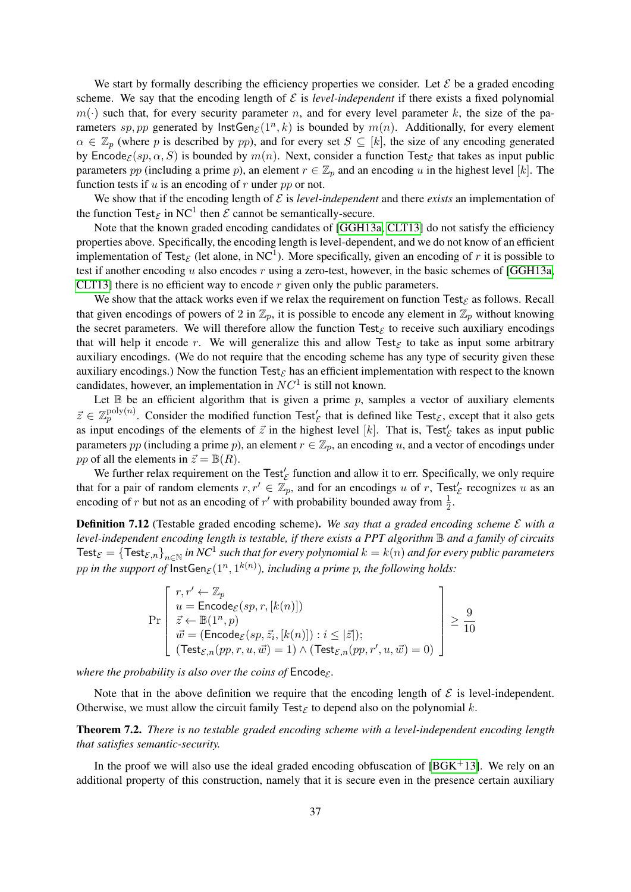We start by formally describing the efficiency properties we consider. Let $\mathcal{E}$ be a graded encoding scheme. We say that the encoding length of $\mathcal{E}$ is *level-independent* if there exists a fixed polynomial $m(\cdot)$ such that, for every security parameter $n$, and for every level parameter $k$, the size of the parameters $sp, pp$ generated by $\mathsf{InstGen}_{\mathcal{E}}(1^n, k)$ is bounded by $m(n)$. Additionally, for every element $\alpha \in \mathbb{Z}_p$ (where $p$ is described by $pp$), and for every set $S \subseteq [k]$, the size of any encoding generated by $\mathsf{Encode}_{\mathcal{E}}(sp, \alpha, S)$ is bounded by $m(n)$. Next, consider a function $\mathsf{Test}_{\mathcal{E}}$ that takes as input public parameters $pp$ (including a prime $p$), an element $r \in \mathbb{Z}_p$ and an encoding $u$ in the highest level $[k]$. The function tests if $u$ is an encoding of $r$ under $pp$ or not.

We show that if the encoding length of $\mathcal{E}$ is *level-independent* and there *exists* an implementation of the function $\mathsf{Test}_{\mathcal{E}}$ in $\mathrm{NC}^1$ then $\mathcal{E}$ cannot be semantically-secure.

Note that the known graded encoding candidates of [GGH13a, CLT13] do not satisfy the efficiency properties above. Specifically, the encoding length is level-dependent, and we do not know of an efficient implementation of $\mathsf{Test}_{\mathcal{E}}$ (let alone, in $\mathrm{NC}^1$). More specifically, given an encoding of $r$ it is possible to test if another encoding $u$ also encodes $r$ using a zero-test, however, in the basic schemes of [GGH13a, CLT13] there is no efficient way to encode $r$ given only the public parameters.

We show that the attack works even if we relax the requirement on function $\mathsf{Test}_{\mathcal{E}}$ as follows. Recall that given encodings of powers of 2 in $\mathbb{Z}_p$, it is possible to encode any element in $\mathbb{Z}_p$ without knowing the secret parameters. We will therefore allow the function $\mathsf{Test}_{\mathcal{E}}$ to receive such auxiliary encodings that will help it encode $r$. We will generalize this and allow $\mathsf{Test}_{\mathcal{E}}$ to take as input some arbitrary auxiliary encodings. (We do not require that the encoding scheme has any type of security given these auxiliary encodings.) Now the function $\mathsf{Test}_{\mathcal{E}}$ has an efficient implementation with respect to the known candidates, however, an implementation in $NC^1$ is still not known.

Let $\mathbb{B}$ be an efficient algorithm that is given a prime $p$, samples a vector of auxiliary elements $\vec{z} \in \mathbb{Z}_p^{\mathrm{poly}(n)}$. Consider the modified function $\mathsf{Test}'_{\mathcal{E}}$ that is defined like $\mathsf{Test}_{\mathcal{E}}$, except that it also gets as input encodings of the elements of $\vec{z}$ in the highest level $[k]$. That is, $\mathsf{Test}'_{\mathcal{E}}$ takes as input public parameters $pp$ (including a prime $p$), an element $r \in \mathbb{Z}_p$, an encoding $u$, and a vector of encodings under $pp$ of all the elements in $\vec{z} = \mathbb{B}(R)$.

We further relax requirement on the $\mathsf{Test}'_{\mathcal{E}}$ function and allow it to err. Specifically, we only require that for a pair of random elements $r, r' \in \mathbb{Z}_p$, and for an encodings $u$ of $r$, $\mathsf{Test}'_{\mathcal{E}}$ recognizes $u$ as an encoding of $r$ but not as an encoding of $r'$ with probability bounded away from $\frac{1}{2}$.

**Definition 7.12** (Testable graded encoding scheme)**.** *We say that a graded encoding scheme $\mathcal{E}$ with a level-independent encoding length is testable, if there exists a PPT algorithm $\mathbb{B}$ and a family of circuits $\mathsf{Test}_{\mathcal{E}} = \{\mathsf{Test}_{\mathcal{E},n}\}_{n \in \mathbb{N}}$ in $NC^1$ such that for every polynomial $k = k(n)$ and for every public parameters $pp$ in the support of $\mathsf{InstGen}_{\mathcal{E}}(1^n, 1^{k(n)})$, including a prime $p$, the following holds:*

$$\Pr\left[\begin{array}{l} r, r' \leftarrow \mathbb{Z}_p \\ u = \mathsf{Encode}_{\mathcal{E}}(sp, r, [k(n)]) \\ \vec{z} \leftarrow \mathbb{B}(1^n, p) \\ \vec{w} = (\mathsf{Encode}_{\mathcal{E}}(sp, \vec{z}_i, [k(n)]) : i \leq |\vec{z}|); \\ (\mathsf{Test}_{\mathcal{E},n}(pp, r, u, \vec{w}) = 1) \wedge (\mathsf{Test}_{\mathcal{E},n}(pp, r', u, \vec{w}) = 0) \end{array}\right] \geq \frac{9}{10}$$

*where the probability is also over the coins of* $\mathsf{Encode}_{\mathcal{E}}$.

Note that in the above definition we require that the encoding length of $\mathcal{E}$ is level-independent. Otherwise, we must allow the circuit family $\mathsf{Test}_{\mathcal{E}}$ to depend also on the polynomial $k$.

**Theorem 7.2.** *There is no testable graded encoding scheme with a level-independent encoding length that satisfies semantic-security.*

In the proof we will also use the ideal graded encoding obfuscation of [BGK+13]. We rely on an additional property of this construction, namely that it is secure even in the presence certain auxiliary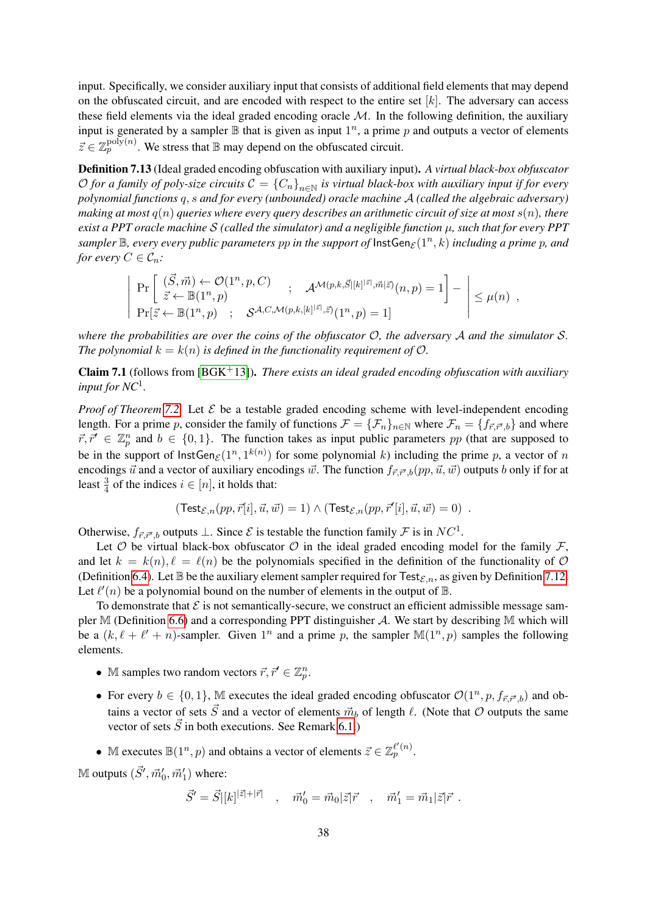input. Specifically, we consider auxiliary input that consists of additional field elements that may depend on the obfuscated circuit, and are encoded with respect to the entire set $[k]$. The adversary can access these field elements via the ideal graded encoding oracle $\mathcal{M}$. In the following definition, the auxiliary input is generated by a sampler $\mathbb{B}$ that is given as input $1^n$, a prime $p$ and outputs a vector of elements $\vec{z} \in \mathbb{Z}_p^{\mathrm{poly}(n)}$. We stress that $\mathbb{B}$ may depend on the obfuscated circuit.

**Definition 7.13** (Ideal graded encoding obfuscation with auxiliary input)**.** *A virtual black-box obfuscator $\mathcal{O}$ for a family of poly-size circuits $\mathcal{C} = \{C_n\}_{n\in\mathbb{N}}$ is virtual black-box with auxiliary input if for every polynomial functions $q, s$ and for every (unbounded) oracle machine $\mathcal{A}$ (called the algebraic adversary) making at most $q(n)$ queries where every query describes an arithmetic circuit of size at most $s(n)$, there exist a PPT oracle machine $\mathcal{S}$ (called the simulator) and a negligible function $\mu$, such that for every PPT sampler $\mathbb{B}$, every every public parameters $pp$ in the support of $\mathsf{InstGen}_{\mathcal{E}}(1^n, k)$ including a prime $p$, and for every $C \in \mathcal{C}_n$:*

$$
\left| \begin{array}{l} \Pr\left[ \begin{array}{l} (\vec{S}, \vec{m}) \leftarrow \mathcal{O}(1^n, p, C) \\ \vec{z} \leftarrow \mathbb{B}(1^n, p) \end{array} \quad ; \quad \mathcal{A}^{\mathcal{M}(p,k,\vec{S}|[k]^{|\vec{z}|},\vec{m}|\vec{z})}(n,p) = 1 \right] - \\ \Pr[\vec{z} \leftarrow \mathbb{B}(1^n, p) \quad ; \quad \mathcal{S}^{\mathcal{A}, C, \mathcal{M}(p,k,[k]^{|\vec{z}|},\vec{z})}(1^n, p) = 1] \end{array} \right| \leq \mu(n) \ ,
$$

*where the probabilities are over the coins of the obfuscator $\mathcal{O}$, the adversary $\mathcal{A}$ and the simulator $\mathcal{S}$. The polynomial $k = k(n)$ is defined in the functionality requirement of $\mathcal{O}$.*

**Claim 7.1** (follows from [BGK+13])**.** *There exists an ideal graded encoding obfuscation with auxiliary input for $NC^1$.*

*Proof of Theorem 7.2.* Let $\mathcal{E}$ be a testable graded encoding scheme with level-independent encoding length. For a prime $p$, consider the family of functions $\mathcal{F} = \{\mathcal{F}_n\}_{n\in\mathbb{N}}$ where $\mathcal{F}_n = \{f_{\vec{r},\vec{r}',b}\}$ and where $\vec{r}, \vec{r}' \in \mathbb{Z}_p^n$ and $b \in \{0,1\}$. The function takes as input public parameters $pp$ (that are supposed to be in the support of $\mathsf{InstGen}_{\mathcal{E}}(1^n, 1^{k(n)})$ for some polynomial $k$) including the prime $p$, a vector of $n$ encodings $\vec{u}$ and a vector of auxiliary encodings $\vec{w}$. The function $f_{\vec{r},\vec{r}',b}(pp, \vec{u}, \vec{w})$ outputs $b$ only if for at least $\frac{3}{4}$ of the indices $i \in [n]$, it holds that:

$$
(\mathsf{Test}_{\mathcal{E},n}(pp, \vec{r}[i], \vec{u}, \vec{w}) = 1) \wedge (\mathsf{Test}_{\mathcal{E},n}(pp, \vec{r}'[i], \vec{u}, \vec{w}) = 0) \ .
$$

Otherwise, $f_{\vec{r},\vec{r}',b}$ outputs $\perp$. Since $\mathcal{E}$ is testable the function family $\mathcal{F}$ is in $NC^1$.

Let $\mathcal{O}$ be virtual black-box obfuscator $\mathcal{O}$ in the ideal graded encoding model for the family $\mathcal{F}$, and let $k = k(n), \ell = \ell(n)$ be the polynomials specified in the definition of the functionality of $\mathcal{O}$ (Definition 6.4). Let $\mathbb{B}$ be the auxiliary element sampler required for $\mathsf{Test}_{\mathcal{E},n}$, as given by Definition 7.12. Let $\ell'(n)$ be a polynomial bound on the number of elements in the output of $\mathbb{B}$.

To demonstrate that $\mathcal{E}$ is not semantically-secure, we construct an efficient admissible message sampler $\mathbb{M}$ (Definition 6.6) and a corresponding PPT distinguisher $\mathcal{A}$. We start by describing $\mathbb{M}$ which will be a $(k, \ell + \ell' + n)$-sampler. Given $1^n$ and a prime $p$, the sampler $\mathbb{M}(1^n, p)$ samples the following elements.

- $\mathbb{M}$ samples two random vectors $\vec{r}, \vec{r}' \in \mathbb{Z}_p^n$.
- For every $b \in \{0,1\}$, $\mathbb{M}$ executes the ideal graded encoding obfuscator $\mathcal{O}(1^n, p, f_{\vec{r},\vec{r}',b})$ and obtains a vector of sets $\vec{S}$ and a vector of elements $\vec{m}_b$ of length $\ell$. (Note that $\mathcal{O}$ outputs the same vector of sets $\vec{S}$ in both executions. See Remark 6.1.)
- $\mathbb{M}$ executes $\mathbb{B}(1^n, p)$ and obtains a vector of elements $\vec{z} \in \mathbb{Z}_p^{\ell'(n)}$.

$\mathbb{M}$ outputs $(\vec{S}', \vec{m}'_0, \vec{m}'_1)$ where:

$$
\vec{S}' = \vec{S}|[k]^{|\vec{z}|+|\vec{r}|} \quad , \quad \vec{m}'_0 = \vec{m}_0|\vec{z}|\vec{r} \quad , \quad \vec{m}'_1 = \vec{m}_1|\vec{z}|\vec{r} \ .
$$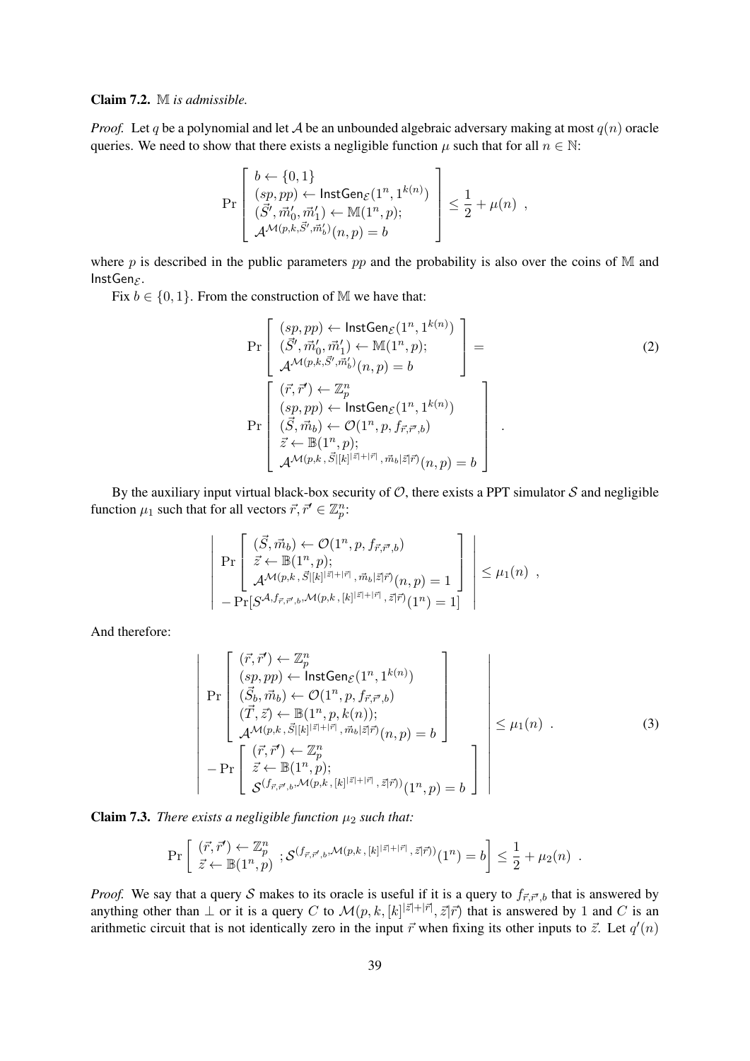**Claim 7.2.** *$\mathbb{M}$ is admissible.*

*Proof.* Let $q$ be a polynomial and let $\mathcal{A}$ be an unbounded algebraic adversary making at most $q(n)$ oracle queries. We need to show that there exists a negligible function $\mu$ such that for all $n \in \mathbb{N}$:

$$\Pr\left[\begin{array}{l} b \leftarrow \{0,1\} \\ (sp, pp) \leftarrow \mathsf{InstGen}_{\mathcal{E}}(1^n, 1^{k(n)}) \\ (\vec{S}', \vec{m}'_0, \vec{m}'_1) \leftarrow \mathbb{M}(1^n, p); \\ \mathcal{A}^{\mathcal{M}(p,k,\vec{S}',\vec{m}'_b)}(n,p) = b \end{array}\right] \leq \frac{1}{2} + \mu(n) \ ,$$

where $p$ is described in the public parameters $pp$ and the probability is also over the coins of $\mathbb{M}$ and $\mathsf{InstGen}_{\mathcal{E}}$.

Fix $b \in \{0,1\}$. From the construction of $\mathbb{M}$ we have that:

$$\Pr\left[\begin{array}{l} (sp, pp) \leftarrow \mathsf{InstGen}_{\mathcal{E}}(1^n, 1^{k(n)}) \\ (\vec{S}', \vec{m}'_0, \vec{m}'_1) \leftarrow \mathbb{M}(1^n, p); \\ \mathcal{A}^{\mathcal{M}(p,k,\vec{S}',\vec{m}'_b)}(n,p) = b \end{array}\right] = \Pr\left[\begin{array}{l} (\vec{r}, \vec{r}') \leftarrow \mathbb{Z}_p^n \\ (sp, pp) \leftarrow \mathsf{InstGen}_{\mathcal{E}}(1^n, 1^{k(n)}) \\ (\vec{S}, \vec{m}_b) \leftarrow \mathcal{O}(1^n, p, f_{\vec{r},\vec{r}',b}) \\ \vec{z} \leftarrow \mathbb{B}(1^n, p); \\ \mathcal{A}^{\mathcal{M}(p,k\,,\,\vec{S}|[k]^{|\vec{z}|+|\vec{r}|}\,,\,\vec{m}_b|\vec{z}|\vec{r})}(n,p) = b \end{array}\right] \ . \tag{2}$$

By the auxiliary input virtual black-box security of $\mathcal{O}$, there exists a PPT simulator $\mathcal{S}$ and negligible function $\mu_1$ such that for all vectors $\vec{r}, \vec{r}' \in \mathbb{Z}_p^n$:

$$\left|\begin{array}{l} \Pr\left[\begin{array}{l} (\vec{S}, \vec{m}_b) \leftarrow \mathcal{O}(1^n, p, f_{\vec{r},\vec{r}',b}) \\ \vec{z} \leftarrow \mathbb{B}(1^n, p); \\ \mathcal{A}^{\mathcal{M}(p,k\,,\,\vec{S}|[k]^{|\vec{z}|+|\vec{r}|}\,,\,\vec{m}_b|\vec{z}|\vec{r})}(n,p) = 1 \end{array}\right] \\ -\Pr[\mathcal{S}^{\mathcal{A}, f_{\vec{r},\vec{r}',b}, \mathcal{M}(p,k\,,\,[k]^{|\vec{z}|+|\vec{r}|}\,,\,\vec{z}|\vec{r})}(1^n) = 1] \end{array}\right| \leq \mu_1(n) \ ,$$

And therefore:

$$\left|\begin{array}{l} \Pr\left[\begin{array}{l} (\vec{r}, \vec{r}') \leftarrow \mathbb{Z}_p^n \\ (sp, pp) \leftarrow \mathsf{InstGen}_{\mathcal{E}}(1^n, 1^{k(n)}) \\ (\vec{S}_b, \vec{m}_b) \leftarrow \mathcal{O}(1^n, p, f_{\vec{r},\vec{r}',b}) \\ (\vec{T}, \vec{z}) \leftarrow \mathbb{B}(1^n, p, k(n)); \\ \mathcal{A}^{\mathcal{M}(p,k\,,\,\vec{S}|[k]^{|\vec{z}|+|\vec{r}|}\,,\,\vec{m}_b|\vec{z}|\vec{r})}(n,p) = b \end{array}\right] \\ -\Pr\left[\begin{array}{l} (\vec{r}, \vec{r}') \leftarrow \mathbb{Z}_p^n \\ \vec{z} \leftarrow \mathbb{B}(1^n, p); \\ \mathcal{S}^{(f_{\vec{r},\vec{r}',b}, \mathcal{M}(p,k\,,\,[k]^{|\vec{z}|+|\vec{r}|}\,,\,\vec{z}|\vec{r}))}(1^n, p) = b \end{array}\right] \end{array}\right| \leq \mu_1(n) \ . \tag{3}$$

**Claim 7.3.** *There exists a negligible function $\mu_2$ such that:*

$$\Pr\left[\begin{array}{l} (\vec{r}, \vec{r}') \leftarrow \mathbb{Z}_p^n \\ \vec{z} \leftarrow \mathbb{B}(1^n, p) \end{array} ; \mathcal{S}^{(f_{\vec{r},\vec{r}',b}, \mathcal{M}(p,k\,,\,[k]^{|\vec{z}|+|\vec{r}|}\,,\,\vec{z}|\vec{r}))}(1^n) = b\right] \leq \frac{1}{2} + \mu_2(n) \ .$$

*Proof.* We say that a query $\mathcal{S}$ makes to its oracle is useful if it is a query to $f_{\vec{r},\vec{r}',b}$ that is answered by anything other than $\perp$ or it is a query $C$ to $\mathcal{M}(p, k, [k]^{|\vec{z}|+|\vec{r}|}, \vec{z}|\vec{r})$ that is answered by 1 and $C$ is an arithmetic circuit that is not identically zero in the input $\vec{r}$ when fixing its other inputs to $\vec{z}$. Let $q'(n)$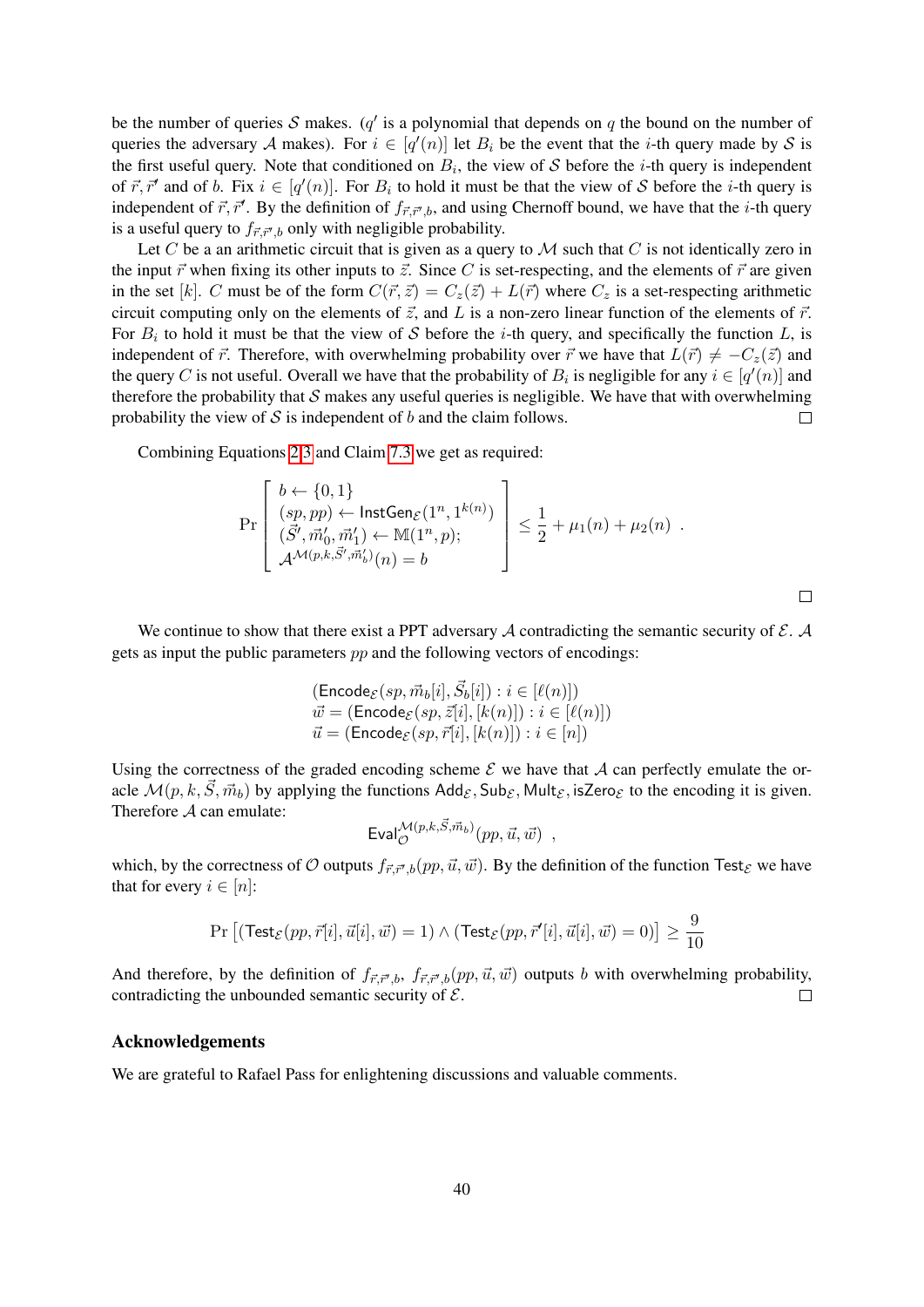be the number of queries $\mathcal{S}$ makes. ($q'$ is a polynomial that depends on $q$ the bound on the number of queries the adversary $\mathcal{A}$ makes). For $i \in [q'(n)]$ let $B_i$ be the event that the $i$-th query made by $\mathcal{S}$ is the first useful query. Note that conditioned on $B_i$, the view of $\mathcal{S}$ before the $i$-th query is independent of $\vec{r}, \vec{r}'$ and of $b$. Fix $i \in [q'(n)]$. For $B_i$ to hold it must be that the view of $\mathcal{S}$ before the $i$-th query is independent of $\vec{r}, \vec{r}'$. By the definition of $f_{\vec{r},\vec{r}',b}$, and using Chernoff bound, we have that the $i$-th query is a useful query to $f_{\vec{r},\vec{r}',b}$ only with negligible probability.

Let $C$ be a an arithmetic circuit that is given as a query to $\mathcal{M}$ such that $C$ is not identically zero in the input $\vec{r}$ when fixing its other inputs to $\vec{z}$. Since $C$ is set-respecting, and the elements of $\vec{r}$ are given in the set $[k]$. $C$ must be of the form $C(\vec{r}, \vec{z}) = C_z(\vec{z}) + L(\vec{r})$ where $C_z$ is a set-respecting arithmetic circuit computing only on the elements of $\vec{z}$, and $L$ is a non-zero linear function of the elements of $\vec{r}$. For $B_i$ to hold it must be that the view of $\mathcal{S}$ before the $i$-th query, and specifically the function $L$, is independent of $\vec{r}$. Therefore, with overwhelming probability over $\vec{r}$ we have that $L(\vec{r}) \neq -C_z(\vec{z})$ and the query $C$ is not useful. Overall we have that the probability of $B_i$ is negligible for any $i \in [q'(n)]$ and therefore the probability that $\mathcal{S}$ makes any useful queries is negligible. We have that with overwhelming probability the view of $\mathcal{S}$ is independent of $b$ and the claim follows. □

Combining Equations 2,3 and Claim 7.3 we get as required:

$$\Pr\left[\begin{array}{l} b \leftarrow \{0,1\} \\ (sp, pp) \leftarrow \mathsf{InstGen}_{\mathcal{E}}(1^n, 1^{k(n)}) \\ (\vec{S}', \vec{m}_0', \vec{m}_1') \leftarrow \mathbb{M}(1^n, p); \\ \mathcal{A}^{\mathcal{M}(p,k,\vec{S}',\vec{m}_b')}(n) = b \end{array}\right] \leq \frac{1}{2} + \mu_1(n) + \mu_2(n) \ .$$

□

We continue to show that there exist a PPT adversary $\mathcal{A}$ contradicting the semantic security of $\mathcal{E}$. $\mathcal{A}$ gets as input the public parameters $pp$ and the following vectors of encodings:

$$\begin{array}{l} (\mathsf{Encode}_{\mathcal{E}}(sp, \vec{m}_b[i], \vec{S}_b[i]) : i \in [\ell(n)]) \\ \vec{w} = (\mathsf{Encode}_{\mathcal{E}}(sp, \vec{z}[i], [k(n)]) : i \in [\ell(n)]) \\ \vec{u} = (\mathsf{Encode}_{\mathcal{E}}(sp, \vec{r}[i], [k(n)]) : i \in [n]) \end{array}$$

Using the correctness of the graded encoding scheme $\mathcal{E}$ we have that $\mathcal{A}$ can perfectly emulate the oracle $\mathcal{M}(p, k, \vec{S}, \vec{m}_b)$ by applying the functions $\mathsf{Add}_{\mathcal{E}}, \mathsf{Sub}_{\mathcal{E}}, \mathsf{Mult}_{\mathcal{E}}, \mathsf{isZero}_{\mathcal{E}}$ to the encoding it is given. Therefore $\mathcal{A}$ can emulate:

$$\mathsf{Eval}_{\mathcal{O}}^{\mathcal{M}(p,k,\vec{S},\vec{m}_b)}(pp, \vec{u}, \vec{w}) \ ,$$

which, by the correctness of $\mathcal{O}$ outputs $f_{\vec{r},\vec{r}',b}(pp, \vec{u}, \vec{w})$. By the definition of the function $\mathsf{Test}_{\mathcal{E}}$ we have that for every $i \in [n]$:

$$\Pr\left[(\mathsf{Test}_{\mathcal{E}}(pp, \vec{r}[i], \vec{u}[i], \vec{w}) = 1) \wedge (\mathsf{Test}_{\mathcal{E}}(pp, \vec{r}'[i], \vec{u}[i], \vec{w}) = 0)\right] \geq \frac{9}{10}$$

And therefore, by the definition of $f_{\vec{r},\vec{r}',b}$, $f_{\vec{r},\vec{r}',b}(pp, \vec{u}, \vec{w})$ outputs $b$ with overwhelming probability, contradicting the unbounded semantic security of $\mathcal{E}$. □

## Acknowledgements

We are grateful to Rafael Pass for enlightening discussions and valuable comments.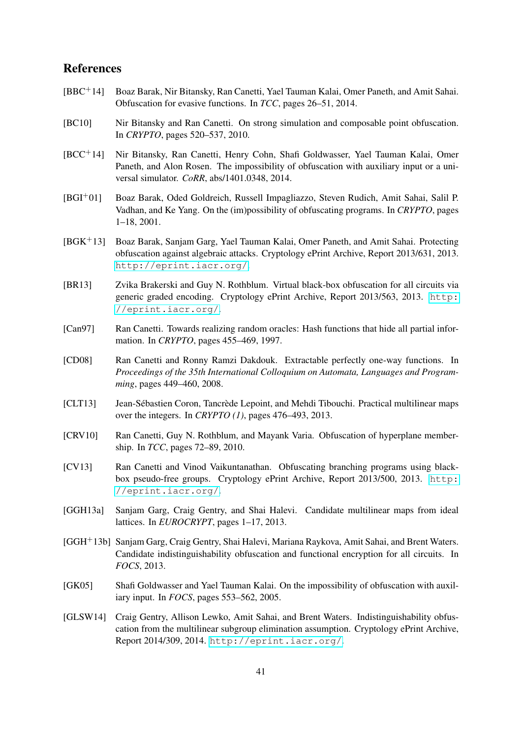## References

[BBC+14] Boaz Barak, Nir Bitansky, Ran Canetti, Yael Tauman Kalai, Omer Paneth, and Amit Sahai. Obfuscation for evasive functions. In *TCC*, pages 26–51, 2014.

[BC10] Nir Bitansky and Ran Canetti. On strong simulation and composable point obfuscation. In *CRYPTO*, pages 520–537, 2010.

[BCC+14] Nir Bitansky, Ran Canetti, Henry Cohn, Shafi Goldwasser, Yael Tauman Kalai, Omer Paneth, and Alon Rosen. The impossibility of obfuscation with auxiliary input or a universal simulator. *CoRR*, abs/1401.0348, 2014.

[BGI+01] Boaz Barak, Oded Goldreich, Russell Impagliazzo, Steven Rudich, Amit Sahai, Salil P. Vadhan, and Ke Yang. On the (im)possibility of obfuscating programs. In *CRYPTO*, pages 1–18, 2001.

[BGK+13] Boaz Barak, Sanjam Garg, Yael Tauman Kalai, Omer Paneth, and Amit Sahai. Protecting obfuscation against algebraic attacks. Cryptology ePrint Archive, Report 2013/631, 2013. `http://eprint.iacr.org/`.

[BR13] Zvika Brakerski and Guy N. Rothblum. Virtual black-box obfuscation for all circuits via generic graded encoding. Cryptology ePrint Archive, Report 2013/563, 2013. `http://eprint.iacr.org/`.

[Can97] Ran Canetti. Towards realizing random oracles: Hash functions that hide all partial information. In *CRYPTO*, pages 455–469, 1997.

[CD08] Ran Canetti and Ronny Ramzi Dakdouk. Extractable perfectly one-way functions. In *Proceedings of the 35th International Colloquium on Automata, Languages and Programming*, pages 449–460, 2008.

[CLT13] Jean-Sébastien Coron, Tancrède Lepoint, and Mehdi Tibouchi. Practical multilinear maps over the integers. In *CRYPTO (1)*, pages 476–493, 2013.

[CRV10] Ran Canetti, Guy N. Rothblum, and Mayank Varia. Obfuscation of hyperplane membership. In *TCC*, pages 72–89, 2010.

[CV13] Ran Canetti and Vinod Vaikuntanathan. Obfuscating branching programs using black-box pseudo-free groups. Cryptology ePrint Archive, Report 2013/500, 2013. `http://eprint.iacr.org/`.

[GGH13a] Sanjam Garg, Craig Gentry, and Shai Halevi. Candidate multilinear maps from ideal lattices. In *EUROCRYPT*, pages 1–17, 2013.

[GGH+13b] Sanjam Garg, Craig Gentry, Shai Halevi, Mariana Raykova, Amit Sahai, and Brent Waters. Candidate indistinguishability obfuscation and functional encryption for all circuits. In *FOCS*, 2013.

[GK05] Shafi Goldwasser and Yael Tauman Kalai. On the impossibility of obfuscation with auxiliary input. In *FOCS*, pages 553–562, 2005.

[GLSW14] Craig Gentry, Allison Lewko, Amit Sahai, and Brent Waters. Indistinguishability obfuscation from the multilinear subgroup elimination assumption. Cryptology ePrint Archive, Report 2014/309, 2014. `http://eprint.iacr.org/`.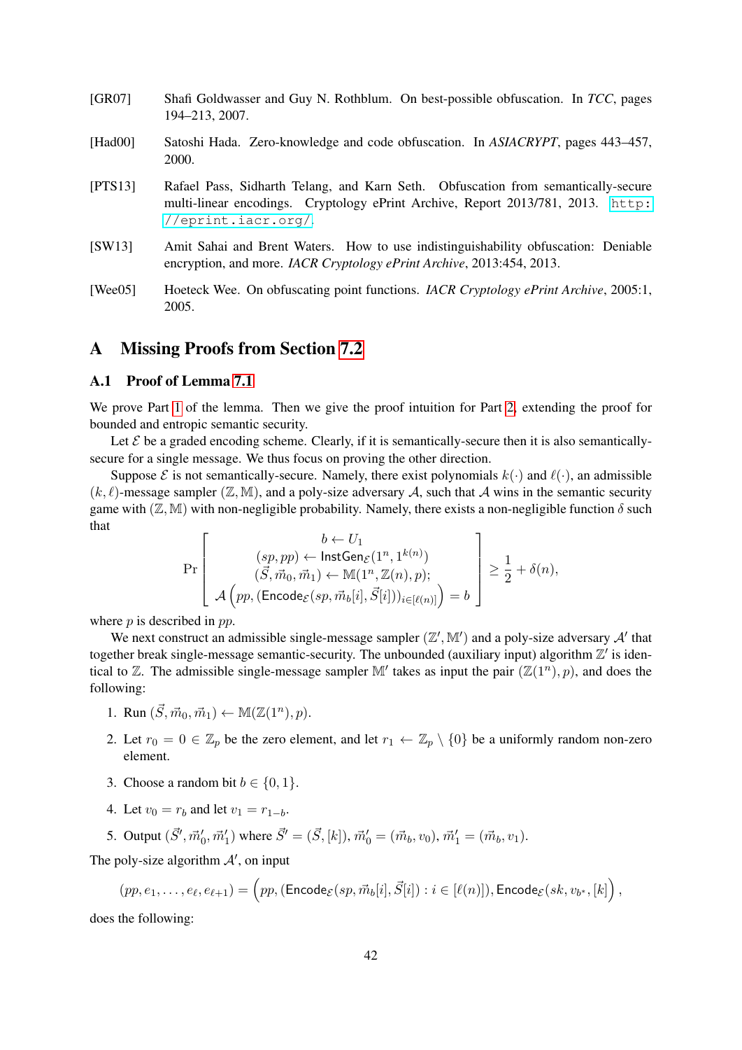[GR07] Shafi Goldwasser and Guy N. Rothblum. On best-possible obfuscation. In *TCC*, pages 194–213, 2007.

[Had00] Satoshi Hada. Zero-knowledge and code obfuscation. In *ASIACRYPT*, pages 443–457, 2000.

[PTS13] Rafael Pass, Sidharth Telang, and Karn Seth. Obfuscation from semantically-secure multi-linear encodings. Cryptology ePrint Archive, Report 2013/781, 2013. http://eprint.iacr.org/.

[SW13] Amit Sahai and Brent Waters. How to use indistinguishability obfuscation: Deniable encryption, and more. *IACR Cryptology ePrint Archive*, 2013:454, 2013.

[Wee05] Hoeteck Wee. On obfuscating point functions. *IACR Cryptology ePrint Archive*, 2005:1, 2005.

# A Missing Proofs from Section 7.2

## A.1 Proof of Lemma 7.1

We prove Part 1 of the lemma. Then we give the proof intuition for Part 2, extending the proof for bounded and entropic semantic security.

Let $\mathcal{E}$ be a graded encoding scheme. Clearly, if it is semantically-secure then it is also semantically-secure for a single message. We thus focus on proving the other direction.

Suppose $\mathcal{E}$ is not semantically-secure. Namely, there exist polynomials $k(\cdot)$ and $\ell(\cdot)$, an admissible $(k, \ell)$-message sampler $(\mathbb{Z}, \mathbb{M})$, and a poly-size adversary $\mathcal{A}$, such that $\mathcal{A}$ wins in the semantic security game with $(\mathbb{Z}, \mathbb{M})$ with non-negligible probability. Namely, there exists a non-negligible function $\delta$ such that

$$\Pr\left[\begin{array}{c} b \leftarrow U_1 \\ (sp, pp) \leftarrow \mathsf{InstGen}_{\mathcal{E}}(1^n, 1^{k(n)}) \\ (\vec{S}, \vec{m}_0, \vec{m}_1) \leftarrow \mathbb{M}(1^n, \mathbb{Z}(n), p); \\ \mathcal{A}\left(pp, (\mathsf{Encode}_{\mathcal{E}}(sp, \vec{m}_b[i], \vec{S}[i]))_{i\in[\ell(n)]}\right) = b \end{array}\right] \geq \frac{1}{2} + \delta(n),$$

where $p$ is described in $pp$.

We next construct an admissible single-message sampler $(\mathbb{Z}', \mathbb{M}')$ and a poly-size adversary $\mathcal{A}'$ that together break single-message semantic-security. The unbounded (auxiliary input) algorithm $\mathbb{Z}'$ is identical to $\mathbb{Z}$. The admissible single-message sampler $\mathbb{M}'$ takes as input the pair $(\mathbb{Z}(1^n), p)$, and does the following:

1. Run $(\vec{S}, \vec{m}_0, \vec{m}_1) \leftarrow \mathbb{M}(\mathbb{Z}(1^n), p)$.
2. Let $r_0 = 0 \in \mathbb{Z}_p$ be the zero element, and let $r_1 \leftarrow \mathbb{Z}_p \setminus \{0\}$ be a uniformly random non-zero element.
3. Choose a random bit $b \in \{0, 1\}$.
4. Let $v_0 = r_b$ and let $v_1 = r_{1-b}$.
5. Output $(\vec{S}', \vec{m}_0', \vec{m}_1')$ where $\vec{S}' = (\vec{S}, [k])$, $\vec{m}_0' = (\vec{m}_b, v_0)$, $\vec{m}_1' = (\vec{m}_b, v_1)$.

The poly-size algorithm $\mathcal{A}'$, on input

$$(pp, e_1, \ldots, e_\ell, e_{\ell+1}) = \left(pp, (\mathsf{Encode}_{\mathcal{E}}(sp, \vec{m}_b[i], \vec{S}[i]) : i \in [\ell(n)]), \mathsf{Encode}_{\mathcal{E}}(sk, v_{b^*}, [k]\right),$$

does the following: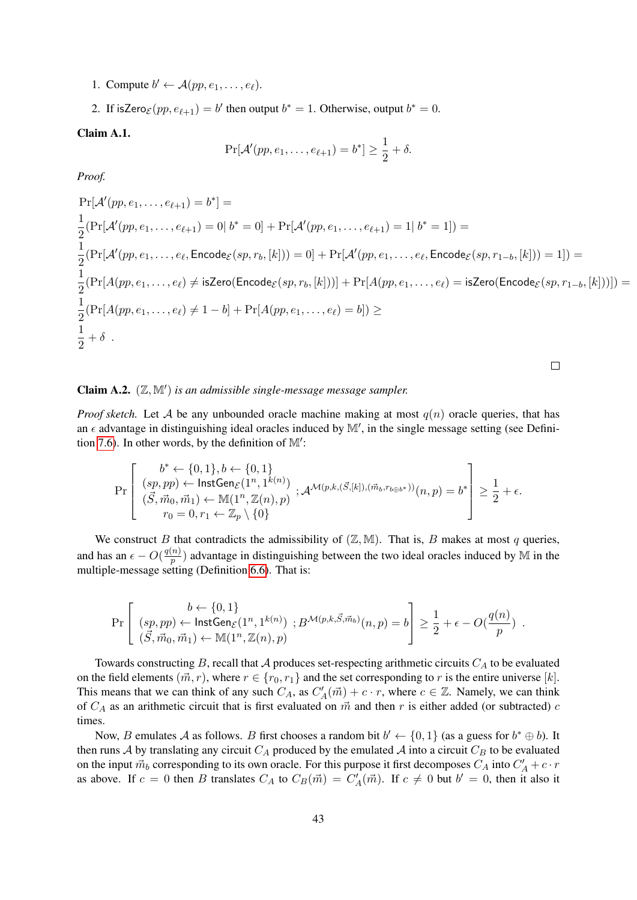1. Compute $b' \leftarrow \mathcal{A}(pp, e_1, \ldots, e_\ell)$.
2. If $\mathsf{isZero}_\mathcal{E}(pp, e_{\ell+1}) = b'$ then output $b^* = 1$. Otherwise, output $b^* = 0$.

**Claim A.1.**

$$\Pr[\mathcal{A}'(pp, e_1, \ldots, e_{\ell+1}) = b^*] \geq \frac{1}{2} + \delta.$$

*Proof.*

$$\begin{aligned}
&\Pr[\mathcal{A}'(pp, e_1, \ldots, e_{\ell+1}) = b^*] = \\
&\frac{1}{2}(\Pr[\mathcal{A}'(pp, e_1, \ldots, e_{\ell+1}) = 0 | \, b^* = 0] + \Pr[\mathcal{A}'(pp, e_1, \ldots, e_{\ell+1}) = 1 | \, b^* = 1]) = \\
&\frac{1}{2}(\Pr[\mathcal{A}'(pp, e_1, \ldots, e_\ell, \mathsf{Encode}_\mathcal{E}(sp, r_b, [k])) = 0] + \Pr[\mathcal{A}'(pp, e_1, \ldots, e_\ell, \mathsf{Encode}_\mathcal{E}(sp, r_{1-b}, [k])) = 1]) = \\
&\frac{1}{2}(\Pr[A(pp, e_1, \ldots, e_\ell) \neq \mathsf{isZero}(\mathsf{Encode}_\mathcal{E}(sp, r_b, [k]))] + \Pr[A(pp, e_1, \ldots, e_\ell) = \mathsf{isZero}(\mathsf{Encode}_\mathcal{E}(sp, r_{1-b}, [k]))]) = \\
&\frac{1}{2}(\Pr[A(pp, e_1, \ldots, e_\ell) \neq 1 - b] + \Pr[A(pp, e_1, \ldots, e_\ell) = b]) \geq \\
&\frac{1}{2} + \delta \ .
\end{aligned}$$

□

**Claim A.2.** *$(\mathbb{Z}, \mathbb{M}')$ is an admissible single-message message sampler.*

*Proof sketch.* Let $\mathcal{A}$ be any unbounded oracle machine making at most $q(n)$ oracle queries, that has an $\epsilon$ advantage in distinguishing ideal oracles induced by $\mathbb{M}'$, in the single message setting (see Definition 7.6). In other words, by the definition of $\mathbb{M}'$:

$$\Pr\left[\begin{array}{c} b^* \leftarrow \{0,1\}, b \leftarrow \{0,1\} \\ (sp, pp) \leftarrow \mathsf{InstGen}_\mathcal{E}(1^n, 1^{k(n)}) \\ (\vec{S}, \vec{m}_0, \vec{m}_1) \leftarrow \mathbb{M}(1^n, \mathbb{Z}(n), p) \\ r_0 = 0, r_1 \leftarrow \mathbb{Z}_p \setminus \{0\} \end{array} ; \mathcal{A}^{\mathcal{M}(p,k,(\vec{S},[k]),(\vec{m}_b, r_{b \oplus b^*}))}(n, p) = b^* \right] \geq \frac{1}{2} + \epsilon.$$

We construct $B$ that contradicts the admissibility of $(\mathbb{Z}, \mathbb{M})$. That is, $B$ makes at most $q$ queries, and has an $\epsilon - O(\frac{q(n)}{p})$ advantage in distinguishing between the two ideal oracles induced by $\mathbb{M}$ in the multiple-message setting (Definition 6.6). That is:

$$\Pr\left[\begin{array}{c} b \leftarrow \{0,1\} \\ (sp, pp) \leftarrow \mathsf{InstGen}_\mathcal{E}(1^n, 1^{k(n)}) \\ (\vec{S}, \vec{m}_0, \vec{m}_1) \leftarrow \mathbb{M}(1^n, \mathbb{Z}(n), p) \end{array} ; B^{\mathcal{M}(p,k,\vec{S},\vec{m}_b)}(n, p) = b \right] \geq \frac{1}{2} + \epsilon - O(\frac{q(n)}{p}) \ .$$

Towards constructing $B$, recall that $\mathcal{A}$ produces set-respecting arithmetic circuits $C_A$ to be evaluated on the field elements $(\vec{m}, r)$, where $r \in \{r_0, r_1\}$ and the set corresponding to $r$ is the entire universe $[k]$. This means that we can think of any such $C_A$, as $C'_A(\vec{m}) + c \cdot r$, where $c \in \mathbb{Z}$. Namely, we can think of $C_A$ as an arithmetic circuit that is first evaluated on $\vec{m}$ and then $r$ is either added (or subtracted) $c$ times.

Now, $B$ emulates $\mathcal{A}$ as follows. $B$ first chooses a random bit $b' \leftarrow \{0,1\}$ (as a guess for $b^* \oplus b$). It then runs $\mathcal{A}$ by translating any circuit $C_A$ produced by the emulated $\mathcal{A}$ into a circuit $C_B$ to be evaluated on the input $\vec{m}_b$ corresponding to its own oracle. For this purpose it first decomposes $C_A$ into $C'_A + c \cdot r$ as above. If $c = 0$ then $B$ translates $C_A$ to $C_B(\vec{m}) = C'_A(\vec{m})$. If $c \neq 0$ but $b' = 0$, then it also it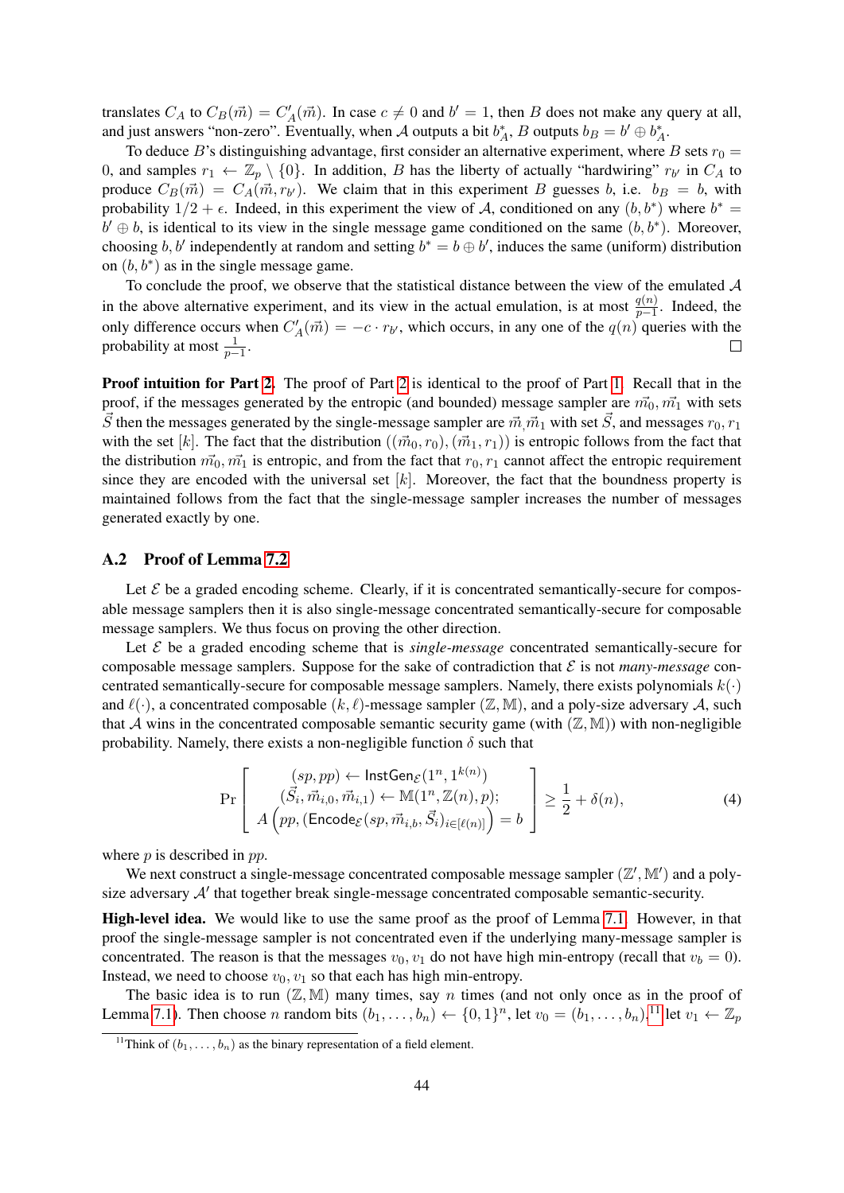translates $C_A$ to $C_B(\vec{m}) = C'_A(\vec{m})$. In case $c \neq 0$ and $b' = 1$, then $B$ does not make any query at all, and just answers "non-zero". Eventually, when $\mathcal{A}$ outputs a bit $b^*_A$, $B$ outputs $b_B = b' \oplus b^*_A$.

To deduce $B$'s distinguishing advantage, first consider an alternative experiment, where $B$ sets $r_0 = 0$, and samples $r_1 \leftarrow \mathbb{Z}_p \setminus \{0\}$. In addition, $B$ has the liberty of actually "hardwiring" $r_{b'}$ in $C_A$ to produce $C_B(\vec{m}) = C_A(\vec{m}, r_{b'})$. We claim that in this experiment $B$ guesses $b$, i.e. $b_B = b$, with probability $1/2 + \epsilon$. Indeed, in this experiment the view of $\mathcal{A}$, conditioned on any $(b, b^*)$ where $b^* = b' \oplus b$, is identical to its view in the single message game conditioned on the same $(b, b^*)$. Moreover, choosing $b, b'$ independently at random and setting $b^* = b \oplus b'$, induces the same (uniform) distribution on $(b, b^*)$ as in the single message game.

To conclude the proof, we observe that the statistical distance between the view of the emulated $\mathcal{A}$ in the above alternative experiment, and its view in the actual emulation, is at most $\frac{q(n)}{p-1}$. Indeed, the only difference occurs when $C'_A(\vec{m}) = -c \cdot r_{b'}$, which occurs, in any one of the $q(n)$ queries with the probability at most $\frac{1}{p-1}$. □

**Proof intuition for Part 2.** The proof of Part 2 is identical to the proof of Part 1. Recall that in the proof, if the messages generated by the entropic (and bounded) message sampler are $\vec{m}_0, \vec{m}_1$ with sets $\vec{S}$ then the messages generated by the single-message sampler are $\vec{m}, \vec{m}_1$ with set $\vec{S}$, and messages $r_0, r_1$ with the set $[k]$. The fact that the distribution $((\vec{m}_0, r_0), (\vec{m}_1, r_1))$ is entropic follows from the fact that the distribution $\vec{m}_0, \vec{m}_1$ is entropic, and from the fact that $r_0, r_1$ cannot affect the entropic requirement since they are encoded with the universal set $[k]$. Moreover, the fact that the boundness property is maintained follows from the fact that the single-message sampler increases the number of messages generated exactly by one.

## A.2 Proof of Lemma 7.2

Let $\mathcal{E}$ be a graded encoding scheme. Clearly, if it is concentrated semantically-secure for composable message samplers then it is also single-message concentrated semantically-secure for composable message samplers. We thus focus on proving the other direction.

Let $\mathcal{E}$ be a graded encoding scheme that is *single-message* concentrated semantically-secure for composable message samplers. Suppose for the sake of contradiction that $\mathcal{E}$ is not *many-message* concentrated semantically-secure for composable message samplers. Namely, there exists polynomials $k(\cdot)$ and $\ell(\cdot)$, a concentrated composable $(k, \ell)$-message sampler $(\mathbb{Z}, \mathbb{M})$, and a poly-size adversary $\mathcal{A}$, such that $\mathcal{A}$ wins in the concentrated composable semantic security game (with $(\mathbb{Z}, \mathbb{M})$) with non-negligible probability. Namely, there exists a non-negligible function $\delta$ such that

$$\Pr\left[\begin{array}{c} (sp, pp) \leftarrow \mathsf{InstGen}_{\mathcal{E}}(1^n, 1^{k(n)}) \\ (\vec{S}_i, \vec{m}_{i,0}, \vec{m}_{i,1}) \leftarrow \mathbb{M}(1^n, \mathbb{Z}(n), p); \\ A\left(pp, (\mathsf{Encode}_{\mathcal{E}}(sp, \vec{m}_{i,b}, \vec{S}_i)_{i \in [\ell(n)]}\right) = b \end{array}\right] \geq \frac{1}{2} + \delta(n), \tag{4}$$

where $p$ is described in $pp$.

We next construct a single-message concentrated composable message sampler $(\mathbb{Z}', \mathbb{M}')$ and a poly-size adversary $\mathcal{A}'$ that together break single-message concentrated composable semantic-security.

**High-level idea.** We would like to use the same proof as the proof of Lemma 7.1. However, in that proof the single-message sampler is not concentrated even if the underlying many-message sampler is concentrated. The reason is that the messages $v_0, v_1$ do not have high min-entropy (recall that $v_b = 0$). Instead, we need to choose $v_0, v_1$ so that each has high min-entropy.

The basic idea is to run $(\mathbb{Z}, \mathbb{M})$ many times, say $n$ times (and not only once as in the proof of Lemma 7.1). Then choose $n$ random bits $(b_1, \ldots, b_n) \leftarrow \{0, 1\}^n$, let $v_0 = (b_1, \ldots, b_n)$,[11] let $v_1 \leftarrow \mathbb{Z}_p$

[11] Think of $(b_1, \ldots, b_n)$ as the binary representation of a field element.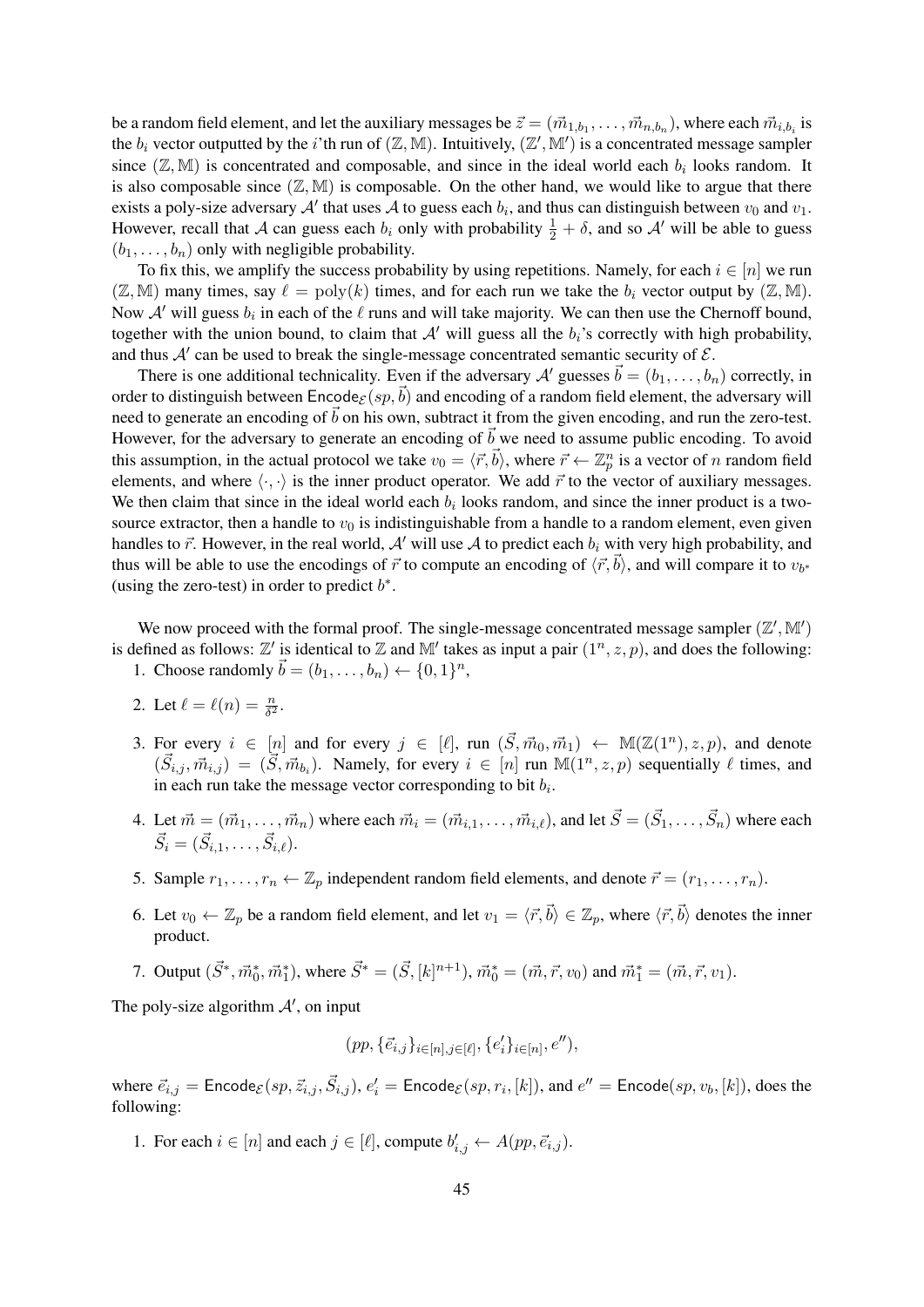be a random field element, and let the auxiliary messages be $\vec{z} = (\vec{m}_{1,b_1}, \ldots, \vec{m}_{n,b_n})$, where each $\vec{m}_{i,b_i}$ is the $b_i$ vector outputted by the $i$'th run of $(\mathbb{Z}, \mathbb{M})$. Intuitively, $(\mathbb{Z}', \mathbb{M}')$ is a concentrated message sampler since $(\mathbb{Z}, \mathbb{M})$ is concentrated and composable, and since in the ideal world each $b_i$ looks random. It is also composable since $(\mathbb{Z}, \mathbb{M})$ is composable. On the other hand, we would like to argue that there exists a poly-size adversary $\mathcal{A}'$ that uses $\mathcal{A}$ to guess each $b_i$, and thus can distinguish between $v_0$ and $v_1$. However, recall that $\mathcal{A}$ can guess each $b_i$ only with probability $\frac{1}{2} + \delta$, and so $\mathcal{A}'$ will be able to guess $(b_1, \ldots, b_n)$ only with negligible probability.

To fix this, we amplify the success probability by using repetitions. Namely, for each $i \in [n]$ we run $(\mathbb{Z}, \mathbb{M})$ many times, say $\ell = \text{poly}(k)$ times, and for each run we take the $b_i$ vector output by $(\mathbb{Z}, \mathbb{M})$. Now $\mathcal{A}'$ will guess $b_i$ in each of the $\ell$ runs and will take majority. We can then use the Chernoff bound, together with the union bound, to claim that $\mathcal{A}'$ will guess all the $b_i$'s correctly with high probability, and thus $\mathcal{A}'$ can be used to break the single-message concentrated semantic security of $\mathcal{E}$.

There is one additional technicality. Even if the adversary $\mathcal{A}'$ guesses $\vec{b} = (b_1, \ldots, b_n)$ correctly, in order to distinguish between $\mathsf{Encode}_{\mathcal{E}}(sp, \vec{b})$ and encoding of a random field element, the adversary will need to generate an encoding of $\vec{b}$ on his own, subtract it from the given encoding, and run the zero-test. However, for the adversary to generate an encoding of $\vec{b}$ we need to assume public encoding. To avoid this assumption, in the actual protocol we take $v_0 = \langle \vec{r}, \vec{b} \rangle$, where $\vec{r} \leftarrow \mathbb{Z}_p^n$ is a vector of $n$ random field elements, and where $\langle \cdot, \cdot \rangle$ is the inner product operator. We add $\vec{r}$ to the vector of auxiliary messages. We then claim that since in the ideal world each $b_i$ looks random, and since the inner product is a two-source extractor, then a handle to $v_0$ is indistinguishable from a handle to a random element, even given handles to $\vec{r}$. However, in the real world, $\mathcal{A}'$ will use $\mathcal{A}$ to predict each $b_i$ with very high probability, and thus will be able to use the encodings of $\vec{r}$ to compute an encoding of $\langle \vec{r}, \vec{b} \rangle$, and will compare it to $v_{b^*}$ (using the zero-test) in order to predict $b^*$.

We now proceed with the formal proof. The single-message concentrated message sampler $(\mathbb{Z}', \mathbb{M}')$ is defined as follows: $\mathbb{Z}'$ is identical to $\mathbb{Z}$ and $\mathbb{M}'$ takes as input a pair $(1^n, z, p)$, and does the following:

1. Choose randomly $\vec{b} = (b_1, \ldots, b_n) \leftarrow \{0, 1\}^n$,
2. Let $\ell = \ell(n) = \frac{n}{\delta^2}$.
3. For every $i \in [n]$ and for every $j \in [\ell]$, run $(\vec{S}, \vec{m}_0, \vec{m}_1) \leftarrow \mathbb{M}(\mathbb{Z}(1^n), z, p)$, and denote $(\vec{S}_{i,j}, \vec{m}_{i,j}) = (\vec{S}, \vec{m}_{b_i})$. Namely, for every $i \in [n]$ run $\mathbb{M}(1^n, z, p)$ sequentially $\ell$ times, and in each run take the message vector corresponding to bit $b_i$.
4. Let $\vec{m} = (\vec{m}_1, \ldots, \vec{m}_n)$ where each $\vec{m}_i = (\vec{m}_{i,1}, \ldots, \vec{m}_{i,\ell})$, and let $\vec{S} = (\vec{S}_1, \ldots, \vec{S}_n)$ where each $\vec{S}_i = (\vec{S}_{i,1}, \ldots, \vec{S}_{i,\ell})$.
5. Sample $r_1, \ldots, r_n \leftarrow \mathbb{Z}_p$ independent random field elements, and denote $\vec{r} = (r_1, \ldots, r_n)$.
6. Let $v_0 \leftarrow \mathbb{Z}_p$ be a random field element, and let $v_1 = \langle \vec{r}, \vec{b} \rangle \in \mathbb{Z}_p$, where $\langle \vec{r}, \vec{b} \rangle$ denotes the inner product.
7. Output $(\vec{S}^*, \vec{m}_0^*, \vec{m}_1^*)$, where $\vec{S}^* = (\vec{S}, [k]^{n+1})$, $\vec{m}_0^* = (\vec{m}, \vec{r}, v_0)$ and $\vec{m}_1^* = (\vec{m}, \vec{r}, v_1)$.

The poly-size algorithm $\mathcal{A}'$, on input

$$(pp, \{\vec{e}_{i,j}\}_{i \in [n], j \in [\ell]}, \{e'_i\}_{i \in [n]}, e''),$$

where $\vec{e}_{i,j} = \mathsf{Encode}_{\mathcal{E}}(sp, \vec{z}_{i,j}, \vec{S}_{i,j})$, $e'_i = \mathsf{Encode}_{\mathcal{E}}(sp, r_i, [k])$, and $e'' = \mathsf{Encode}(sp, v_b, [k])$, does the following:

1. For each $i \in [n]$ and each $j \in [\ell]$, compute $b'_{i,j} \leftarrow A(pp, \vec{e}_{i,j})$.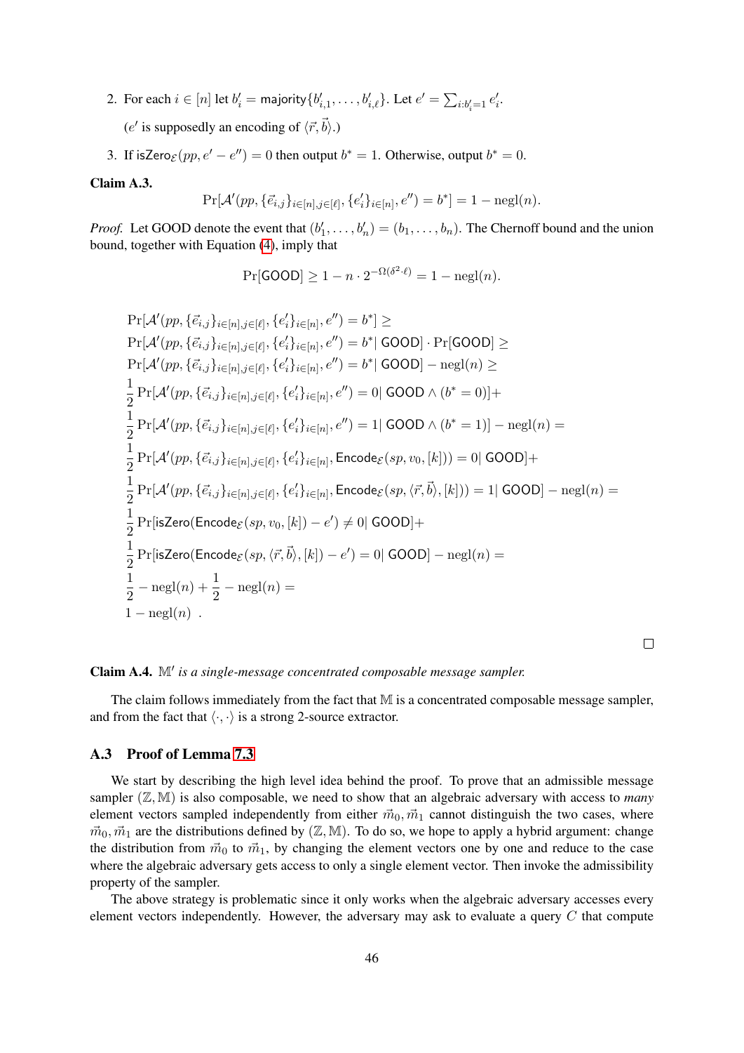2. For each $i \in [n]$ let $b'_i = \mathsf{majority}\{b'_{i,1}, \ldots, b'_{i,\ell}\}$. Let $e' = \sum_{i:b'_i=1} e'_i$.

   ($e'$ is supposedly an encoding of $\langle \vec{r}, \vec{b} \rangle$.)

3. If $\mathsf{isZero}_{\mathcal{E}}(pp, e' - e'') = 0$ then output $b^* = 1$. Otherwise, output $b^* = 0$.

**Claim A.3.**

$$\Pr[\mathcal{A}'(pp, \{\vec{e}_{i,j}\}_{i\in[n],j\in[\ell]}, \{e'_i\}_{i\in[n]}, e'') = b^*] = 1 - \mathrm{negl}(n).$$

*Proof.* Let GOOD denote the event that $(b'_1, \ldots, b'_n) = (b_1, \ldots, b_n)$. The Chernoff bound and the union bound, together with Equation (4), imply that

$$\Pr[\mathsf{GOOD}] \geq 1 - n \cdot 2^{-\Omega(\delta^2 \cdot \ell)} = 1 - \mathrm{negl}(n).$$

$$
\begin{aligned}
&\Pr[\mathcal{A}'(pp, \{\vec{e}_{i,j}\}_{i\in[n],j\in[\ell]}, \{e'_i\}_{i\in[n]}, e'') = b^*] \geq \\
&\Pr[\mathcal{A}'(pp, \{\vec{e}_{i,j}\}_{i\in[n],j\in[\ell]}, \{e'_i\}_{i\in[n]}, e'') = b^* |\, \mathsf{GOOD}] \cdot \Pr[\mathsf{GOOD}] \geq \\
&\Pr[\mathcal{A}'(pp, \{\vec{e}_{i,j}\}_{i\in[n],j\in[\ell]}, \{e'_i\}_{i\in[n]}, e'') = b^* |\, \mathsf{GOOD}] - \mathrm{negl}(n) \geq \\
&\frac{1}{2}\Pr[\mathcal{A}'(pp, \{\vec{e}_{i,j}\}_{i\in[n],j\in[\ell]}, \{e'_i\}_{i\in[n]}, e'') = 0 |\, \mathsf{GOOD} \wedge (b^* = 0)] + \\
&\frac{1}{2}\Pr[\mathcal{A}'(pp, \{\vec{e}_{i,j}\}_{i\in[n],j\in[\ell]}, \{e'_i\}_{i\in[n]}, e'') = 1 |\, \mathsf{GOOD} \wedge (b^* = 1)] - \mathrm{negl}(n) = \\
&\frac{1}{2}\Pr[\mathcal{A}'(pp, \{\vec{e}_{i,j}\}_{i\in[n],j\in[\ell]}, \{e'_i\}_{i\in[n]}, \mathsf{Encode}_{\mathcal{E}}(sp, v_0, [k])) = 0 |\, \mathsf{GOOD}] + \\
&\frac{1}{2}\Pr[\mathcal{A}'(pp, \{\vec{e}_{i,j}\}_{i\in[n],j\in[\ell]}, \{e'_i\}_{i\in[n]}, \mathsf{Encode}_{\mathcal{E}}(sp, \langle \vec{r}, \vec{b} \rangle, [k])) = 1 |\, \mathsf{GOOD}] - \mathrm{negl}(n) = \\
&\frac{1}{2}\Pr[\mathsf{isZero}(\mathsf{Encode}_{\mathcal{E}}(sp, v_0, [k]) - e') \neq 0 |\, \mathsf{GOOD}] + \\
&\frac{1}{2}\Pr[\mathsf{isZero}(\mathsf{Encode}_{\mathcal{E}}(sp, \langle \vec{r}, \vec{b} \rangle, [k]) - e') = 0 |\, \mathsf{GOOD}] - \mathrm{negl}(n) = \\
&\frac{1}{2} - \mathrm{negl}(n) + \frac{1}{2} - \mathrm{negl}(n) = \\
&1 - \mathrm{negl}(n)\ .
\end{aligned}
$$

□

**Claim A.4.** *$\mathbb{M}'$ is a single-message concentrated composable message sampler.*

The claim follows immediately from the fact that $\mathbb{M}$ is a concentrated composable message sampler, and from the fact that $\langle \cdot, \cdot \rangle$ is a strong 2-source extractor.

### A.3 Proof of Lemma 7.3

We start by describing the high level idea behind the proof. To prove that an admissible message sampler $(\mathbb{Z}, \mathbb{M})$ is also composable, we need to show that an algebraic adversary with access to *many* element vectors sampled independently from either $\vec{m}_0, \vec{m}_1$ cannot distinguish the two cases, where $\vec{m}_0, \vec{m}_1$ are the distributions defined by $(\mathbb{Z}, \mathbb{M})$. To do so, we hope to apply a hybrid argument: change the distribution from $\vec{m}_0$ to $\vec{m}_1$, by changing the element vectors one by one and reduce to the case where the algebraic adversary gets access to only a single element vector. Then invoke the admissibility property of the sampler.

The above strategy is problematic since it only works when the algebraic adversary accesses every element vectors independently. However, the adversary may ask to evaluate a query $C$ that compute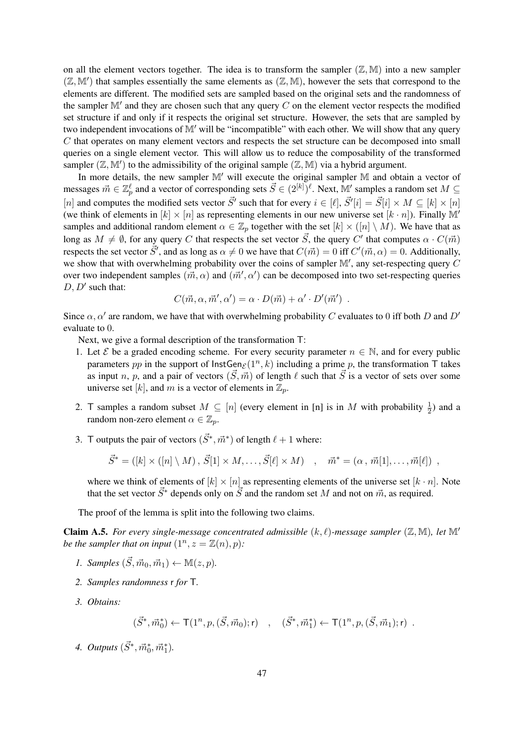on all the element vectors together. The idea is to transform the sampler $(\mathbb{Z}, \mathbb{M})$ into a new sampler $(\mathbb{Z}, \mathbb{M}')$ that samples essentially the same elements as $(\mathbb{Z}, \mathbb{M})$, however the sets that correspond to the elements are different. The modified sets are sampled based on the original sets and the randomness of the sampler $\mathbb{M}'$ and they are chosen such that any query $C$ on the element vector respects the modified set structure if and only if it respects the original set structure. However, the sets that are sampled by two independent invocations of $\mathbb{M}'$ will be "incompatible" with each other. We will show that any query $C$ that operates on many element vectors and respects the set structure can be decomposed into small queries on a single element vector. This will allow us to reduce the composability of the transformed sampler $(\mathbb{Z}, \mathbb{M}')$ to the admissibility of the original sample $(\mathbb{Z}, \mathbb{M})$ via a hybrid argument.

In more details, the new sampler $\mathbb{M}'$ will execute the original sampler $\mathbb{M}$ and obtain a vector of messages $\vec{m} \in \mathbb{Z}_p^\ell$ and a vector of corresponding sets $\vec{S} \in (2^{[k]})^\ell$. Next, $\mathbb{M}'$ samples a random set $M \subseteq [n]$ and computes the modified sets vector $\vec{S}'$ such that for every $i \in [\ell]$, $\vec{S}'[i] = \vec{S}[i] \times M \subseteq [k] \times [n]$ (we think of elements in $[k] \times [n]$ as representing elements in our new universe set $[k \cdot n]$). Finally $\mathbb{M}'$ samples and additional random element $\alpha \in \mathbb{Z}_p$ together with the set $[k] \times ([n] \setminus M)$. We have that as long as $M \neq \emptyset$, for any query $C$ that respects the set vector $\vec{S}$, the query $C'$ that computes $\alpha \cdot C(\vec{m})$ respects the set vector $\vec{S}'$, and as long as $\alpha \neq 0$ we have that $C(\vec{m}) = 0$ iff $C'(\vec{m}, \alpha) = 0$. Additionally, we show that with overwhelming probability over the coins of sampler $\mathbb{M}'$, any set-respecting query $C$ over two independent samples $(\vec{m}, \alpha)$ and $(\vec{m}', \alpha')$ can be decomposed into two set-respecting queries $D, D'$ such that:

$$C(\vec{m}, \alpha, \vec{m}', \alpha') = \alpha \cdot D(\vec{m}) + \alpha' \cdot D'(\vec{m}') \ .$$

Since $\alpha, \alpha'$ are random, we have that with overwhelming probability $C$ evaluates to $0$ iff both $D$ and $D'$ evaluate to $0$.

Next, we give a formal description of the transformation $\mathsf{T}$:

1. Let $\mathcal{E}$ be a graded encoding scheme. For every security parameter $n \in \mathbb{N}$, and for every public parameters $pp$ in the support of $\mathsf{InstGen}_{\mathcal{E}}(1^n, k)$ including a prime $p$, the transformation $\mathsf{T}$ takes as input $n$, $p$, and a pair of vectors $(\vec{S}, \vec{m})$ of length $\ell$ such that $\vec{S}$ is a vector of sets over some universe set $[k]$, and $m$ is a vector of elements in $\mathbb{Z}_p$.
2. $\mathsf{T}$ samples a random subset $M \subseteq [n]$ (every element in [n] is in $M$ with probability $\frac{1}{2}$) and a random non-zero element $\alpha \in \mathbb{Z}_p$.
3. $\mathsf{T}$ outputs the pair of vectors $(\vec{S}^*, \vec{m}^*)$ of length $\ell + 1$ where:

$$\vec{S}^* = ([k] \times ([n] \setminus M), \vec{S}[1] \times M, \ldots, \vec{S}[\ell] \times M) \quad , \quad \vec{m}^* = (\alpha, \vec{m}[1], \ldots, \vec{m}[\ell]) \ ,$$

where we think of elements of $[k] \times [n]$ as representing elements of the universe set $[k \cdot n]$. Note that the set vector $\vec{S}^*$ depends only on $\vec{S}$ and the random set $M$ and not on $\vec{m}$, as required.

The proof of the lemma is split into the following two claims.

**Claim A.5.** *For every single-message concentrated admissible $(k, \ell)$-message sampler $(\mathbb{Z}, \mathbb{M})$, let $\mathbb{M}'$ be the sampler that on input $(1^n, z = \mathbb{Z}(n), p)$:*

1. *Samples $(\vec{S}, \vec{m}_0, \vec{m}_1) \leftarrow \mathbb{M}(z, p)$.*
2. *Samples randomness $\mathsf{r}$ for $\mathsf{T}$.*
3. *Obtains:*

$$(\vec{S}^*, \vec{m}_0^*) \leftarrow \mathsf{T}(1^n, p, (\vec{S}, \vec{m}_0); \mathsf{r}) \quad , \quad (\vec{S}^*, \vec{m}_1^*) \leftarrow \mathsf{T}(1^n, p, (\vec{S}, \vec{m}_1); \mathsf{r}) \ .$$

4. *Outputs $(\vec{S}^*, \vec{m}_0^*, \vec{m}_1^*)$.*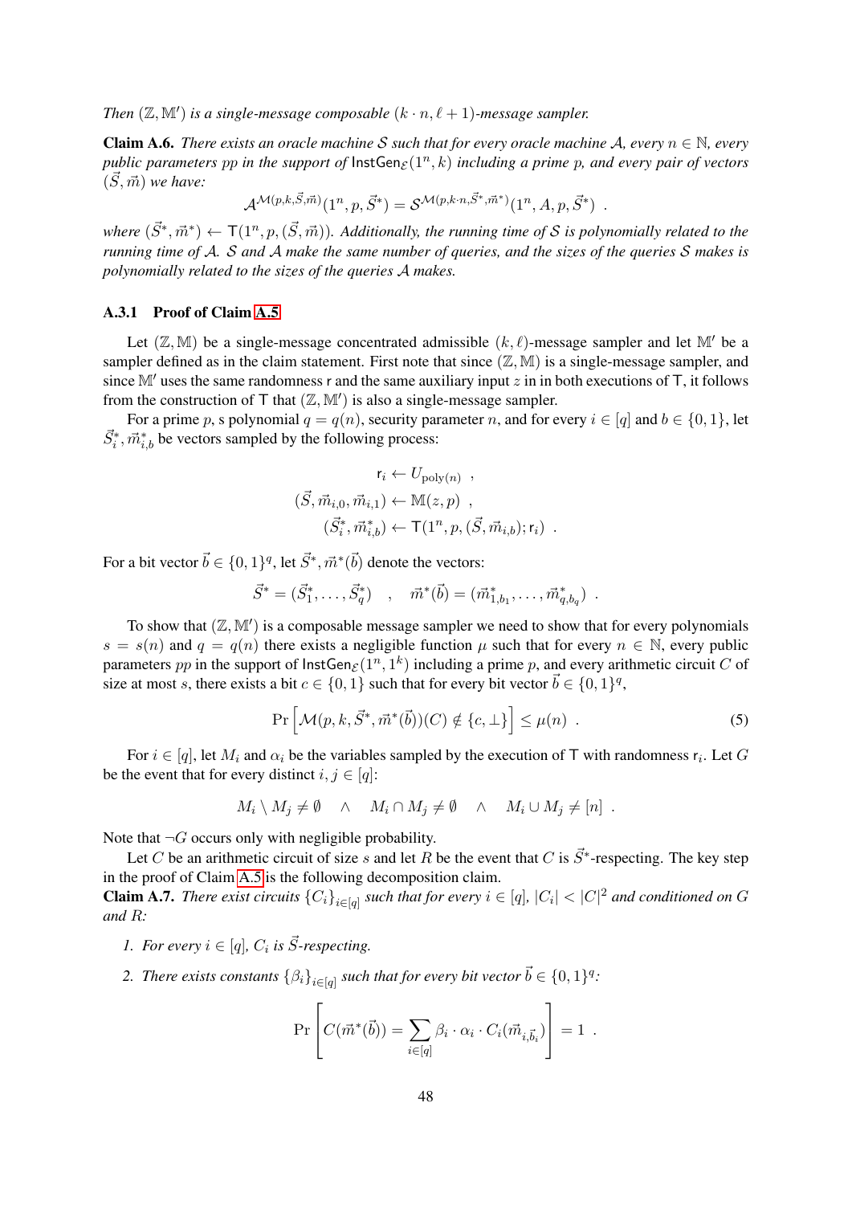*Then* $(\mathbb{Z}, \mathbb{M}')$ *is a single-message composable* $(k \cdot n, \ell + 1)$*-message sampler.*

**Claim A.6.** *There exists an oracle machine* $\mathcal{S}$ *such that for every oracle machine* $\mathcal{A}$*, every* $n \in \mathbb{N}$*, every public parameters* $pp$ *in the support of* $\mathsf{InstGen}_{\mathcal{E}}(1^n, k)$ *including a prime* $p$*, and every pair of vectors* $(\vec{S}, \vec{m})$ *we have:*

$$\mathcal{A}^{\mathcal{M}(p,k,\vec{S},\vec{m})}(1^n, p, \vec{S}^*) = \mathcal{S}^{\mathcal{M}(p,k \cdot n,\vec{S}^*,\vec{m}^*)}(1^n, A, p, \vec{S}^*) \ .$$

*where* $(\vec{S}^*, \vec{m}^*) \leftarrow \mathsf{T}(1^n, p, (\vec{S}, \vec{m}))$*. Additionally, the running time of* $\mathcal{S}$ *is polynomially related to the running time of* $\mathcal{A}$*.* $\mathcal{S}$ *and* $\mathcal{A}$ *make the same number of queries, and the sizes of the queries* $\mathcal{S}$ *makes is polynomially related to the sizes of the queries* $\mathcal{A}$ *makes.*

### A.3.1 Proof of Claim A.5

Let $(\mathbb{Z}, \mathbb{M})$ be a single-message concentrated admissible $(k, \ell)$-message sampler and let $\mathbb{M}'$ be a sampler defined as in the claim statement. First note that since $(\mathbb{Z}, \mathbb{M})$ is a single-message sampler, and since $\mathbb{M}'$ uses the same randomness $\mathsf{r}$ and the same auxiliary input $z$ in in both executions of $\mathsf{T}$, it follows from the construction of $\mathsf{T}$ that $(\mathbb{Z}, \mathbb{M}')$ is also a single-message sampler.

For a prime $p$, s polynomial $q = q(n)$, security parameter $n$, and for every $i \in [q]$ and $b \in \{0, 1\}$, let $\vec{S}^*_i, \vec{m}^*_{i,b}$ be vectors sampled by the following process:

$$\begin{aligned}
\mathsf{r}_i &\leftarrow U_{\mathrm{poly}(n)} \ , \\
(\vec{S}, \vec{m}_{i,0}, \vec{m}_{i,1}) &\leftarrow \mathbb{M}(z, p) \ , \\
(\vec{S}^*_i, \vec{m}^*_{i,b}) &\leftarrow \mathsf{T}(1^n, p, (\vec{S}, \vec{m}_{i,b}); \mathsf{r}_i) \ .
\end{aligned}$$

For a bit vector $\vec{b} \in \{0, 1\}^q$, let $\vec{S}^*, \vec{m}^*(\vec{b})$ denote the vectors:

$$\vec{S}^* = (\vec{S}^*_1, \ldots, \vec{S}^*_q) \quad , \quad \vec{m}^*(\vec{b}) = (\vec{m}^*_{1,b_1}, \ldots, \vec{m}^*_{q,b_q}) \ .$$

To show that $(\mathbb{Z}, \mathbb{M}')$ is a composable message sampler we need to show that for every polynomials $s = s(n)$ and $q = q(n)$ there exists a negligible function $\mu$ such that for every $n \in \mathbb{N}$, every public parameters $pp$ in the support of $\mathsf{InstGen}_{\mathcal{E}}(1^n, 1^k)$ including a prime $p$, and every arithmetic circuit $C$ of size at most $s$, there exists a bit $c \in \{0, 1\}$ such that for every bit vector $\vec{b} \in \{0, 1\}^q$,

$$\Pr\left[\mathcal{M}(p, k, \vec{S}^*, \vec{m}^*(\vec{b}))(C) \notin \{c, \perp\}\right] \leq \mu(n) \ . \tag{5}$$

For $i \in [q]$, let $M_i$ and $\alpha_i$ be the variables sampled by the execution of $\mathsf{T}$ with randomness $\mathsf{r}_i$. Let $G$ be the event that for every distinct $i, j \in [q]$:

$$M_i \setminus M_j \neq \emptyset \quad \wedge \quad M_i \cap M_j \neq \emptyset \quad \wedge \quad M_i \cup M_j \neq [n] \ .$$

Note that $\neg G$ occurs only with negligible probability.

Let $C$ be an arithmetic circuit of size $s$ and let $R$ be the event that $C$ is $\vec{S}^*$-respecting. The key step in the proof of Claim A.5 is the following decomposition claim.

**Claim A.7.** *There exist circuits* $\{C_i\}_{i \in [q]}$ *such that for every* $i \in [q]$*,* $|C_i| < |C|^2$ *and conditioned on* $G$ *and* $R$*:*

1. *For every* $i \in [q]$*,* $C_i$ *is* $\vec{S}$*-respecting.*
2. *There exists constants* $\{\beta_i\}_{i \in [q]}$ *such that for every bit vector* $\vec{b} \in \{0, 1\}^q$*:*

$$\Pr\left[C(\vec{m}^*(\vec{b})) = \sum_{i \in [q]} \beta_i \cdot \alpha_i \cdot C_i(\vec{m}_{i,\vec{b}_i})\right] = 1 \ .$$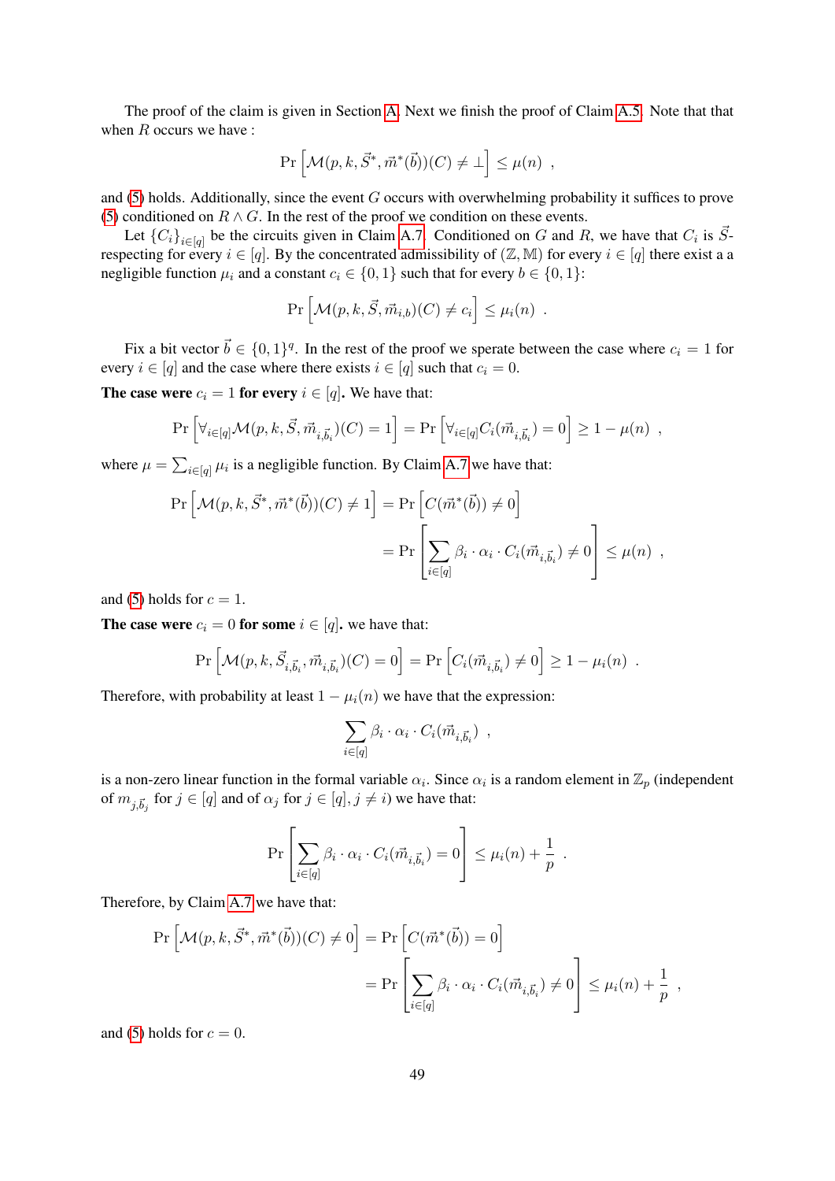The proof of the claim is given in Section A. Next we finish the proof of Claim A.5. Note that that when $R$ occurs we have :

$$\Pr\left[\mathcal{M}(p,k,\vec{S}^*,\vec{m}^*(\vec{b}))(C) \neq \bot\right] \leq \mu(n) \ ,$$

and (5) holds. Additionally, since the event $G$ occurs with overwhelming probability it suffices to prove (5) conditioned on $R \wedge G$. In the rest of the proof we condition on these events.

Let $\{C_i\}_{i\in[q]}$ be the circuits given in Claim A.7. Conditioned on $G$ and $R$, we have that $C_i$ is $\vec{S}$-respecting for every $i \in [q]$. By the concentrated admissibility of $(\mathbb{Z},\mathbb{M})$ for every $i \in [q]$ there exist a a negligible function $\mu_i$ and a constant $c_i \in \{0,1\}$ such that for every $b \in \{0,1\}$:

$$\Pr\left[\mathcal{M}(p,k,\vec{S},\vec{m}_{i,b})(C) \neq c_i\right] \leq \mu_i(n) \ .$$

Fix a bit vector $\vec{b} \in \{0,1\}^q$. In the rest of the proof we sperate between the case where $c_i = 1$ for every $i \in [q]$ and the case where there exists $i \in [q]$ such that $c_i = 0$.

**The case were $c_i = 1$ for every $i \in [q]$.** We have that:

$$\Pr\left[\forall_{i\in[q]}\mathcal{M}(p,k,\vec{S},\vec{m}_{i,\vec{b}_i})(C) = 1\right] = \Pr\left[\forall_{i\in[q]}C_i(\vec{m}_{i,\vec{b}_i}) = 0\right] \geq 1-\mu(n) \ ,$$

where $\mu = \sum_{i\in[q]}\mu_i$ is a negligible function. By Claim A.7 we have that:

$$\Pr\left[\mathcal{M}(p,k,\vec{S}^*,\vec{m}^*(\vec{b}))(C) \neq 1\right] = \Pr\left[C(\vec{m}^*(\vec{b})) \neq 0\right]$$
$$= \Pr\left[\sum_{i\in[q]}\beta_i\cdot\alpha_i\cdot C_i(\vec{m}_{i,\vec{b}_i}) \neq 0\right] \leq \mu(n) \ ,$$

and (5) holds for $c = 1$.

**The case were $c_i = 0$ for some $i \in [q]$.** we have that:

$$\Pr\left[\mathcal{M}(p,k,\vec{S}_{i,\vec{b}_i},\vec{m}_{i,\vec{b}_i})(C) = 0\right] = \Pr\left[C_i(\vec{m}_{i,\vec{b}_i}) \neq 0\right] \geq 1-\mu_i(n) \ .$$

Therefore, with probability at least $1-\mu_i(n)$ we have that the expression:

$$\sum_{i\in[q]}\beta_i\cdot\alpha_i\cdot C_i(\vec{m}_{i,\vec{b}_i}) \ ,$$

is a non-zero linear function in the formal variable $\alpha_i$. Since $\alpha_i$ is a random element in $\mathbb{Z}_p$ (independent of $m_{j,\vec{b}_j}$ for $j \in [q]$ and of $\alpha_j$ for $j \in [q], j \neq i$) we have that:

$$\Pr\left[\sum_{i\in[q]}\beta_i\cdot\alpha_i\cdot C_i(\vec{m}_{i,\vec{b}_i}) = 0\right] \leq \mu_i(n) + \frac{1}{p} \ .$$

Therefore, by Claim A.7 we have that:

$$\Pr\left[\mathcal{M}(p,k,\vec{S}^*,\vec{m}^*(\vec{b}))(C) \neq 0\right] = \Pr\left[C(\vec{m}^*(\vec{b})) = 0\right]$$
$$= \Pr\left[\sum_{i\in[q]}\beta_i\cdot\alpha_i\cdot C_i(\vec{m}_{i,\vec{b}_i}) \neq 0\right] \leq \mu_i(n) + \frac{1}{p} \ ,$$

and (5) holds for $c = 0$.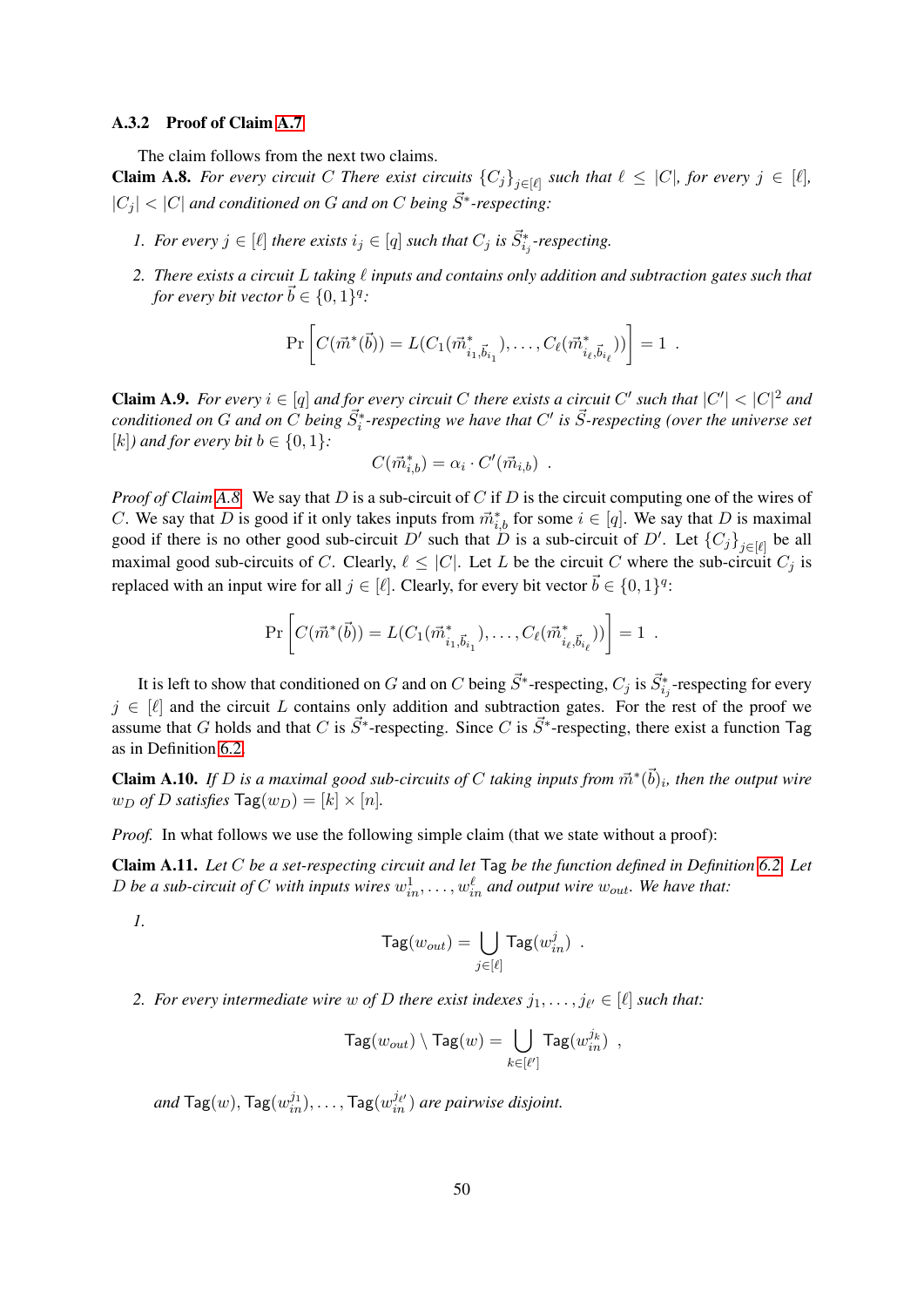### A.3.2 Proof of Claim A.7

The claim follows from the next two claims.

**Claim A.8.** *For every circuit $C$ There exist circuits $\{C_j\}_{j\in[\ell]}$ such that $\ell \leq |C|$, for every $j \in [\ell]$, $|C_j| < |C|$ and conditioned on $G$ and on $C$ being $\vec{S}^*$-respecting:*

1. *For every $j \in [\ell]$ there exists $i_j \in [q]$ such that $C_j$ is $\vec{S}^*_{i_j}$-respecting.*
2. *There exists a circuit $L$ taking $\ell$ inputs and contains only addition and subtraction gates such that for every bit vector $\vec{b} \in \{0,1\}^q$:*

$$\Pr\left[C(\vec{m}^*(\vec{b})) = L(C_1(\vec{m}^*_{i_1,\vec{b}_{i_1}}),\ldots,C_\ell(\vec{m}^*_{i_\ell,\vec{b}_{i_\ell}}))\right] = 1 \enspace .$$

**Claim A.9.** *For every $i \in [q]$ and for every circuit $C$ there exists a circuit $C'$ such that $|C'| < |C|^2$ and conditioned on $G$ and on $C$ being $\vec{S}^*_i$-respecting we have that $C'$ is $\vec{S}$-respecting (over the universe set $[k]$) and for every bit $b \in \{0,1\}$:*

$$C(\vec{m}^*_{i,b}) = \alpha_i \cdot C'(\vec{m}_{i,b}) \enspace .$$

*Proof of Claim A.8.* We say that $D$ is a sub-circuit of $C$ if $D$ is the circuit computing one of the wires of $C$. We say that $D$ is good if it only takes inputs from $\vec{m}^*_{i,b}$ for some $i \in [q]$. We say that $D$ is maximal good if there is no other good sub-circuit $D'$ such that $D$ is a sub-circuit of $D'$. Let $\{C_j\}_{j\in[\ell]}$ be all maximal good sub-circuits of $C$. Clearly, $\ell \leq |C|$. Let $L$ be the circuit $C$ where the sub-circuit $C_j$ is replaced with an input wire for all $j \in [\ell]$. Clearly, for every bit vector $\vec{b} \in \{0,1\}^q$:

$$\Pr\left[C(\vec{m}^*(\vec{b})) = L(C_1(\vec{m}^*_{i_1,\vec{b}_{i_1}}),\ldots,C_\ell(\vec{m}^*_{i_\ell,\vec{b}_{i_\ell}}))\right] = 1 \enspace .$$

It is left to show that conditioned on $G$ and on $C$ being $\vec{S}^*$-respecting, $C_j$ is $\vec{S}^*_{i_j}$-respecting for every $j \in [\ell]$ and the circuit $L$ contains only addition and subtraction gates. For the rest of the proof we assume that $G$ holds and that $C$ is $\vec{S}^*$-respecting. Since $C$ is $\vec{S}^*$-respecting, there exist a function $\mathsf{Tag}$ as in Definition 6.2.

**Claim A.10.** *If $D$ is a maximal good sub-circuits of $C$ taking inputs from $\vec{m}^*(\vec{b})_i$, then the output wire $w_D$ of $D$ satisfies $\mathsf{Tag}(w_D) = [k] \times [n]$.*

*Proof.* In what follows we use the following simple claim (that we state without a proof):

**Claim A.11.** *Let $C$ be a set-respecting circuit and let $\mathsf{Tag}$ be the function defined in Definition 6.2. Let $D$ be a sub-circuit of $C$ with inputs wires $w^1_{in},\ldots,w^\ell_{in}$ and output wire $w_{out}$. We have that:*

1. $$\mathsf{Tag}(w_{out}) = \bigcup_{j\in[\ell]} \mathsf{Tag}(w^j_{in}) \enspace .$$

2. *For every intermediate wire $w$ of $D$ there exist indexes $j_1,\ldots,j_{\ell'} \in [\ell]$ such that:*

$$\mathsf{Tag}(w_{out}) \setminus \mathsf{Tag}(w) = \bigcup_{k\in[\ell']} \mathsf{Tag}(w^{j_k}_{in}) \enspace ,$$

*and $\mathsf{Tag}(w), \mathsf{Tag}(w^{j_1}_{in}),\ldots,\mathsf{Tag}(w^{j_{\ell'}}_{in})$ are pairwise disjoint.*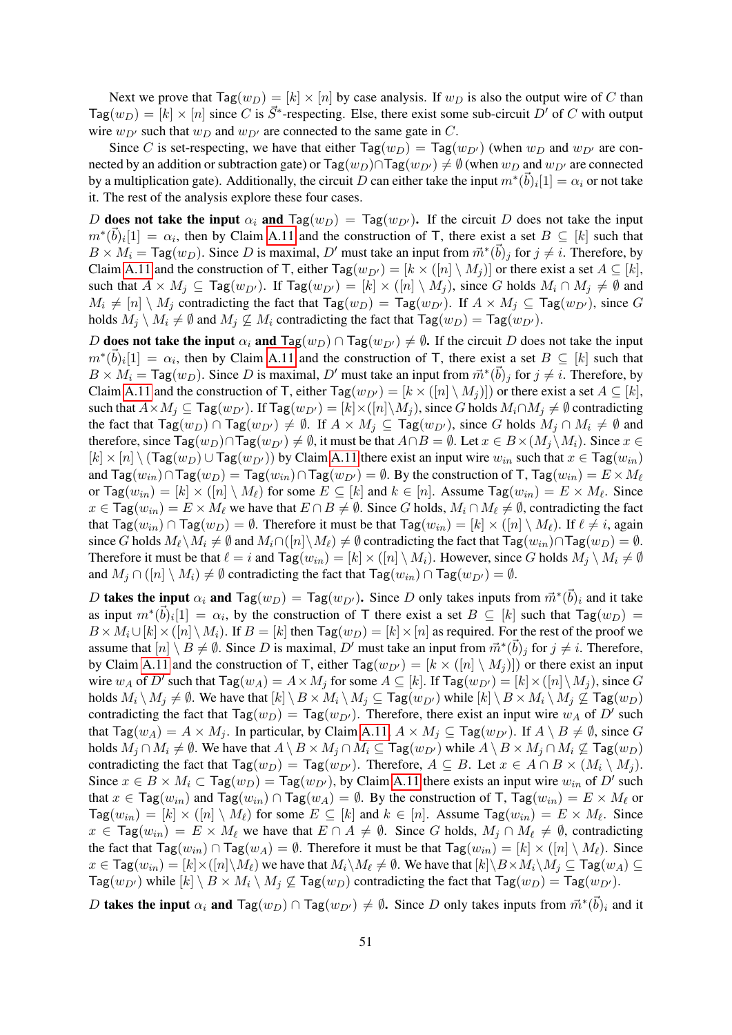Next we prove that $\mathsf{Tag}(w_D) = [k] \times [n]$ by case analysis. If $w_D$ is also the output wire of $C$ than $\mathsf{Tag}(w_D) = [k] \times [n]$ since $C$ is $\vec{S}^*$-respecting. Else, there exist some sub-circuit $D'$ of $C$ with output wire $w_{D'}$ such that $w_D$ and $w_{D'}$ are connected to the same gate in $C$.

Since $C$ is set-respecting, we have that either $\mathsf{Tag}(w_D) = \mathsf{Tag}(w_{D'})$ (when $w_D$ and $w_{D'}$ are connected by an addition or subtraction gate) or $\mathsf{Tag}(w_D) \cap \mathsf{Tag}(w_{D'}) \neq \emptyset$ (when $w_D$ and $w_{D'}$ are connected by a multiplication gate). Additionally, the circuit $D$ can either take the input $m^*(\vec{b})_i[1] = \alpha_i$ or not take it. The rest of the analysis explore these four cases.

**$D$ does not take the input $\alpha_i$ and $\mathsf{Tag}(w_D) = \mathsf{Tag}(w_{D'})$.** If the circuit $D$ does not take the input $m^*(\vec{b})_i[1] = \alpha_i$, then by Claim A.11 and the construction of $\mathsf{T}$, there exist a set $B \subseteq [k]$ such that $B \times M_i = \mathsf{Tag}(w_D)$. Since $D$ is maximal, $D'$ must take an input from $\vec{m}^*(\vec{b})_j$ for $j \neq i$. Therefore, by Claim A.11 and the construction of $\mathsf{T}$, either $\mathsf{Tag}(w_{D'}) = [k \times ([n] \setminus M_j)]$ or there exist a set $A \subseteq [k]$, such that $A \times M_j \subseteq \mathsf{Tag}(w_{D'})$. If $\mathsf{Tag}(w_{D'}) = [k] \times ([n] \setminus M_j)$, since $G$ holds $M_i \cap M_j \neq \emptyset$ and $M_i \neq [n] \setminus M_j$ contradicting the fact that $\mathsf{Tag}(w_D) = \mathsf{Tag}(w_{D'})$. If $A \times M_j \subseteq \mathsf{Tag}(w_{D'})$, since $G$ holds $M_j \setminus M_i \neq \emptyset$ and $M_j \not\subseteq M_i$ contradicting the fact that $\mathsf{Tag}(w_D) = \mathsf{Tag}(w_{D'})$.

**$D$ does not take the input $\alpha_i$ and $\mathsf{Tag}(w_D) \cap \mathsf{Tag}(w_{D'}) \neq \emptyset$.** If the circuit $D$ does not take the input $m^*(\vec{b})_i[1] = \alpha_i$, then by Claim A.11 and the construction of $\mathsf{T}$, there exist a set $B \subseteq [k]$ such that $B \times M_i = \mathsf{Tag}(w_D)$. Since $D$ is maximal, $D'$ must take an input from $\vec{m}^*(\vec{b})_j$ for $j \neq i$. Therefore, by Claim A.11 and the construction of $\mathsf{T}$, either $\mathsf{Tag}(w_{D'}) = [k \times ([n] \setminus M_j)])$ or there exist a set $A \subseteq [k]$, such that $A \times M_j \subseteq \mathsf{Tag}(w_{D'})$. If $\mathsf{Tag}(w_{D'}) = [k] \times ([n] \setminus M_j)$, since $G$ holds $M_i \cap M_j \neq \emptyset$ contradicting the fact that $\mathsf{Tag}(w_D) \cap \mathsf{Tag}(w_{D'}) \neq \emptyset$. If $A \times M_j \subseteq \mathsf{Tag}(w_{D'})$, since $G$ holds $M_j \cap M_i \neq \emptyset$ and therefore, since $\mathsf{Tag}(w_D) \cap \mathsf{Tag}(w_{D'}) \neq \emptyset$, it must be that $A \cap B = \emptyset$. Let $x \in B \times (M_j \setminus M_i)$. Since $x \in [k] \times [n] \setminus (\mathsf{Tag}(w_D) \cup \mathsf{Tag}(w_{D'}))$ by Claim A.11 there exist an input wire $w_{in}$ such that $x \in \mathsf{Tag}(w_{in})$ and $\mathsf{Tag}(w_{in}) \cap \mathsf{Tag}(w_D) = \mathsf{Tag}(w_{in}) \cap \mathsf{Tag}(w_{D'}) = \emptyset$. By the construction of $\mathsf{T}$, $\mathsf{Tag}(w_{in}) = E \times M_\ell$ or $\mathsf{Tag}(w_{in}) = [k] \times ([n] \setminus M_\ell)$ for some $E \subseteq [k]$ and $k \in [n]$. Assume $\mathsf{Tag}(w_{in}) = E \times M_\ell$. Since $x \in \mathsf{Tag}(w_{in}) = E \times M_\ell$ we have that $E \cap B \neq \emptyset$. Since $G$ holds, $M_i \cap M_\ell \neq \emptyset$, contradicting the fact that $\mathsf{Tag}(w_{in}) \cap \mathsf{Tag}(w_D) = \emptyset$. Therefore it must be that $\mathsf{Tag}(w_{in}) = [k] \times ([n] \setminus M_\ell)$. If $\ell \neq i$, again since $G$ holds $M_\ell \setminus M_i \neq \emptyset$ and $M_i \cap ([n] \setminus M_\ell) \neq \emptyset$ contradicting the fact that $\mathsf{Tag}(w_{in}) \cap \mathsf{Tag}(w_D) = \emptyset$. Therefore it must be that $\ell = i$ and $\mathsf{Tag}(w_{in}) = [k] \times ([n] \setminus M_i)$. However, since $G$ holds $M_j \setminus M_i \neq \emptyset$ and $M_j \cap ([n] \setminus M_i) \neq \emptyset$ contradicting the fact that $\mathsf{Tag}(w_{in}) \cap \mathsf{Tag}(w_{D'}) = \emptyset$.

**$D$ takes the input $\alpha_i$ and $\mathsf{Tag}(w_D) = \mathsf{Tag}(w_{D'})$.** Since $D$ only takes inputs from $\vec{m}^*(\vec{b})_i$ and it take as input $m^*(\vec{b})_i[1] = \alpha_i$, by the construction of $\mathsf{T}$ there exist a set $B \subseteq [k]$ such that $\mathsf{Tag}(w_D) = B \times M_i \cup [k] \times ([n] \setminus M_i)$. If $B = [k]$ then $\mathsf{Tag}(w_D) = [k] \times [n]$ as required. For the rest of the proof we assume that $[n] \setminus B \neq \emptyset$. Since $D$ is maximal, $D'$ must take an input from $\vec{m}^*(\vec{b})_j$ for $j \neq i$. Therefore, by Claim A.11 and the construction of $\mathsf{T}$, either $\mathsf{Tag}(w_{D'}) = [k \times ([n] \setminus M_j)])$ or there exist an input wire $w_A$ of $D'$ such that $\mathsf{Tag}(w_A) = A \times M_j$ for some $A \subseteq [k]$. If $\mathsf{Tag}(w_{D'}) = [k] \times ([n] \setminus M_j)$, since $G$ holds $M_i \setminus M_j \neq \emptyset$. We have that $[k] \setminus B \times M_i \setminus M_j \subseteq \mathsf{Tag}(w_{D'})$ while $[k] \setminus B \times M_i \setminus M_j \not\subseteq \mathsf{Tag}(w_D)$ contradicting the fact that $\mathsf{Tag}(w_D) = \mathsf{Tag}(w_{D'})$. Therefore, there exist an input wire $w_A$ of $D'$ such that $\mathsf{Tag}(w_A) = A \times M_j$. In particular, by Claim A.11, $A \times M_j \subseteq \mathsf{Tag}(w_{D'})$. If $A \setminus B \neq \emptyset$, since $G$ holds $M_j \cap M_i \neq \emptyset$. We have that $A \setminus B \times M_j \cap M_i \subseteq \mathsf{Tag}(w_{D'})$ while $A \setminus B \times M_j \cap M_i \not\subseteq \mathsf{Tag}(w_D)$ contradicting the fact that $\mathsf{Tag}(w_D) = \mathsf{Tag}(w_{D'})$. Therefore, $A \subseteq B$. Let $x \in A \cap B \times (M_i \setminus M_j)$. Since $x \in B \times M_i \subset \mathsf{Tag}(w_D) = \mathsf{Tag}(w_{D'})$, by Claim A.11 there exists an input wire $w_{in}$ of $D'$ such that $x \in \mathsf{Tag}(w_{in})$ and $\mathsf{Tag}(w_{in}) \cap \mathsf{Tag}(w_A) = \emptyset$. By the construction of $\mathsf{T}$, $\mathsf{Tag}(w_{in}) = E \times M_\ell$ or $\mathsf{Tag}(w_{in}) = [k] \times ([n] \setminus M_\ell)$ for some $E \subseteq [k]$ and $k \in [n]$. Assume $\mathsf{Tag}(w_{in}) = E \times M_\ell$. Since $x \in \mathsf{Tag}(w_{in}) = E \times M_\ell$ we have that $E \cap A \neq \emptyset$. Since $G$ holds, $M_j \cap M_\ell \neq \emptyset$, contradicting the fact that $\mathsf{Tag}(w_{in}) \cap \mathsf{Tag}(w_A) = \emptyset$. Therefore it must be that $\mathsf{Tag}(w_{in}) = [k] \times ([n] \setminus M_\ell)$. Since $x \in \mathsf{Tag}(w_{in}) = [k] \times ([n] \setminus M_\ell)$ we have that $M_i \setminus M_\ell \neq \emptyset$. We have that $[k] \setminus B \times M_i \setminus M_j \subseteq \mathsf{Tag}(w_A) \subseteq \mathsf{Tag}(w_{D'})$ while $[k] \setminus B \times M_i \setminus M_j \not\subseteq \mathsf{Tag}(w_D)$ contradicting the fact that $\mathsf{Tag}(w_D) = \mathsf{Tag}(w_{D'})$.

**$D$ takes the input $\alpha_i$ and $\mathsf{Tag}(w_D) \cap \mathsf{Tag}(w_{D'}) \neq \emptyset$.** Since $D$ only takes inputs from $\vec{m}^*(\vec{b})_i$ and it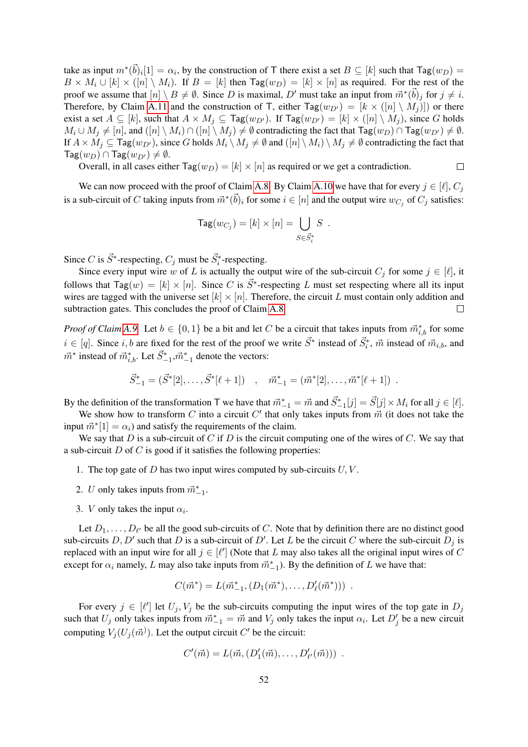take as input $m^*(\vec{b})_i[1] = \alpha_i$, by the construction of $\mathsf{T}$ there exist a set $B \subseteq [k]$ such that $\mathsf{Tag}(w_D) = B \times M_i \cup [k] \times ([n] \setminus M_i)$. If $B = [k]$ then $\mathsf{Tag}(w_D) = [k] \times [n]$ as required. For the rest of the proof we assume that $[n] \setminus B \neq \emptyset$. Since $D$ is maximal, $D'$ must take an input from $\vec{m}^*(\vec{b})_j$ for $j \neq i$. Therefore, by Claim A.11 and the construction of $\mathsf{T}$, either $\mathsf{Tag}(w_{D'}) = [k \times ([n] \setminus M_j)])$ or there exist a set $A \subseteq [k]$, such that $A \times M_j \subseteq \mathsf{Tag}(w_{D'})$. If $\mathsf{Tag}(w_{D'}) = [k] \times ([n] \setminus M_j)$, since $G$ holds $M_i \cup M_j \neq [n]$, and $([n] \setminus M_i) \cap ([n] \setminus M_j) \neq \emptyset$ contradicting the fact that $\mathsf{Tag}(w_D) \cap \mathsf{Tag}(w_{D'}) \neq \emptyset$. If $A \times M_j \subseteq \mathsf{Tag}(w_{D'})$, since $G$ holds $M_i \setminus M_j \neq \emptyset$ and $([n] \setminus M_i) \setminus M_j \neq \emptyset$ contradicting the fact that $\mathsf{Tag}(w_D) \cap \mathsf{Tag}(w_{D'}) \neq \emptyset$.

Overall, in all cases either $\mathsf{Tag}(w_D) = [k] \times [n]$ as required or we get a contradiction. □

We can now proceed with the proof of Claim A.8. By Claim A.10 we have that for every $j \in [\ell]$, $C_j$ is a sub-circuit of $C$ taking inputs from $\vec{m}^*(\vec{b})_i$ for some $i \in [n]$ and the output wire $w_{C_j}$ of $C_j$ satisfies:

$$\mathsf{Tag}(w_{C_j}) = [k] \times [n] = \bigcup_{S \in \vec{S}_i^*} S \ .$$

Since $C$ is $\vec{S}^*$-respecting, $C_j$ must be $\vec{S}_i^*$-respecting.

Since every input wire $w$ of $L$ is actually the output wire of the sub-circuit $C_j$ for some $j \in [\ell]$, it follows that $\mathsf{Tag}(w) = [k] \times [n]$. Since $C$ is $\vec{S}^*$-respecting $L$ must set respecting where all its input wires are tagged with the universe set $[k] \times [n]$. Therefore, the circuit $L$ must contain only addition and subtraction gates. This concludes the proof of Claim A.8. □

*Proof of Claim A.9.* Let $b \in \{0, 1\}$ be a bit and let $C$ be a circuit that takes inputs from $\vec{m}^*_{i,b}$ for some $i \in [q]$. Since $i, b$ are fixed for the rest of the proof we write $\vec{S}^*$ instead of $\vec{S}_i^*$, $\vec{m}$ instead of $\vec{m}_{i,b}$, and $\vec{m}^*$ instead of $\vec{m}^*_{i,b}$. Let $\vec{S}^*_{-1}$,$\vec{m}^*_{-1}$ denote the vectors:

$$\vec{S}^*_{-1} = (\vec{S}^*[2], \ldots, \vec{S}^*[\ell+1]) \quad , \quad \vec{m}^*_{-1} = (\vec{m}^*[2], \ldots, \vec{m}^*[\ell+1]) \ .$$

By the definition of the transformation $\mathsf{T}$ we have that $\vec{m}^*_{-1} = \vec{m}$ and $\vec{S}^*_{-1}[j] = \vec{S}[j] \times M_i$ for all $j \in [\ell]$.

We show how to transform $C$ into a circuit $C'$ that only takes inputs from $\vec{m}$ (it does not take the input $\vec{m}^*[1] = \alpha_i$) and satisfy the requirements of the claim.

We say that $D$ is a sub-circuit of $C$ if $D$ is the circuit computing one of the wires of $C$. We say that a sub-circuit $D$ of $C$ is good if it satisfies the following properties:

1. The top gate of $D$ has two input wires computed by sub-circuits $U, V$.
2. $U$ only takes inputs from $\vec{m}^*_{-1}$.
3. $V$ only takes the input $\alpha_i$.

Let $D_1, \ldots, D_{\ell'}$ be all the good sub-circuits of $C$. Note that by definition there are no distinct good sub-circuits $D, D'$ such that $D$ is a sub-circuit of $D'$. Let $L$ be the circuit $C$ where the sub-circuit $D_j$ is replaced with an input wire for all $j \in [\ell']$ (Note that $L$ may also takes all the original input wires of $C$ except for $\alpha_i$ namely, $L$ may also take inputs from $\vec{m}^*_{-1}$). By the definition of $L$ we have that:

$$C(\vec{m}^*) = L(\vec{m}^*_{-1}, (D_1(\vec{m}^*), \ldots, D'_\ell(\vec{m}^*))) \ .$$

For every $j \in [\ell']$ let $U_j, V_j$ be the sub-circuits computing the input wires of the top gate in $D_j$ such that $U_j$ only takes inputs from $\vec{m}^*_{-1} = \vec{m}$ and $V_j$ only takes the input $\alpha_i$. Let $D'_j$ be a new circuit computing $V_j(U_j(\vec{m}))$. Let the output circuit $C'$ be the circuit:

$$C'(\vec{m}) = L(\vec{m}, (D'_1(\vec{m}), \ldots, D'_{\ell'}(\vec{m}))) \ .$$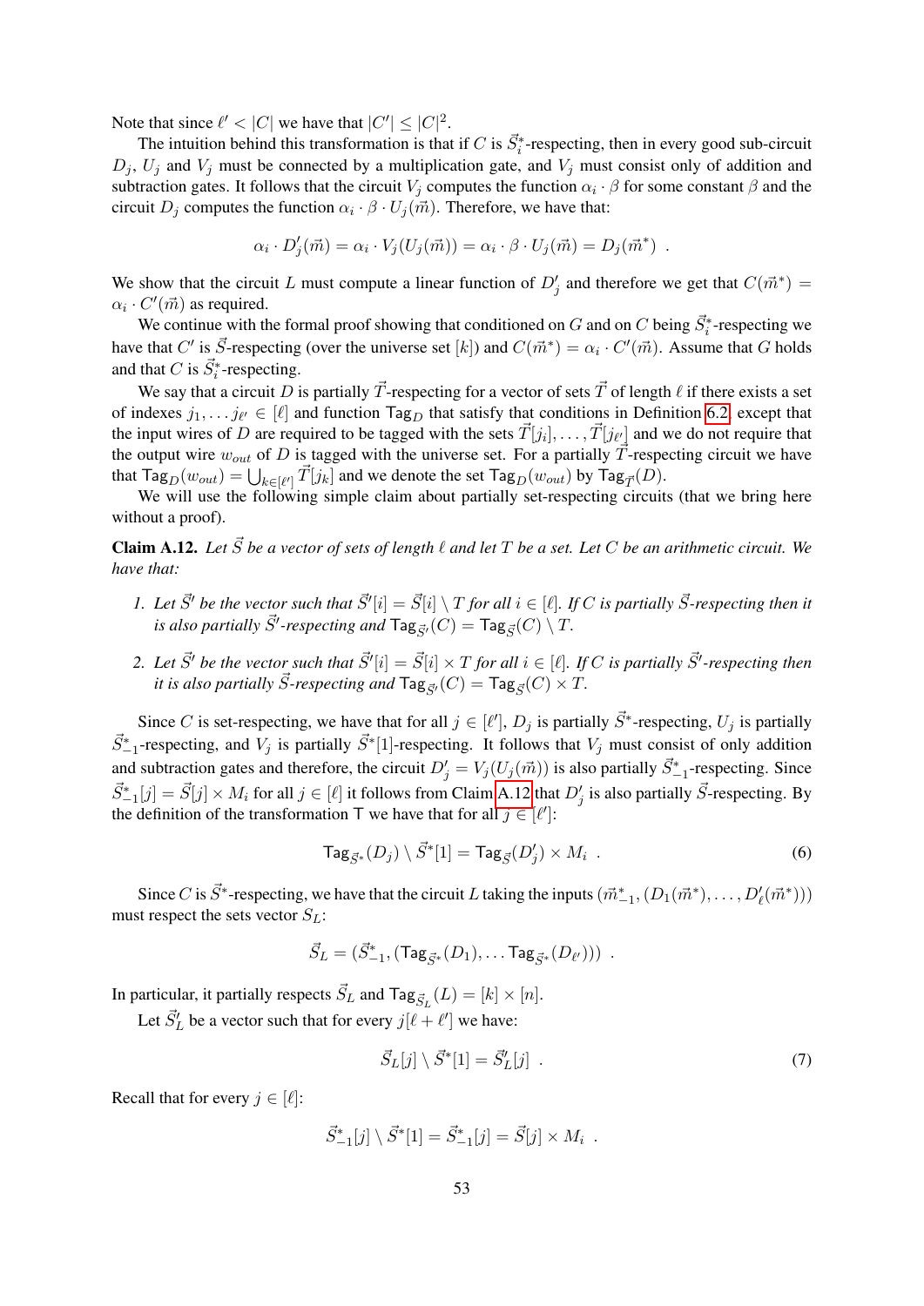Note that since $\ell' < |C|$ we have that $|C'| \leq |C|^2$.

The intuition behind this transformation is that if $C$ is $\vec{S}^*_i$-respecting, then in every good sub-circuit $D_j$, $U_j$ and $V_j$ must be connected by a multiplication gate, and $V_j$ must consist only of addition and subtraction gates. It follows that the circuit $V_j$ computes the function $\alpha_i \cdot \beta$ for some constant $\beta$ and the circuit $D_j$ computes the function $\alpha_i \cdot \beta \cdot U_j(\vec{m})$. Therefore, we have that:

$$\alpha_i \cdot D'_j(\vec{m}) = \alpha_i \cdot V_j(U_j(\vec{m})) = \alpha_i \cdot \beta \cdot U_j(\vec{m}) = D_j(\vec{m}^*) \ .$$

We show that the circuit $L$ must compute a linear function of $D'_j$ and therefore we get that $C(\vec{m}^*) = \alpha_i \cdot C'(\vec{m})$ as required.

We continue with the formal proof showing that conditioned on $G$ and on $C$ being $\vec{S}^*_i$-respecting we have that $C'$ is $\vec{S}$-respecting (over the universe set $[k]$) and $C(\vec{m}^*) = \alpha_i \cdot C'(\vec{m})$. Assume that $G$ holds and that $C$ is $\vec{S}^*_i$-respecting.

We say that a circuit $D$ is partially $\vec{T}$-respecting for a vector of sets $\vec{T}$ of length $\ell$ if there exists a set of indexes $j_1, \dots j_{\ell'} \in [\ell]$ and function $\mathsf{Tag}_D$ that satisfy that conditions in Definition 6.2 except that the input wires of $D$ are required to be tagged with the sets $\vec{T}[j_i], \dots, \vec{T}[j_{\ell'}]$ and we do not require that the output wire $w_{out}$ of $D$ is tagged with the universe set. For a partially $\vec{T}$-respecting circuit we have that $\mathsf{Tag}_D(w_{out}) = \bigcup_{k \in [\ell']} \vec{T}[j_k]$ and we denote the set $\mathsf{Tag}_D(w_{out})$ by $\mathsf{Tag}_{\vec{T}}(D)$.

We will use the following simple claim about partially set-respecting circuits (that we bring here without a proof).

**Claim A.12.** *Let $\vec{S}$ be a vector of sets of length $\ell$ and let $T$ be a set. Let $C$ be an arithmetic circuit. We have that:*

1. *Let $\vec{S}'$ be the vector such that $\vec{S}'[i] = \vec{S}[i] \setminus T$ for all $i \in [\ell]$. If $C$ is partially $\vec{S}$-respecting then it is also partially $\vec{S}'$-respecting and $\mathsf{Tag}_{\vec{S}'}(C) = \mathsf{Tag}_{\vec{S}}(C) \setminus T$.*
2. *Let $\vec{S}'$ be the vector such that $\vec{S}'[i] = \vec{S}[i] \times T$ for all $i \in [\ell]$. If $C$ is partially $\vec{S}'$-respecting then it is also partially $\vec{S}$-respecting and $\mathsf{Tag}_{\vec{S}'}(C) = \mathsf{Tag}_{\vec{S}}(C) \times T$.*

Since $C$ is set-respecting, we have that for all $j \in [\ell']$, $D_j$ is partially $\vec{S}^*$-respecting, $U_j$ is partially $\vec{S}^*_{-1}$-respecting, and $V_j$ is partially $\vec{S}^*[1]$-respecting. It follows that $V_j$ must consist of only addition and subtraction gates and therefore, the circuit $D'_j = V_j(U_j(\vec{m}))$ is also partially $\vec{S}^*_{-1}$-respecting. Since $\vec{S}^*_{-1}[j] = \vec{S}[j] \times M_i$ for all $j \in [\ell]$ it follows from Claim A.12 that $D'_j$ is also partially $\vec{S}$-respecting. By the definition of the transformation $\mathsf{T}$ we have that for all $j \in [\ell']$:

$$\mathsf{Tag}_{\vec{S}^*}(D_j) \setminus \vec{S}^*[1] = \mathsf{Tag}_{\vec{S}}(D'_j) \times M_i \ . \tag{6}$$

Since $C$ is $\vec{S}^*$-respecting, we have that the circuit $L$ taking the inputs $(\vec{m}^*_{-1}, (D_1(\vec{m}^*), \dots, D'_\ell(\vec{m}^*)))$ must respect the sets vector $S_L$:

$$\vec{S}_L = (\vec{S}^*_{-1}, (\mathsf{Tag}_{\vec{S}^*}(D_1), \dots \mathsf{Tag}_{\vec{S}^*}(D_{\ell'}))) \ .$$

In particular, it partially respects $\vec{S}_L$ and $\mathsf{Tag}_{\vec{S}_L}(L) = [k] \times [n]$.

Let $\vec{S}'_L$ be a vector such that for every $j[\ell + \ell']$ we have:

$$\vec{S}_L[j] \setminus \vec{S}^*[1] = \vec{S}'_L[j] \ . \tag{7}$$

Recall that for every $j \in [\ell]$:

$$\vec{S}^*_{-1}[j] \setminus \vec{S}^*[1] = \vec{S}^*_{-1}[j] = \vec{S}[j] \times M_i \ .$$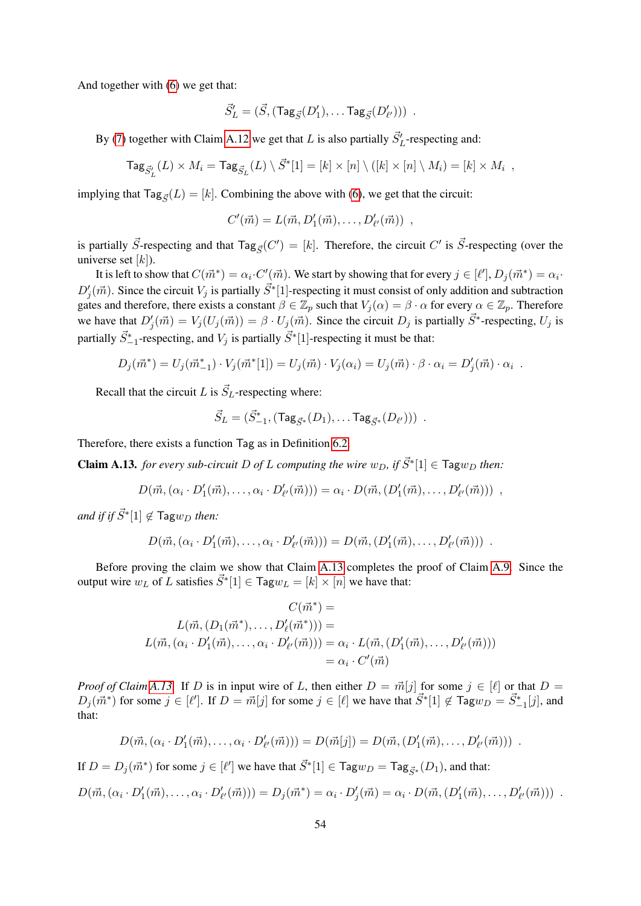And together with (6) we get that:

$$\vec{S}'_L = (\vec{S}, (\mathsf{Tag}_{\vec{S}}(D'_1), \dots \mathsf{Tag}_{\vec{S}}(D'_{\ell'}))) \ .$$

By (7) together with Claim A.12 we get that $L$ is also partially $\vec{S}'_L$-respecting and:

$$\mathsf{Tag}_{\vec{S}'_L}(L) \times M_i = \mathsf{Tag}_{\vec{S}_L}(L) \setminus \vec{S}^*[1] = [k] \times [n] \setminus ([k] \times [n] \setminus M_i) = [k] \times M_i \ ,$$

implying that $\mathsf{Tag}_{\vec{S}}(L) = [k]$. Combining the above with (6), we get that the circuit:

$$C'(\vec{m}) = L(\vec{m}, D'_1(\vec{m}), \dots, D'_{\ell'}(\vec{m})) \ ,$$

is partially $\vec{S}$-respecting and that $\mathsf{Tag}_{\vec{S}}(C') = [k]$. Therefore, the circuit $C'$ is $\vec{S}$-respecting (over the universe set $[k]$).

It is left to show that $C(\vec{m}^*) = \alpha_i \cdot C'(\vec{m})$. We start by showing that for every $j \in [\ell']$, $D_j(\vec{m}^*) = \alpha_i \cdot D'_j(\vec{m})$. Since the circuit $V_j$ is partially $\vec{S}^*[1]$-respecting it must consist of only addition and subtraction gates and therefore, there exists a constant $\beta \in \mathbb{Z}_p$ such that $V_j(\alpha) = \beta \cdot \alpha$ for every $\alpha \in \mathbb{Z}_p$. Therefore we have that $D'_j(\vec{m}) = V_j(U_j(\vec{m})) = \beta \cdot U_j(\vec{m})$. Since the circuit $D_j$ is partially $\vec{S}^*$-respecting, $U_j$ is partially $\vec{S}^*_{-1}$-respecting, and $V_j$ is partially $\vec{S}^*[1]$-respecting it must be that:

$$D_j(\vec{m}^*) = U_j(\vec{m}^*_{-1}) \cdot V_j(\vec{m}^*[1]) = U_j(\vec{m}) \cdot V_j(\alpha_i) = U_j(\vec{m}) \cdot \beta \cdot \alpha_i = D'_j(\vec{m}) \cdot \alpha_i \ .$$

Recall that the circuit $L$ is $\vec{S}_L$-respecting where:

$$\vec{S}_L = (\vec{S}^*_{-1}, (\mathsf{Tag}_{\vec{S}^*}(D_1), \dots \mathsf{Tag}_{\vec{S}^*}(D_{\ell'}))) \ .$$

Therefore, there exists a function Tag as in Definition 6.2.

**Claim A.13.** *for every sub-circuit $D$ of $L$ computing the wire $w_D$, if $\vec{S}^*[1] \in \mathsf{Tag}w_D$ then:*

$$D(\vec{m}, (\alpha_i \cdot D'_1(\vec{m}), \dots, \alpha_i \cdot D'_{\ell'}(\vec{m}))) = \alpha_i \cdot D(\vec{m}, (D'_1(\vec{m}), \dots, D'_{\ell'}(\vec{m}))) \ ,$$

*and if if $\vec{S}^*[1] \notin \mathsf{Tag}w_D$ then:*

$$D(\vec{m}, (\alpha_i \cdot D'_1(\vec{m}), \dots, \alpha_i \cdot D'_{\ell'}(\vec{m}))) = D(\vec{m}, (D'_1(\vec{m}), \dots, D'_{\ell'}(\vec{m}))) \ .$$

Before proving the claim we show that Claim A.13 completes the proof of Claim A.9. Since the output wire $w_L$ of $L$ satisfies $\vec{S}^*[1] \in \mathsf{Tag}w_L = [k] \times [n]$ we have that:

$$\begin{aligned}
C(\vec{m}^*) &= \\
L(\vec{m}, (D_1(\vec{m}^*), \dots, D'_{\ell}(\vec{m}^*))) &= \\
L(\vec{m}, (\alpha_i \cdot D'_1(\vec{m}), \dots, \alpha_i \cdot D'_{\ell'}(\vec{m}))) &= \alpha_i \cdot L(\vec{m}, (D'_1(\vec{m}), \dots, D'_{\ell'}(\vec{m}))) \\
&= \alpha_i \cdot C'(\vec{m})
\end{aligned}$$

*Proof of Claim A.13.* If $D$ is in input wire of $L$, then either $D = \vec{m}[j]$ for some $j \in [\ell]$ or that $D = D_j(\vec{m}^*)$ for some $j \in [\ell']$. If $D = \vec{m}[j]$ for some $j \in [\ell]$ we have that $\vec{S}^*[1] \notin \mathsf{Tag}w_D = \vec{S}^*_{-1}[j]$, and that:

$$D(\vec{m}, (\alpha_i \cdot D'_1(\vec{m}), \dots, \alpha_i \cdot D'_{\ell'}(\vec{m}))) = D(\vec{m}[j]) = D(\vec{m}, (D'_1(\vec{m}), \dots, D'_{\ell'}(\vec{m}))) \ .$$

If $D = D_j(\vec{m}^*)$ for some $j \in [\ell']$ we have that $\vec{S}^*[1] \in \mathsf{Tag}w_D = \mathsf{Tag}_{\vec{S}^*}(D_1)$, and that:

$$D(\vec{m}, (\alpha_i \cdot D'_1(\vec{m}), \dots, \alpha_i \cdot D'_{\ell'}(\vec{m}))) = D_j(\vec{m}^*) = \alpha_i \cdot D'_j(\vec{m}) = \alpha_i \cdot D(\vec{m}, (D'_1(\vec{m}), \dots, D'_{\ell'}(\vec{m}))) \ .$$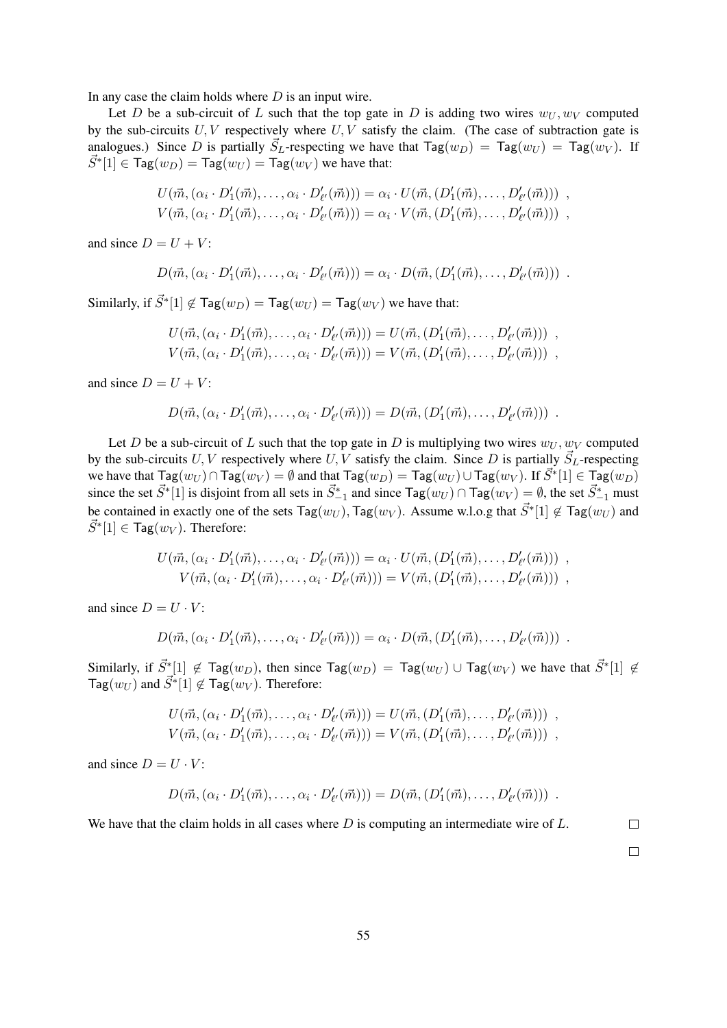In any case the claim holds where $D$ is an input wire.

Let $D$ be a sub-circuit of $L$ such that the top gate in $D$ is adding two wires $w_U, w_V$ computed by the sub-circuits $U, V$ respectively where $U, V$ satisfy the claim. (The case of subtraction gate is analogues.) Since $D$ is partially $\vec{S}_L$-respecting we have that $\mathsf{Tag}(w_D) = \mathsf{Tag}(w_U) = \mathsf{Tag}(w_V)$. If $\vec{S}^*[1] \in \mathsf{Tag}(w_D) = \mathsf{Tag}(w_U) = \mathsf{Tag}(w_V)$ we have that:

$$U(\vec{m}, (\alpha_i \cdot D'_1(\vec{m}), \ldots, \alpha_i \cdot D'_{\ell'}(\vec{m}))) = \alpha_i \cdot U(\vec{m}, (D'_1(\vec{m}), \ldots, D'_{\ell'}(\vec{m}))) \ ,$$
$$V(\vec{m}, (\alpha_i \cdot D'_1(\vec{m}), \ldots, \alpha_i \cdot D'_{\ell'}(\vec{m}))) = \alpha_i \cdot V(\vec{m}, (D'_1(\vec{m}), \ldots, D'_{\ell'}(\vec{m}))) \ ,$$

and since $D = U + V$:

$$D(\vec{m}, (\alpha_i \cdot D'_1(\vec{m}), \ldots, \alpha_i \cdot D'_{\ell'}(\vec{m}))) = \alpha_i \cdot D(\vec{m}, (D'_1(\vec{m}), \ldots, D'_{\ell'}(\vec{m}))) \ .$$

Similarly, if $\vec{S}^*[1] \notin \mathsf{Tag}(w_D) = \mathsf{Tag}(w_U) = \mathsf{Tag}(w_V)$ we have that:

$$U(\vec{m}, (\alpha_i \cdot D'_1(\vec{m}), \ldots, \alpha_i \cdot D'_{\ell'}(\vec{m}))) = U(\vec{m}, (D'_1(\vec{m}), \ldots, D'_{\ell'}(\vec{m}))) \ ,$$
$$V(\vec{m}, (\alpha_i \cdot D'_1(\vec{m}), \ldots, \alpha_i \cdot D'_{\ell'}(\vec{m}))) = V(\vec{m}, (D'_1(\vec{m}), \ldots, D'_{\ell'}(\vec{m}))) \ ,$$

and since $D = U + V$:

$$D(\vec{m}, (\alpha_i \cdot D'_1(\vec{m}), \ldots, \alpha_i \cdot D'_{\ell'}(\vec{m}))) = D(\vec{m}, (D'_1(\vec{m}), \ldots, D'_{\ell'}(\vec{m}))) \ .$$

Let $D$ be a sub-circuit of $L$ such that the top gate in $D$ is multiplying two wires $w_U, w_V$ computed by the sub-circuits $U, V$ respectively where $U, V$ satisfy the claim. Since $D$ is partially $\vec{S}_L$-respecting we have that $\mathsf{Tag}(w_U) \cap \mathsf{Tag}(w_V) = \emptyset$ and that $\mathsf{Tag}(w_D) = \mathsf{Tag}(w_U) \cup \mathsf{Tag}(w_V)$. If $\vec{S}^*[1] \in \mathsf{Tag}(w_D)$ since the set $\vec{S}^*[1]$ is disjoint from all sets in $\vec{S}^*_{-1}$ and since $\mathsf{Tag}(w_U) \cap \mathsf{Tag}(w_V) = \emptyset$, the set $\vec{S}^*_{-1}$ must be contained in exactly one of the sets $\mathsf{Tag}(w_U), \mathsf{Tag}(w_V)$. Assume w.l.o.g that $\vec{S}^*[1] \notin \mathsf{Tag}(w_U)$ and $\vec{S}^*[1] \in \mathsf{Tag}(w_V)$. Therefore:

$$U(\vec{m}, (\alpha_i \cdot D'_1(\vec{m}), \ldots, \alpha_i \cdot D'_{\ell'}(\vec{m}))) = \alpha_i \cdot U(\vec{m}, (D'_1(\vec{m}), \ldots, D'_{\ell'}(\vec{m}))) \ ,$$
$$V(\vec{m}, (\alpha_i \cdot D'_1(\vec{m}), \ldots, \alpha_i \cdot D'_{\ell'}(\vec{m}))) = V(\vec{m}, (D'_1(\vec{m}), \ldots, D'_{\ell'}(\vec{m}))) \ ,$$

and since $D = U \cdot V$:

$$D(\vec{m}, (\alpha_i \cdot D'_1(\vec{m}), \ldots, \alpha_i \cdot D'_{\ell'}(\vec{m}))) = \alpha_i \cdot D(\vec{m}, (D'_1(\vec{m}), \ldots, D'_{\ell'}(\vec{m}))) \ .$$

Similarly, if $\vec{S}^*[1] \notin \mathsf{Tag}(w_D)$, then since $\mathsf{Tag}(w_D) = \mathsf{Tag}(w_U) \cup \mathsf{Tag}(w_V)$ we have that $\vec{S}^*[1] \notin \mathsf{Tag}(w_U)$ and $\vec{S}^*[1] \notin \mathsf{Tag}(w_V)$. Therefore:

$$U(\vec{m}, (\alpha_i \cdot D'_1(\vec{m}), \ldots, \alpha_i \cdot D'_{\ell'}(\vec{m}))) = U(\vec{m}, (D'_1(\vec{m}), \ldots, D'_{\ell'}(\vec{m}))) \ ,$$
$$V(\vec{m}, (\alpha_i \cdot D'_1(\vec{m}), \ldots, \alpha_i \cdot D'_{\ell'}(\vec{m}))) = V(\vec{m}, (D'_1(\vec{m}), \ldots, D'_{\ell'}(\vec{m}))) \ ,$$

and since $D = U \cdot V$:

$$D(\vec{m}, (\alpha_i \cdot D'_1(\vec{m}), \ldots, \alpha_i \cdot D'_{\ell'}(\vec{m}))) = D(\vec{m}, (D'_1(\vec{m}), \ldots, D'_{\ell'}(\vec{m}))) \ .$$

We have that the claim holds in all cases where $D$ is computing an intermediate wire of $L$. □

□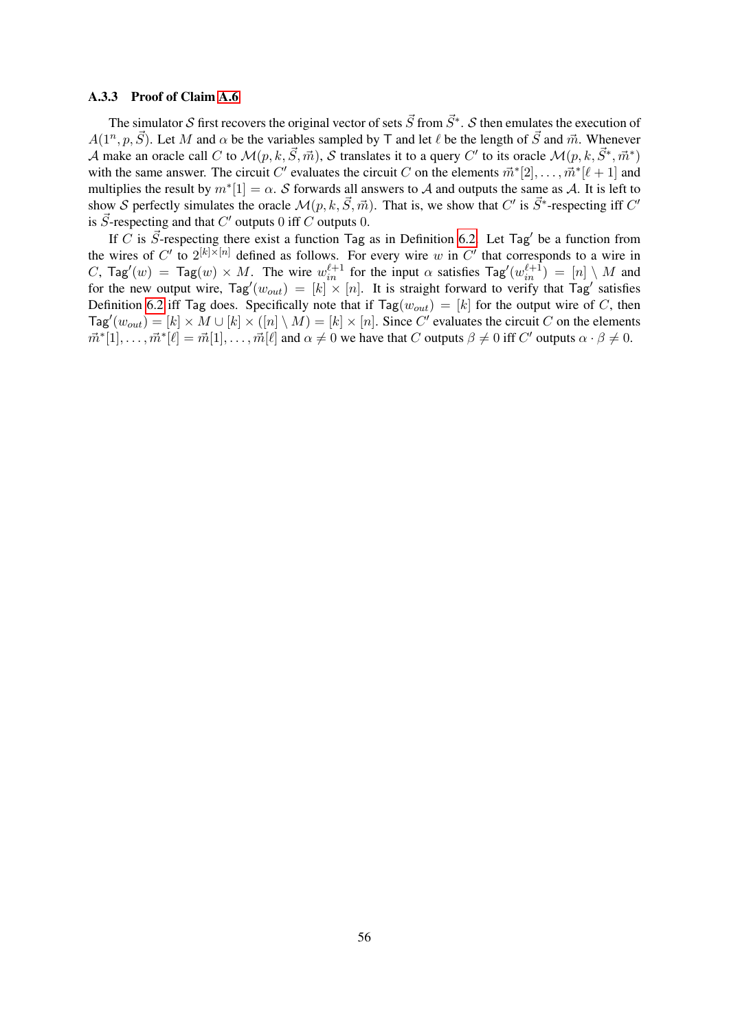### A.3.3 Proof of Claim A.6

The simulator $\mathcal{S}$ first recovers the original vector of sets $\vec{S}$ from $\vec{S}^*$. $\mathcal{S}$ then emulates the execution of $A(1^n, p, \vec{S})$. Let $M$ and $\alpha$ be the variables sampled by $\mathsf{T}$ and let $\ell$ be the length of $\vec{S}$ and $\vec{m}$. Whenever $\mathcal{A}$ make an oracle call $C$ to $\mathcal{M}(p, k, \vec{S}, \vec{m})$, $\mathcal{S}$ translates it to a query $C'$ to its oracle $\mathcal{M}(p, k, \vec{S}^*, \vec{m}^*)$ with the same answer. The circuit $C'$ evaluates the circuit $C$ on the elements $\vec{m}^*[2], \ldots, \vec{m}^*[\ell + 1]$ and multiplies the result by $m^*[1] = \alpha$. $\mathcal{S}$ forwards all answers to $\mathcal{A}$ and outputs the same as $\mathcal{A}$. It is left to show $\mathcal{S}$ perfectly simulates the oracle $\mathcal{M}(p, k, \vec{S}, \vec{m})$. That is, we show that $C'$ is $\vec{S}^*$-respecting iff $C'$ is $\vec{S}$-respecting and that $C'$ outputs 0 iff $C$ outputs 0.

If $C$ is $\vec{S}$-respecting there exist a function $\mathsf{Tag}$ as in Definition 6.2. Let $\mathsf{Tag}'$ be a function from the wires of $C'$ to $2^{[k] \times [n]}$ defined as follows. For every wire $w$ in $C'$ that corresponds to a wire in $C$, $\mathsf{Tag}'(w) = \mathsf{Tag}(w) \times M$. The wire $w_{in}^{\ell+1}$ for the input $\alpha$ satisfies $\mathsf{Tag}'(w_{in}^{\ell+1}) = [n] \setminus M$ and for the new output wire, $\mathsf{Tag}'(w_{out}) = [k] \times [n]$. It is straight forward to verify that $\mathsf{Tag}'$ satisfies Definition 6.2 iff $\mathsf{Tag}$ does. Specifically note that if $\mathsf{Tag}(w_{out}) = [k]$ for the output wire of $C$, then $\mathsf{Tag}'(w_{out}) = [k] \times M \cup [k] \times ([n] \setminus M) = [k] \times [n]$. Since $C'$ evaluates the circuit $C$ on the elements $\vec{m}^*[1], \ldots, \vec{m}^*[\ell] = \vec{m}[1], \ldots, \vec{m}[\ell]$ and $\alpha \neq 0$ we have that $C$ outputs $\beta \neq 0$ iff $C'$ outputs $\alpha \cdot \beta \neq 0$.